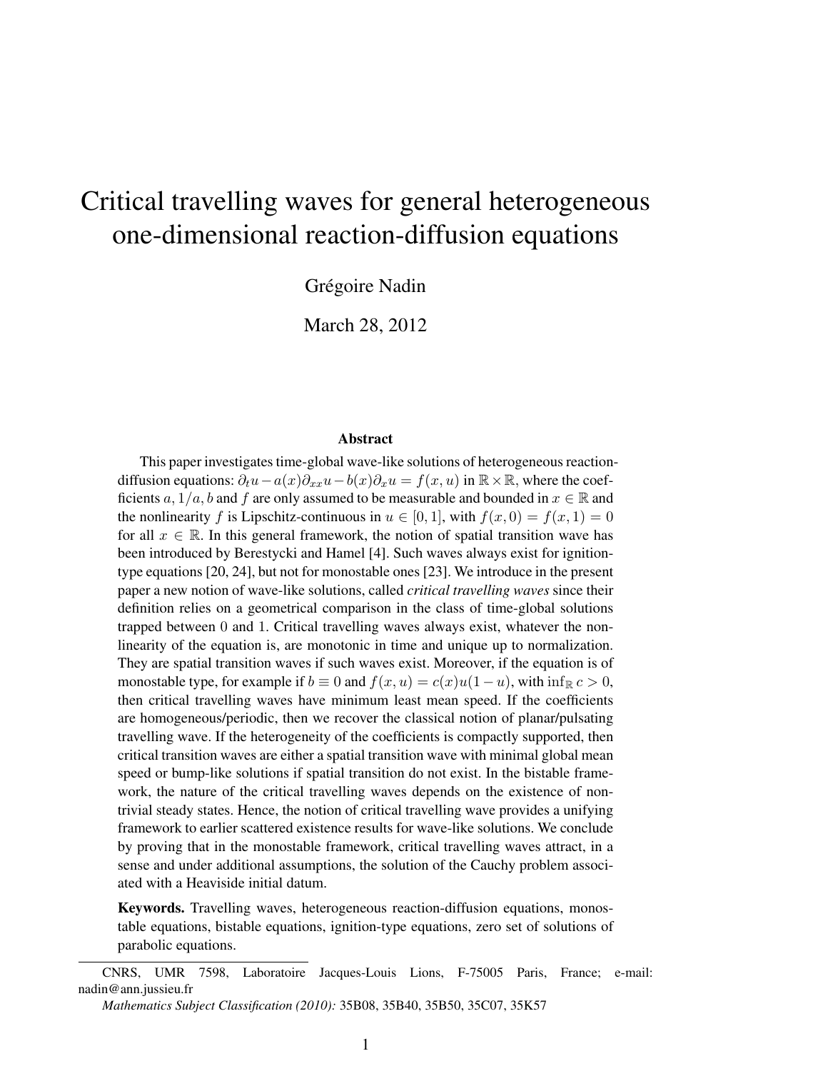# Critical travelling waves for general heterogeneous one-dimensional reaction-diffusion equations

Grégoire Nadin

March 28, 2012

## Abstract

This paper investigates time-global wave-like solutions of heterogeneous reaction-diffusion equations: $\partial_t u - a(x)\partial_{xx}u - b(x)\partial_x u = f(x,u)$ in $\mathbb{R}\times\mathbb{R}$, where the coefficients $a$, $1/a$, $b$ and $f$ are only assumed to be measurable and bounded in $x \in \mathbb{R}$ and the nonlinearity $f$ is Lipschitz-continuous in $u \in [0,1]$, with $f(x,0) = f(x,1) = 0$ for all $x \in \mathbb{R}$. In this general framework, the notion of spatial transition wave has been introduced by Berestycki and Hamel [4]. Such waves always exist for ignition-type equations [20, 24], but not for monostable ones [23]. We introduce in the present paper a new notion of wave-like solutions, called *critical travelling waves* since their definition relies on a geometrical comparison in the class of time-global solutions trapped between 0 and 1. Critical travelling waves always exist, whatever the nonlinearity of the equation is, are monotonic in time and unique up to normalization. They are spatial transition waves if such waves exist. Moreover, if the equation is of monostable type, for example if $b \equiv 0$ and $f(x,u) = c(x)u(1-u)$, with $\inf_{\mathbb{R}} c > 0$, then critical travelling waves have minimum least mean speed. If the coefficients are homogeneous/periodic, then we recover the classical notion of planar/pulsating travelling wave. If the heterogeneity of the coefficients is compactly supported, then critical transition waves are either a spatial transition wave with minimal global mean speed or bump-like solutions if spatial transition do not exist. In the bistable framework, the nature of the critical travelling waves depends on the existence of non-trivial steady states. Hence, the notion of critical travelling wave provides a unifying framework to earlier scattered existence results for wave-like solutions. We conclude by proving that in the monostable framework, critical travelling waves attract, in a sense and under additional assumptions, the solution of the Cauchy problem associated with a Heaviside initial datum.

**Keywords.** Travelling waves, heterogeneous reaction-diffusion equations, monostable equations, bistable equations, ignition-type equations, zero set of solutions of parabolic equations.

---

CNRS, UMR 7598, Laboratoire Jacques-Louis Lions, F-75005 Paris, France; e-mail: nadin@ann.jussieu.fr

*Mathematics Subject Classification (2010):* 35B08, 35B40, 35B50, 35C07, 35K57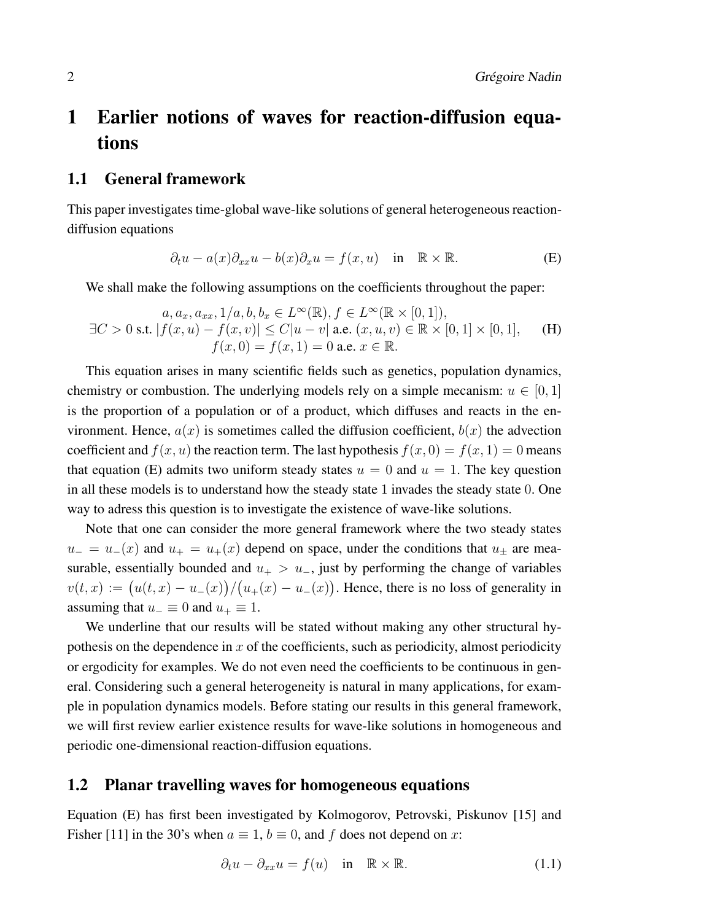# 1 Earlier notions of waves for reaction-diffusion equations

## 1.1 General framework

This paper investigates time-global wave-like solutions of general heterogeneous reaction-diffusion equations

$$\partial_t u - a(x)\partial_{xx} u - b(x)\partial_x u = f(x,u) \quad \text{in} \quad \mathbb{R}\times\mathbb{R}. \tag{E}$$

We shall make the following assumptions on the coefficients throughout the paper:

$$\begin{gathered} a, a_x, a_{xx}, 1/a, b, b_x \in L^\infty(\mathbb{R}), f \in L^\infty(\mathbb{R}\times[0,1]), \\ \exists C>0 \text{ s.t. } |f(x,u)-f(x,v)| \leq C|u-v| \text{ a.e. } (x,u,v)\in\mathbb{R}\times[0,1]\times[0,1], \\ f(x,0)=f(x,1)=0 \text{ a.e. } x\in\mathbb{R}. \end{gathered} \tag{H}$$

This equation arises in many scientific fields such as genetics, population dynamics, chemistry or combustion. The underlying models rely on a simple mecanism: $u\in[0,1]$ is the proportion of a population or of a product, which diffuses and reacts in the environment. Hence, $a(x)$ is sometimes called the diffusion coefficient, $b(x)$ the advection coefficient and $f(x,u)$ the reaction term. The last hypothesis $f(x,0)=f(x,1)=0$ means that equation (E) admits two uniform steady states $u=0$ and $u=1$. The key question in all these models is to understand how the steady state $1$ invades the steady state $0$. One way to adress this question is to investigate the existence of wave-like solutions.

Note that one can consider the more general framework where the two steady states $u_-=u_-(x)$ and $u_+=u_+(x)$ depend on space, under the conditions that $u_\pm$ are measurable, essentially bounded and $u_+>u_-$, just by performing the change of variables $v(t,x):=\big(u(t,x)-u_-(x)\big)/\big(u_+(x)-u_-(x)\big)$. Hence, there is no loss of generality in assuming that $u_-\equiv 0$ and $u_+\equiv 1$.

We underline that our results will be stated without making any other structural hypothesis on the dependence in $x$ of the coefficients, such as periodicity, almost periodicity or ergodicity for examples. We do not even need the coefficients to be continuous in general. Considering such a general heterogeneity is natural in many applications, for example in population dynamics models. Before stating our results in this general framework, we will first review earlier existence results for wave-like solutions in homogeneous and periodic one-dimensional reaction-diffusion equations.

## 1.2 Planar travelling waves for homogeneous equations

Equation (E) has first been investigated by Kolmogorov, Petrovski, Piskunov [15] and Fisher [11] in the 30's when $a\equiv 1$, $b\equiv 0$, and $f$ does not depend on $x$:

$$\partial_t u - \partial_{xx} u = f(u) \quad \text{in} \quad \mathbb{R}\times\mathbb{R}. \tag{1.1}$$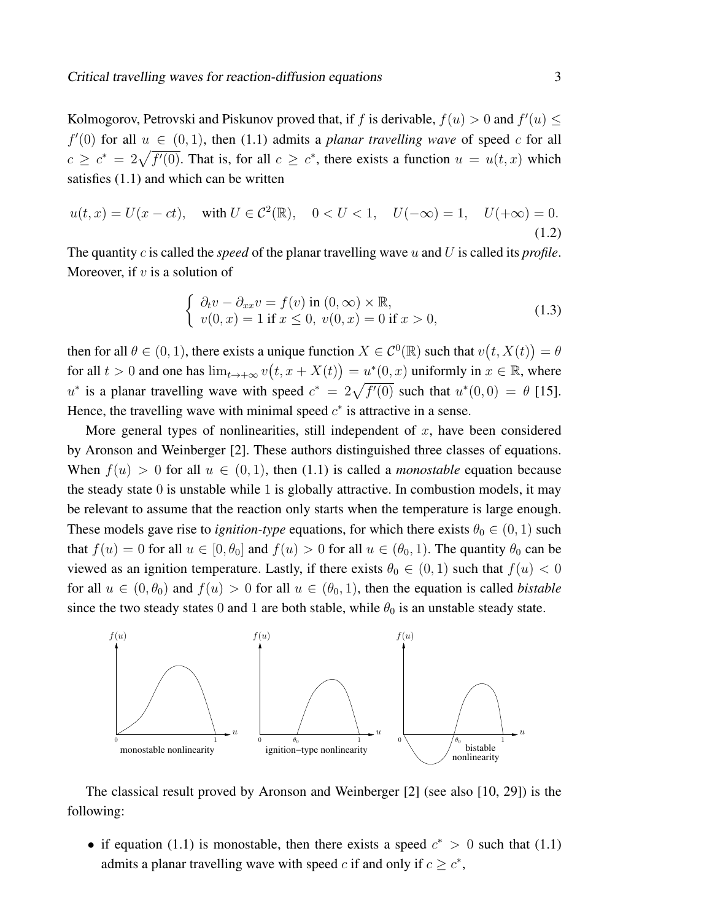Kolmogorov, Petrovski and Piskunov proved that, if $f$ is derivable, $f(u) > 0$ and $f'(u) \leq f'(0)$ for all $u \in (0,1)$, then (1.1) admits a *planar travelling wave* of speed $c$ for all $c \geq c^* = 2\sqrt{f'(0)}$. That is, for all $c \geq c^*$, there exists a function $u = u(t,x)$ which satisfies (1.1) and which can be written

$$u(t,x) = U(x - ct), \quad \text{with } U \in \mathcal{C}^2(\mathbb{R}), \quad 0 < U < 1, \quad U(-\infty) = 1, \quad U(+\infty) = 0. \tag{1.2}$$

The quantity $c$ is called the *speed* of the planar travelling wave $u$ and $U$ is called its *profile*. Moreover, if $v$ is a solution of

$$\begin{cases} \partial_t v - \partial_{xx} v = f(v) \text{ in } (0,\infty) \times \mathbb{R}, \\ v(0,x) = 1 \text{ if } x \leq 0, \; v(0,x) = 0 \text{ if } x > 0, \end{cases} \tag{1.3}$$

then for all $\theta \in (0,1)$, there exists a unique function $X \in \mathcal{C}^0(\mathbb{R})$ such that $v\big(t, X(t)\big) = \theta$ for all $t > 0$ and one has $\lim_{t\to+\infty} v\big(t, x + X(t)\big) = u^*(0,x)$ uniformly in $x \in \mathbb{R}$, where $u^*$ is a planar travelling wave with speed $c^* = 2\sqrt{f'(0)}$ such that $u^*(0,0) = \theta$ [15]. Hence, the travelling wave with minimal speed $c^*$ is attractive in a sense.

More general types of nonlinearities, still independent of $x$, have been considered by Aronson and Weinberger [2]. These authors distinguished three classes of equations. When $f(u) > 0$ for all $u \in (0,1)$, then (1.1) is called a *monostable* equation because the steady state $0$ is unstable while $1$ is globally attractive. In combustion models, it may be relevant to assume that the reaction only starts when the temperature is large enough. These models gave rise to *ignition-type* equations, for which there exists $\theta_0 \in (0,1)$ such that $f(u) = 0$ for all $u \in [0, \theta_0]$ and $f(u) > 0$ for all $u \in (\theta_0, 1)$. The quantity $\theta_0$ can be viewed as an ignition temperature. Lastly, if there exists $\theta_0 \in (0,1)$ such that $f(u) < 0$ for all $u \in (0, \theta_0)$ and $f(u) > 0$ for all $u \in (\theta_0, 1)$, then the equation is called *bistable* since the two steady states $0$ and $1$ are both stable, while $\theta_0$ is an unstable steady state.

monostable nonlinearity — ignition−type nonlinearity — bistable nonlinearity

The classical result proved by Aronson and Weinberger [2] (see also [10, 29]) is the following:

- if equation (1.1) is monostable, then there exists a speed $c^* > 0$ such that (1.1) admits a planar travelling wave with speed $c$ if and only if $c \geq c^*$,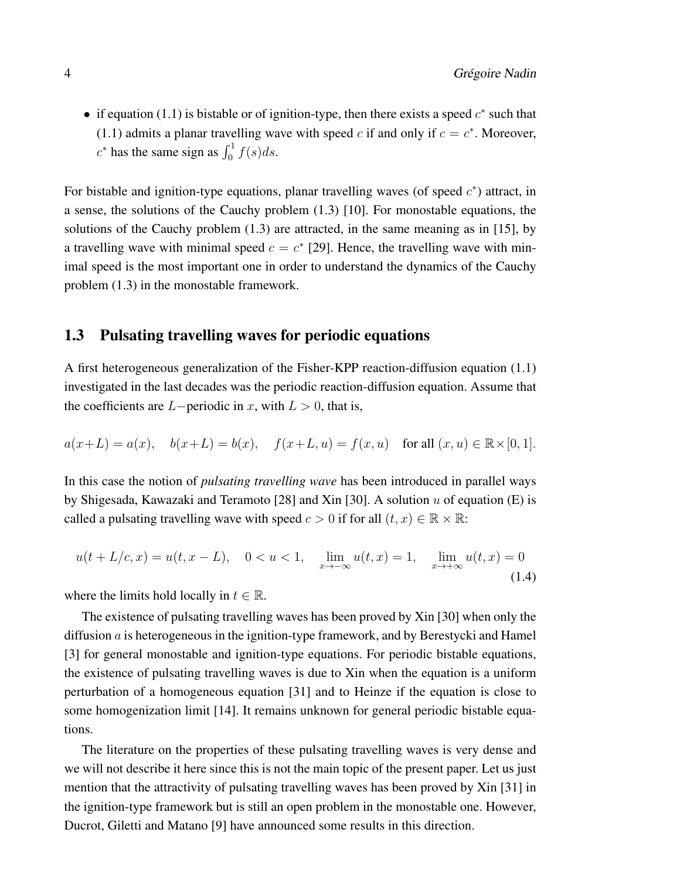- if equation (1.1) is bistable or of ignition-type, then there exists a speed $c^*$ such that (1.1) admits a planar travelling wave with speed $c$ if and only if $c = c^*$. Moreover, $c^*$ has the same sign as $\int_0^1 f(s)ds$.

For bistable and ignition-type equations, planar travelling waves (of speed $c^*$) attract, in a sense, the solutions of the Cauchy problem (1.3) [10]. For monostable equations, the solutions of the Cauchy problem (1.3) are attracted, in the same meaning as in [15], by a travelling wave with minimal speed $c = c^*$ [29]. Hence, the travelling wave with minimal speed is the most important one in order to understand the dynamics of the Cauchy problem (1.3) in the monostable framework.

## 1.3 Pulsating travelling waves for periodic equations

A first heterogeneous generalization of the Fisher-KPP reaction-diffusion equation (1.1) investigated in the last decades was the periodic reaction-diffusion equation. Assume that the coefficients are $L-$periodic in $x$, with $L > 0$, that is,

$$a(x+L) = a(x), \quad b(x+L) = b(x), \quad f(x+L, u) = f(x, u) \quad \text{for all } (x, u) \in \mathbb{R} \times [0, 1].$$

In this case the notion of *pulsating travelling wave* has been introduced in parallel ways by Shigesada, Kawazaki and Teramoto [28] and Xin [30]. A solution $u$ of equation (E) is called a pulsating travelling wave with speed $c > 0$ if for all $(t, x) \in \mathbb{R} \times \mathbb{R}$:

$$u(t + L/c, x) = u(t, x - L), \quad 0 < u < 1, \quad \lim_{x \to -\infty} u(t, x) = 1, \quad \lim_{x \to +\infty} u(t, x) = 0 \tag{1.4}$$

where the limits hold locally in $t \in \mathbb{R}$.

The existence of pulsating travelling waves has been proved by Xin [30] when only the diffusion $a$ is heterogeneous in the ignition-type framework, and by Berestycki and Hamel [3] for general monostable and ignition-type equations. For periodic bistable equations, the existence of pulsating travelling waves is due to Xin when the equation is a uniform perturbation of a homogeneous equation [31] and to Heinze if the equation is close to some homogenization limit [14]. It remains unknown for general periodic bistable equations.

The literature on the properties of these pulsating travelling waves is very dense and we will not describe it here since this is not the main topic of the present paper. Let us just mention that the attractivity of pulsating travelling waves has been proved by Xin [31] in the ignition-type framework but is still an open problem in the monostable one. However, Ducrot, Giletti and Matano [9] have announced some results in this direction.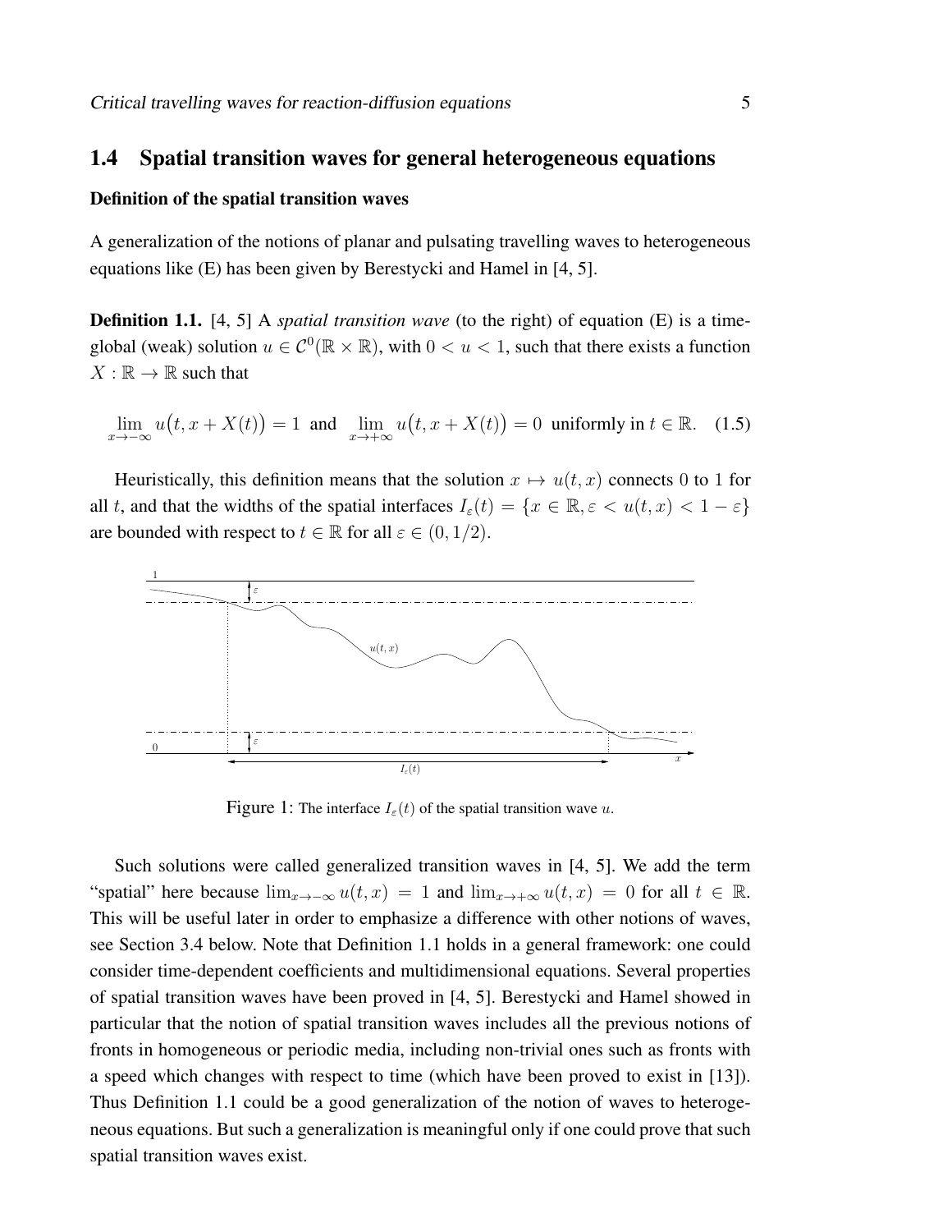## 1.4 Spatial transition waves for general heterogeneous equations

### Definition of the spatial transition waves

A generalization of the notions of planar and pulsating travelling waves to heterogeneous equations like (E) has been given by Berestycki and Hamel in [4, 5].

**Definition 1.1.** [4, 5] A *spatial transition wave* (to the right) of equation (E) is a time-global (weak) solution $u \in \mathcal{C}^0(\mathbb{R} \times \mathbb{R})$, with $0 < u < 1$, such that there exists a function $X : \mathbb{R} \to \mathbb{R}$ such that

$$\lim_{x \to -\infty} u\big(t, x + X(t)\big) = 1 \text{ and } \lim_{x \to +\infty} u\big(t, x + X(t)\big) = 0 \text{ uniformly in } t \in \mathbb{R}. \quad (1.5)$$

Heuristically, this definition means that the solution $x \mapsto u(t,x)$ connects 0 to 1 for all $t$, and that the widths of the spatial interfaces $I_\varepsilon(t) = \{x \in \mathbb{R}, \varepsilon < u(t,x) < 1 - \varepsilon\}$ are bounded with respect to $t \in \mathbb{R}$ for all $\varepsilon \in (0, 1/2)$.

Figure 1: The interface $I_\varepsilon(t)$ of the spatial transition wave $u$.

Such solutions were called generalized transition waves in [4, 5]. We add the term "spatial" here because $\lim_{x\to-\infty} u(t,x) = 1$ and $\lim_{x\to+\infty} u(t,x) = 0$ for all $t \in \mathbb{R}$. This will be useful later in order to emphasize a difference with other notions of waves, see Section 3.4 below. Note that Definition 1.1 holds in a general framework: one could consider time-dependent coefficients and multidimensional equations. Several properties of spatial transition waves have been proved in [4, 5]. Berestycki and Hamel showed in particular that the notion of spatial transition waves includes all the previous notions of fronts in homogeneous or periodic media, including non-trivial ones such as fronts with a speed which changes with respect to time (which have been proved to exist in [13]). Thus Definition 1.1 could be a good generalization of the notion of waves to heterogeneous equations. But such a generalization is meaningful only if one could prove that such spatial transition waves exist.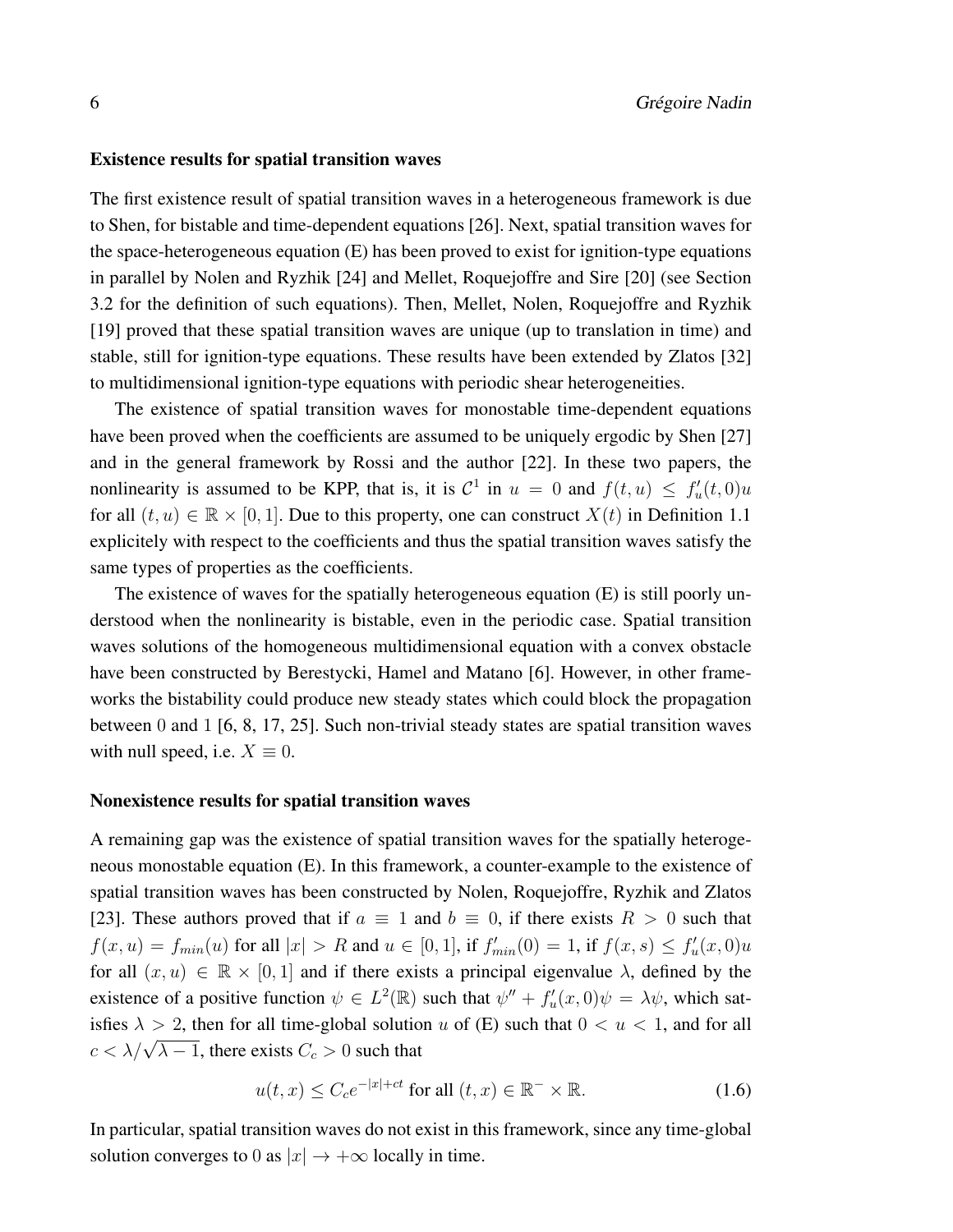### Existence results for spatial transition waves

The first existence result of spatial transition waves in a heterogeneous framework is due to Shen, for bistable and time-dependent equations [26]. Next, spatial transition waves for the space-heterogeneous equation (E) has been proved to exist for ignition-type equations in parallel by Nolen and Ryzhik [24] and Mellet, Roquejoffre and Sire [20] (see Section 3.2 for the definition of such equations). Then, Mellet, Nolen, Roquejoffre and Ryzhik [19] proved that these spatial transition waves are unique (up to translation in time) and stable, still for ignition-type equations. These results have been extended by Zlatos [32] to multidimensional ignition-type equations with periodic shear heterogeneities.

The existence of spatial transition waves for monostable time-dependent equations have been proved when the coefficients are assumed to be uniquely ergodic by Shen [27] and in the general framework by Rossi and the author [22]. In these two papers, the nonlinearity is assumed to be KPP, that is, it is $\mathcal{C}^1$ in $u = 0$ and $f(t, u) \leq f'_u(t, 0)u$ for all $(t, u) \in \mathbb{R} \times [0, 1]$. Due to this property, one can construct $X(t)$ in Definition 1.1 explicitely with respect to the coefficients and thus the spatial transition waves satisfy the same types of properties as the coefficients.

The existence of waves for the spatially heterogeneous equation (E) is still poorly understood when the nonlinearity is bistable, even in the periodic case. Spatial transition waves solutions of the homogeneous multidimensional equation with a convex obstacle have been constructed by Berestycki, Hamel and Matano [6]. However, in other frameworks the bistability could produce new steady states which could block the propagation between $0$ and $1$ [6, 8, 17, 25]. Such non-trivial steady states are spatial transition waves with null speed, i.e. $X \equiv 0$.

### Nonexistence results for spatial transition waves

A remaining gap was the existence of spatial transition waves for the spatially heterogeneous monostable equation (E). In this framework, a counter-example to the existence of spatial transition waves has been constructed by Nolen, Roquejoffre, Ryzhik and Zlatos [23]. These authors proved that if $a \equiv 1$ and $b \equiv 0$, if there exists $R > 0$ such that $f(x, u) = f_{min}(u)$ for all $|x| > R$ and $u \in [0, 1]$, if $f'_{min}(0) = 1$, if $f(x, s) \leq f'_u(x, 0)u$ for all $(x, u) \in \mathbb{R} \times [0, 1]$ and if there exists a principal eigenvalue $\lambda$, defined by the existence of a positive function $\psi \in L^2(\mathbb{R})$ such that $\psi'' + f'_u(x, 0)\psi = \lambda\psi$, which satisfies $\lambda > 2$, then for all time-global solution $u$ of (E) such that $0 < u < 1$, and for all $c < \lambda/\sqrt{\lambda - 1}$, there exists $C_c > 0$ such that

$$u(t, x) \leq C_c e^{-|x|+ct} \text{ for all } (t, x) \in \mathbb{R}^- \times \mathbb{R}. \tag{1.6}$$

In particular, spatial transition waves do not exist in this framework, since any time-global solution converges to $0$ as $|x| \to +\infty$ locally in time.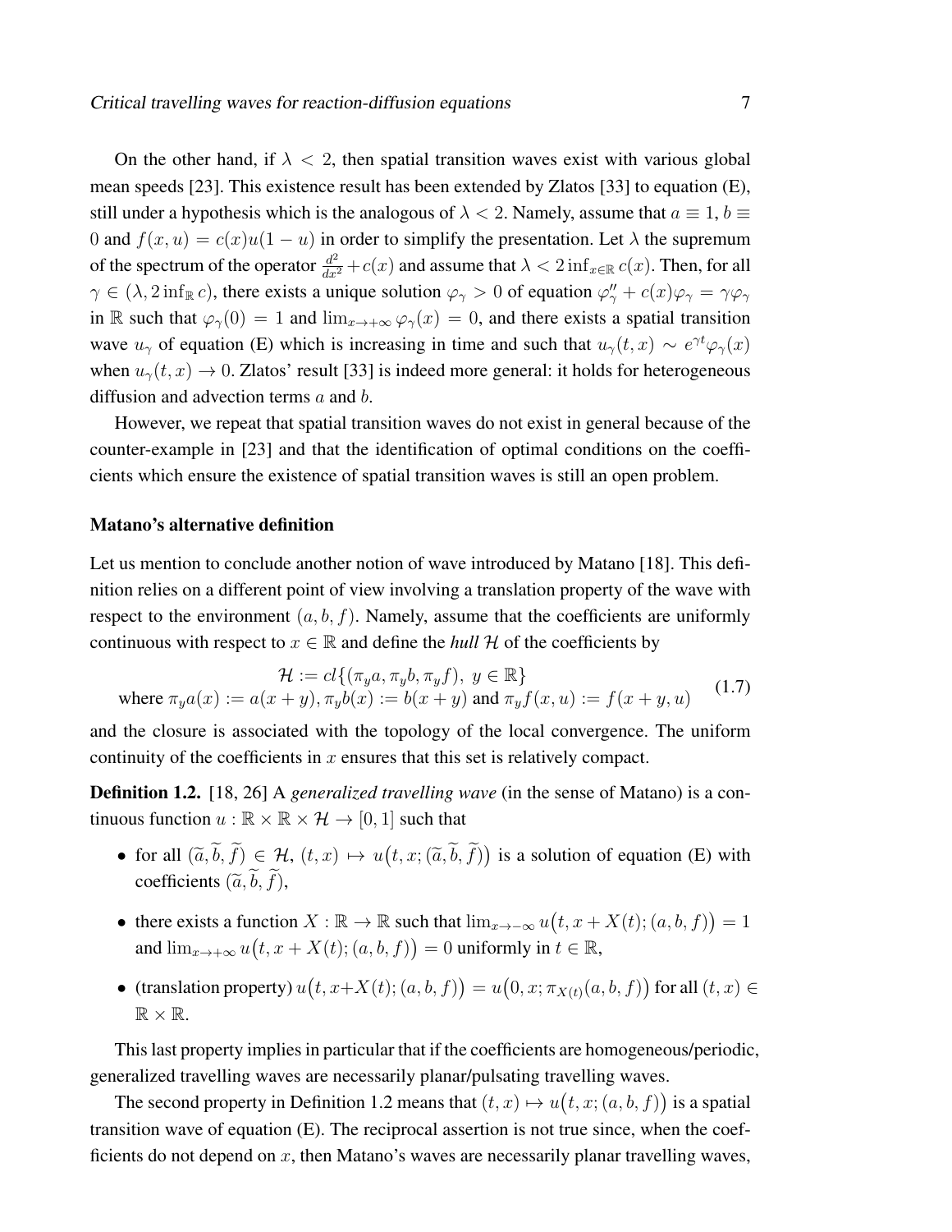On the other hand, if $\lambda < 2$, then spatial transition waves exist with various global mean speeds [23]. This existence result has been extended by Zlatos [33] to equation (E), still under a hypothesis which is the analogous of $\lambda < 2$. Namely, assume that $a \equiv 1$, $b \equiv 0$ and $f(x,u) = c(x)u(1-u)$ in order to simplify the presentation. Let $\lambda$ the supremum of the spectrum of the operator $\frac{d^2}{dx^2} + c(x)$ and assume that $\lambda < 2 \inf_{x \in \mathbb{R}} c(x)$. Then, for all $\gamma \in (\lambda, 2 \inf_{\mathbb{R}} c)$, there exists a unique solution $\varphi_\gamma > 0$ of equation $\varphi_\gamma'' + c(x)\varphi_\gamma = \gamma \varphi_\gamma$ in $\mathbb{R}$ such that $\varphi_\gamma(0) = 1$ and $\lim_{x \to +\infty} \varphi_\gamma(x) = 0$, and there exists a spatial transition wave $u_\gamma$ of equation (E) which is increasing in time and such that $u_\gamma(t,x) \sim e^{\gamma t}\varphi_\gamma(x)$ when $u_\gamma(t,x) \to 0$. Zlatos' result [33] is indeed more general: it holds for heterogeneous diffusion and advection terms $a$ and $b$.

However, we repeat that spatial transition waves do not exist in general because of the counter-example in [23] and that the identification of optimal conditions on the coefficients which ensure the existence of spatial transition waves is still an open problem.

#### Matano's alternative definition

Let us mention to conclude another notion of wave introduced by Matano [18]. This definition relies on a different point of view involving a translation property of the wave with respect to the environment $(a, b, f)$. Namely, assume that the coefficients are uniformly continuous with respect to $x \in \mathbb{R}$ and define the *hull* $\mathcal{H}$ of the coefficients by

$$
\begin{gathered}
\mathcal{H} := cl\{(\pi_y a, \pi_y b, \pi_y f),\ y \in \mathbb{R}\} \\
\text{where } \pi_y a(x) := a(x+y), \pi_y b(x) := b(x+y) \text{ and } \pi_y f(x,u) := f(x+y,u)
\end{gathered}
\tag{1.7}
$$

and the closure is associated with the topology of the local convergence. The uniform continuity of the coefficients in $x$ ensures that this set is relatively compact.

**Definition 1.2.** [18, 26] A *generalized travelling wave* (in the sense of Matano) is a continuous function $u : \mathbb{R} \times \mathbb{R} \times \mathcal{H} \to [0,1]$ such that

- for all $(\widetilde{a}, \widetilde{b}, \widetilde{f}) \in \mathcal{H}$, $(t,x) \mapsto u\big(t, x; (\widetilde{a}, \widetilde{b}, \widetilde{f})\big)$ is a solution of equation (E) with coefficients $(\widetilde{a}, \widetilde{b}, \widetilde{f})$,
- there exists a function $X : \mathbb{R} \to \mathbb{R}$ such that $\lim_{x \to -\infty} u\big(t, x + X(t); (a,b,f)\big) = 1$ and $\lim_{x \to +\infty} u\big(t, x + X(t); (a,b,f)\big) = 0$ uniformly in $t \in \mathbb{R}$,
- (translation property) $u\big(t, x + X(t); (a,b,f)\big) = u\big(0, x; \pi_{X(t)}(a,b,f)\big)$ for all $(t,x) \in \mathbb{R} \times \mathbb{R}$.

This last property implies in particular that if the coefficients are homogeneous/periodic, generalized travelling waves are necessarily planar/pulsating travelling waves.

The second property in Definition 1.2 means that $(t,x) \mapsto u\big(t, x; (a,b,f)\big)$ is a spatial transition wave of equation (E). The reciprocal assertion is not true since, when the coefficients do not depend on $x$, then Matano's waves are necessarily planar travelling waves,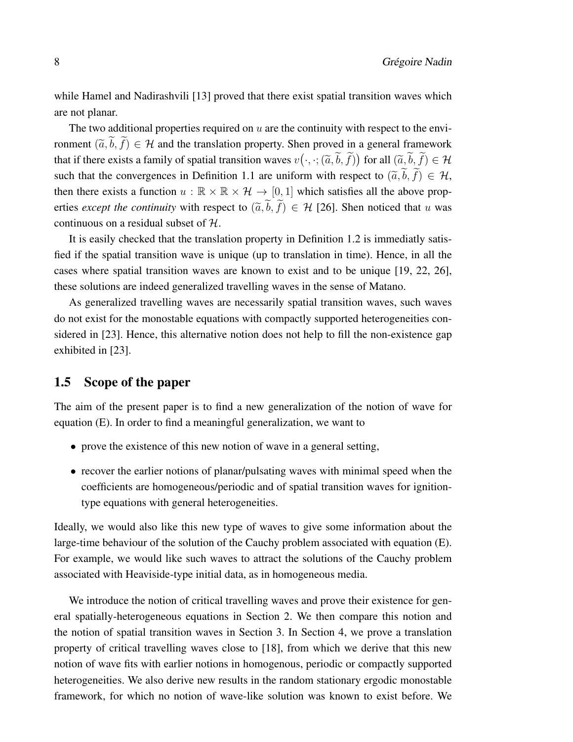while Hamel and Nadirashvili [13] proved that there exist spatial transition waves which are not planar.

The two additional properties required on $u$ are the continuity with respect to the environment $(\widetilde{a}, \widetilde{b}, \widetilde{f}) \in \mathcal{H}$ and the translation property. Shen proved in a general framework that if there exists a family of spatial transition waves $v\big(\cdot, \cdot; (\widetilde{a}, \widetilde{b}, \widetilde{f})\big)$ for all $(\widetilde{a}, \widetilde{b}, \widetilde{f}) \in \mathcal{H}$ such that the convergences in Definition 1.1 are uniform with respect to $(\widetilde{a}, \widetilde{b}, \widetilde{f}) \in \mathcal{H}$, then there exists a function $u : \mathbb{R} \times \mathbb{R} \times \mathcal{H} \to [0, 1]$ which satisfies all the above properties *except the continuity* with respect to $(\widetilde{a}, \widetilde{b}, \widetilde{f}) \in \mathcal{H}$ [26]. Shen noticed that $u$ was continuous on a residual subset of $\mathcal{H}$.

It is easily checked that the translation property in Definition 1.2 is immediatly satisfied if the spatial transition wave is unique (up to translation in time). Hence, in all the cases where spatial transition waves are known to exist and to be unique [19, 22, 26], these solutions are indeed generalized travelling waves in the sense of Matano.

As generalized travelling waves are necessarily spatial transition waves, such waves do not exist for the monostable equations with compactly supported heterogeneities considered in [23]. Hence, this alternative notion does not help to fill the non-existence gap exhibited in [23].

## 1.5 Scope of the paper

The aim of the present paper is to find a new generalization of the notion of wave for equation (E). In order to find a meaningful generalization, we want to

- prove the existence of this new notion of wave in a general setting,
- recover the earlier notions of planar/pulsating waves with minimal speed when the coefficients are homogeneous/periodic and of spatial transition waves for ignition-type equations with general heterogeneities.

Ideally, we would also like this new type of waves to give some information about the large-time behaviour of the solution of the Cauchy problem associated with equation (E). For example, we would like such waves to attract the solutions of the Cauchy problem associated with Heaviside-type initial data, as in homogeneous media.

We introduce the notion of critical travelling waves and prove their existence for general spatially-heterogeneous equations in Section 2. We then compare this notion and the notion of spatial transition waves in Section 3. In Section 4, we prove a translation property of critical travelling waves close to [18], from which we derive that this new notion of wave fits with earlier notions in homogenous, periodic or compactly supported heterogeneities. We also derive new results in the random stationary ergodic monostable framework, for which no notion of wave-like solution was known to exist before. We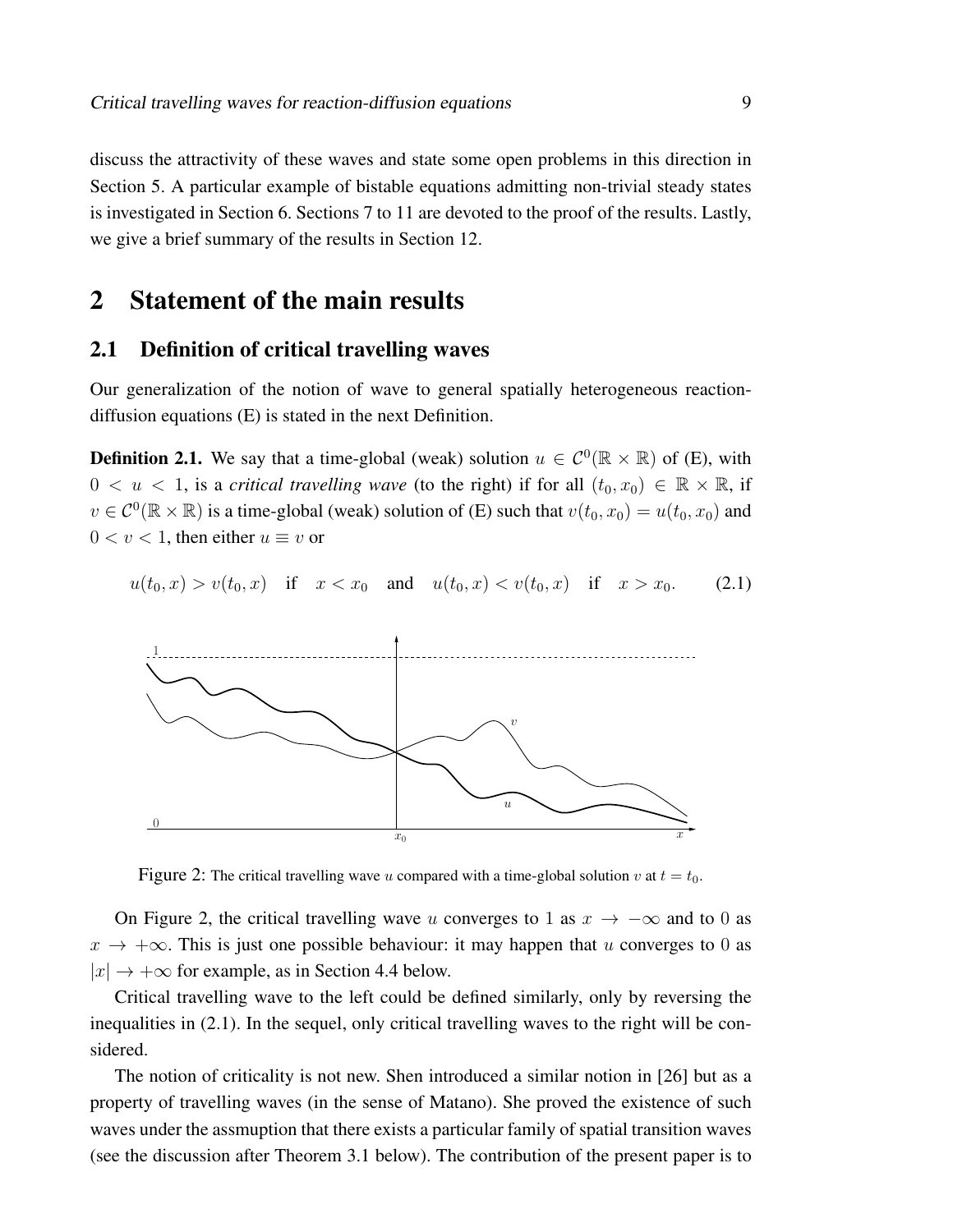discuss the attractivity of these waves and state some open problems in this direction in Section 5. A particular example of bistable equations admitting non-trivial steady states is investigated in Section 6. Sections 7 to 11 are devoted to the proof of the results. Lastly, we give a brief summary of the results in Section 12.

# 2 Statement of the main results

## 2.1 Definition of critical travelling waves

Our generalization of the notion of wave to general spatially heterogeneous reaction-diffusion equations (E) is stated in the next Definition.

**Definition 2.1.** We say that a time-global (weak) solution $u \in \mathcal{C}^0(\mathbb{R} \times \mathbb{R})$ of (E), with $0 < u < 1$, is a *critical travelling wave* (to the right) if for all $(t_0, x_0) \in \mathbb{R} \times \mathbb{R}$, if $v \in \mathcal{C}^0(\mathbb{R} \times \mathbb{R})$ is a time-global (weak) solution of (E) such that $v(t_0, x_0) = u(t_0, x_0)$ and $0 < v < 1$, then either $u \equiv v$ or

$$u(t_0, x) > v(t_0, x) \quad \text{if} \quad x < x_0 \quad \text{and} \quad u(t_0, x) < v(t_0, x) \quad \text{if} \quad x > x_0. \tag{2.1}$$

Figure 2: The critical travelling wave $u$ compared with a time-global solution $v$ at $t = t_0$.

On Figure 2, the critical travelling wave $u$ converges to 1 as $x \to -\infty$ and to 0 as $x \to +\infty$. This is just one possible behaviour: it may happen that $u$ converges to 0 as $|x| \to +\infty$ for example, as in Section 4.4 below.

Critical travelling wave to the left could be defined similarly, only by reversing the inequalities in (2.1). In the sequel, only critical travelling waves to the right will be considered.

The notion of criticality is not new. Shen introduced a similar notion in [26] but as a property of travelling waves (in the sense of Matano). She proved the existence of such waves under the assmuption that there exists a particular family of spatial transition waves (see the discussion after Theorem 3.1 below). The contribution of the present paper is to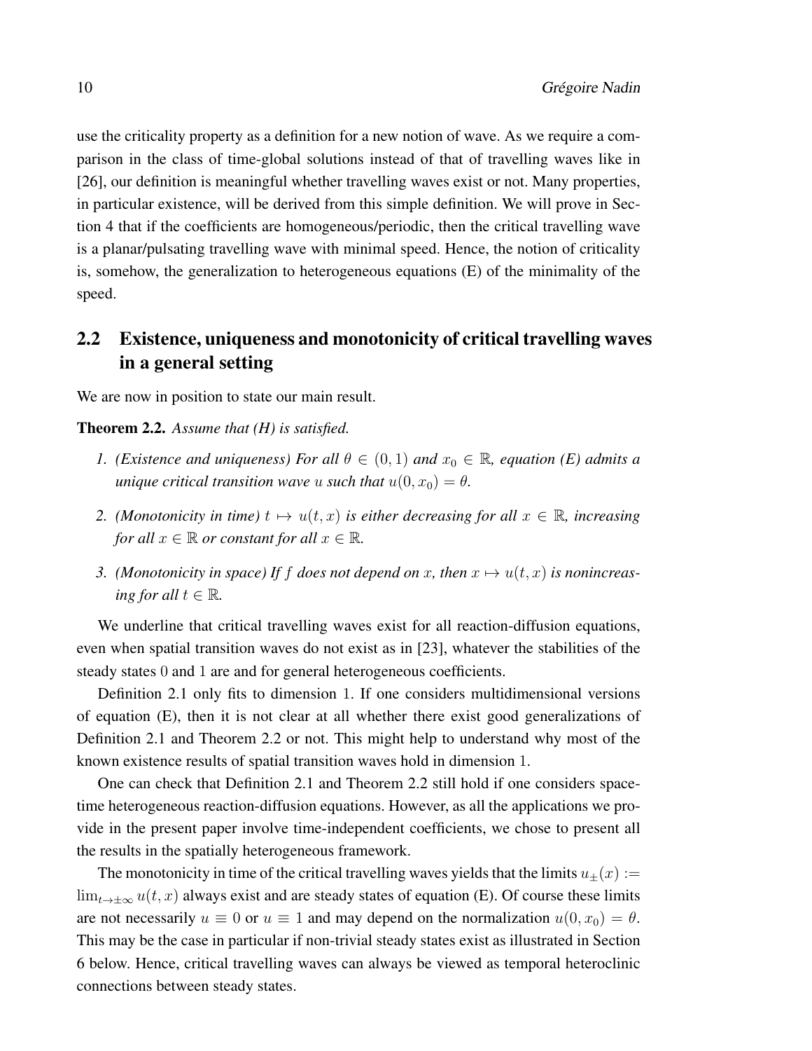use the criticality property as a definition for a new notion of wave. As we require a comparison in the class of time-global solutions instead of that of travelling waves like in [26], our definition is meaningful whether travelling waves exist or not. Many properties, in particular existence, will be derived from this simple definition. We will prove in Section 4 that if the coefficients are homogeneous/periodic, then the critical travelling wave is a planar/pulsating travelling wave with minimal speed. Hence, the notion of criticality is, somehow, the generalization to heterogeneous equations (E) of the minimality of the speed.

## 2.2 Existence, uniqueness and monotonicity of critical travelling waves in a general setting

We are now in position to state our main result.

**Theorem 2.2.** *Assume that (H) is satisfied.*

1. *(Existence and uniqueness) For all $\theta \in (0,1)$ and $x_0 \in \mathbb{R}$, equation (E) admits a unique critical transition wave $u$ such that $u(0,x_0) = \theta$.*
2. *(Monotonicity in time) $t \mapsto u(t,x)$ is either decreasing for all $x \in \mathbb{R}$, increasing for all $x \in \mathbb{R}$ or constant for all $x \in \mathbb{R}$.*
3. *(Monotonicity in space) If $f$ does not depend on $x$, then $x \mapsto u(t,x)$ is nonincreasing for all $t \in \mathbb{R}$.*

We underline that critical travelling waves exist for all reaction-diffusion equations, even when spatial transition waves do not exist as in [23], whatever the stabilities of the steady states $0$ and $1$ are and for general heterogeneous coefficients.

Definition 2.1 only fits to dimension $1$. If one considers multidimensional versions of equation (E), then it is not clear at all whether there exist good generalizations of Definition 2.1 and Theorem 2.2 or not. This might help to understand why most of the known existence results of spatial transition waves hold in dimension $1$.

One can check that Definition 2.1 and Theorem 2.2 still hold if one considers space-time heterogeneous reaction-diffusion equations. However, as all the applications we provide in the present paper involve time-independent coefficients, we chose to present all the results in the spatially heterogeneous framework.

The monotonicity in time of the critical travelling waves yields that the limits $u_\pm(x) := \lim_{t\to\pm\infty} u(t,x)$ always exist and are steady states of equation (E). Of course these limits are not necessarily $u \equiv 0$ or $u \equiv 1$ and may depend on the normalization $u(0,x_0) = \theta$. This may be the case in particular if non-trivial steady states exist as illustrated in Section 6 below. Hence, critical travelling waves can always be viewed as temporal heteroclinic connections between steady states.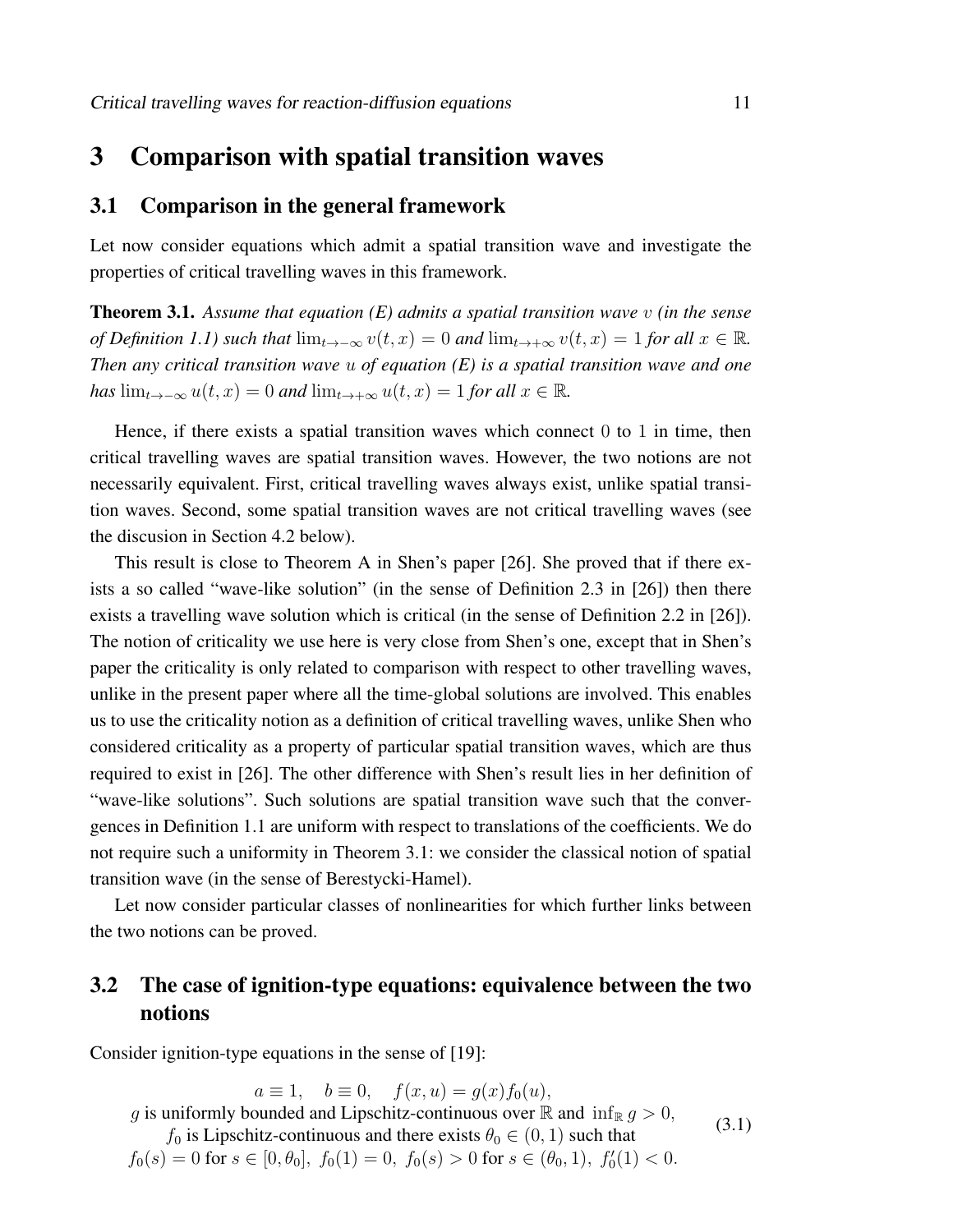# 3 Comparison with spatial transition waves

## 3.1 Comparison in the general framework

Let now consider equations which admit a spatial transition wave and investigate the properties of critical travelling waves in this framework.

**Theorem 3.1.** *Assume that equation (E) admits a spatial transition wave $v$ (in the sense of Definition 1.1) such that $\lim_{t\to-\infty} v(t,x) = 0$ and $\lim_{t\to+\infty} v(t,x) = 1$ for all $x \in \mathbb{R}$. Then any critical transition wave $u$ of equation (E) is a spatial transition wave and one has $\lim_{t\to-\infty} u(t,x) = 0$ and $\lim_{t\to+\infty} u(t,x) = 1$ for all $x \in \mathbb{R}$.*

Hence, if there exists a spatial transition waves which connect $0$ to $1$ in time, then critical travelling waves are spatial transition waves. However, the two notions are not necessarily equivalent. First, critical travelling waves always exist, unlike spatial transition waves. Second, some spatial transition waves are not critical travelling waves (see the discusion in Section 4.2 below).

This result is close to Theorem A in Shen's paper [26]. She proved that if there exists a so called "wave-like solution" (in the sense of Definition 2.3 in [26]) then there exists a travelling wave solution which is critical (in the sense of Definition 2.2 in [26]). The notion of criticality we use here is very close from Shen's one, except that in Shen's paper the criticality is only related to comparison with respect to other travelling waves, unlike in the present paper where all the time-global solutions are involved. This enables us to use the criticality notion as a definition of critical travelling waves, unlike Shen who considered criticality as a property of particular spatial transition waves, which are thus required to exist in [26]. The other difference with Shen's result lies in her definition of "wave-like solutions". Such solutions are spatial transition wave such that the convergences in Definition 1.1 are uniform with respect to translations of the coefficients. We do not require such a uniformity in Theorem 3.1: we consider the classical notion of spatial transition wave (in the sense of Berestycki-Hamel).

Let now consider particular classes of nonlinearities for which further links between the two notions can be proved.

## 3.2 The case of ignition-type equations: equivalence between the two notions

Consider ignition-type equations in the sense of [19]:

$$
\begin{array}{c}
a \equiv 1, \quad b \equiv 0, \quad f(x,u) = g(x) f_0(u), \\
g \text{ is uniformly bounded and Lipschitz-continuous over } \mathbb{R} \text{ and } \inf_{\mathbb{R}} g > 0, \\
f_0 \text{ is Lipschitz-continuous and there exists } \theta_0 \in (0,1) \text{ such that} \\
f_0(s) = 0 \text{ for } s \in [0,\theta_0],\ f_0(1) = 0,\ f_0(s) > 0 \text{ for } s \in (\theta_0, 1),\ f_0'(1) < 0.
\end{array}
\tag{3.1}
$$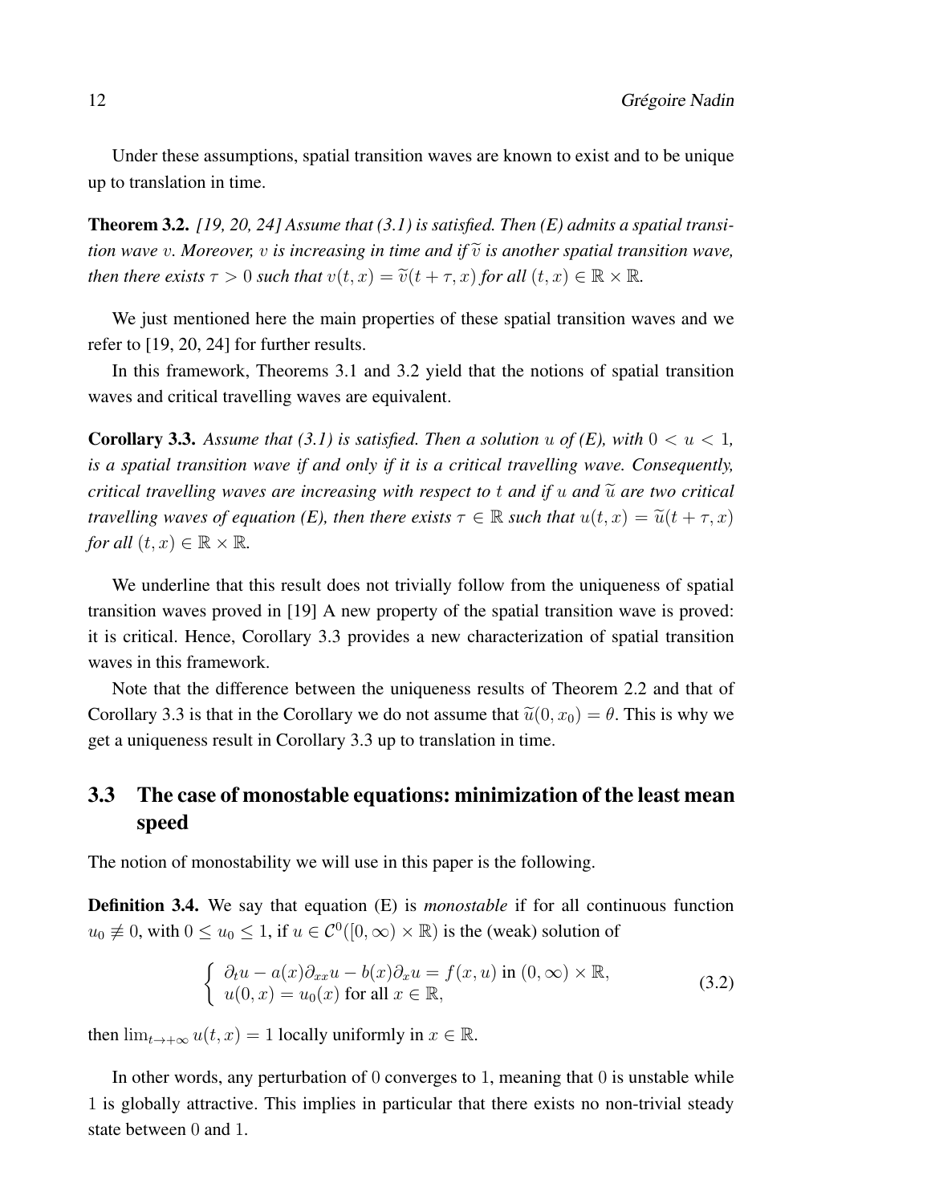Under these assumptions, spatial transition waves are known to exist and to be unique up to translation in time.

**Theorem 3.2.** *[19, 20, 24] Assume that (3.1) is satisfied. Then (E) admits a spatial transition wave $v$. Moreover, $v$ is increasing in time and if $\widetilde{v}$ is another spatial transition wave, then there exists $\tau > 0$ such that $v(t,x) = \widetilde{v}(t+\tau, x)$ for all $(t,x) \in \mathbb{R} \times \mathbb{R}$.*

We just mentioned here the main properties of these spatial transition waves and we refer to [19, 20, 24] for further results.

In this framework, Theorems 3.1 and 3.2 yield that the notions of spatial transition waves and critical travelling waves are equivalent.

**Corollary 3.3.** *Assume that (3.1) is satisfied. Then a solution $u$ of (E), with $0 < u < 1$, is a spatial transition wave if and only if it is a critical travelling wave. Consequently, critical travelling waves are increasing with respect to $t$ and if $u$ and $\widetilde{u}$ are two critical travelling waves of equation (E), then there exists $\tau \in \mathbb{R}$ such that $u(t,x) = \widetilde{u}(t+\tau, x)$ for all $(t,x) \in \mathbb{R} \times \mathbb{R}$.*

We underline that this result does not trivially follow from the uniqueness of spatial transition waves proved in [19] A new property of the spatial transition wave is proved: it is critical. Hence, Corollary 3.3 provides a new characterization of spatial transition waves in this framework.

Note that the difference between the uniqueness results of Theorem 2.2 and that of Corollary 3.3 is that in the Corollary we do not assume that $\widetilde{u}(0, x_0) = \theta$. This is why we get a uniqueness result in Corollary 3.3 up to translation in time.

## 3.3 The case of monostable equations: minimization of the least mean speed

The notion of monostability we will use in this paper is the following.

**Definition 3.4.** We say that equation (E) is *monostable* if for all continuous function $u_0 \not\equiv 0$, with $0 \leq u_0 \leq 1$, if $u \in \mathcal{C}^0([0,\infty) \times \mathbb{R})$ is the (weak) solution of

$$\begin{cases} \partial_t u - a(x)\partial_{xx} u - b(x)\partial_x u = f(x,u) \text{ in } (0,\infty) \times \mathbb{R}, \\ u(0,x) = u_0(x) \text{ for all } x \in \mathbb{R}, \end{cases} \tag{3.2}$$

then $\lim_{t\to+\infty} u(t,x) = 1$ locally uniformly in $x \in \mathbb{R}$.

In other words, any perturbation of $0$ converges to $1$, meaning that $0$ is unstable while $1$ is globally attractive. This implies in particular that there exists no non-trivial steady state between $0$ and $1$.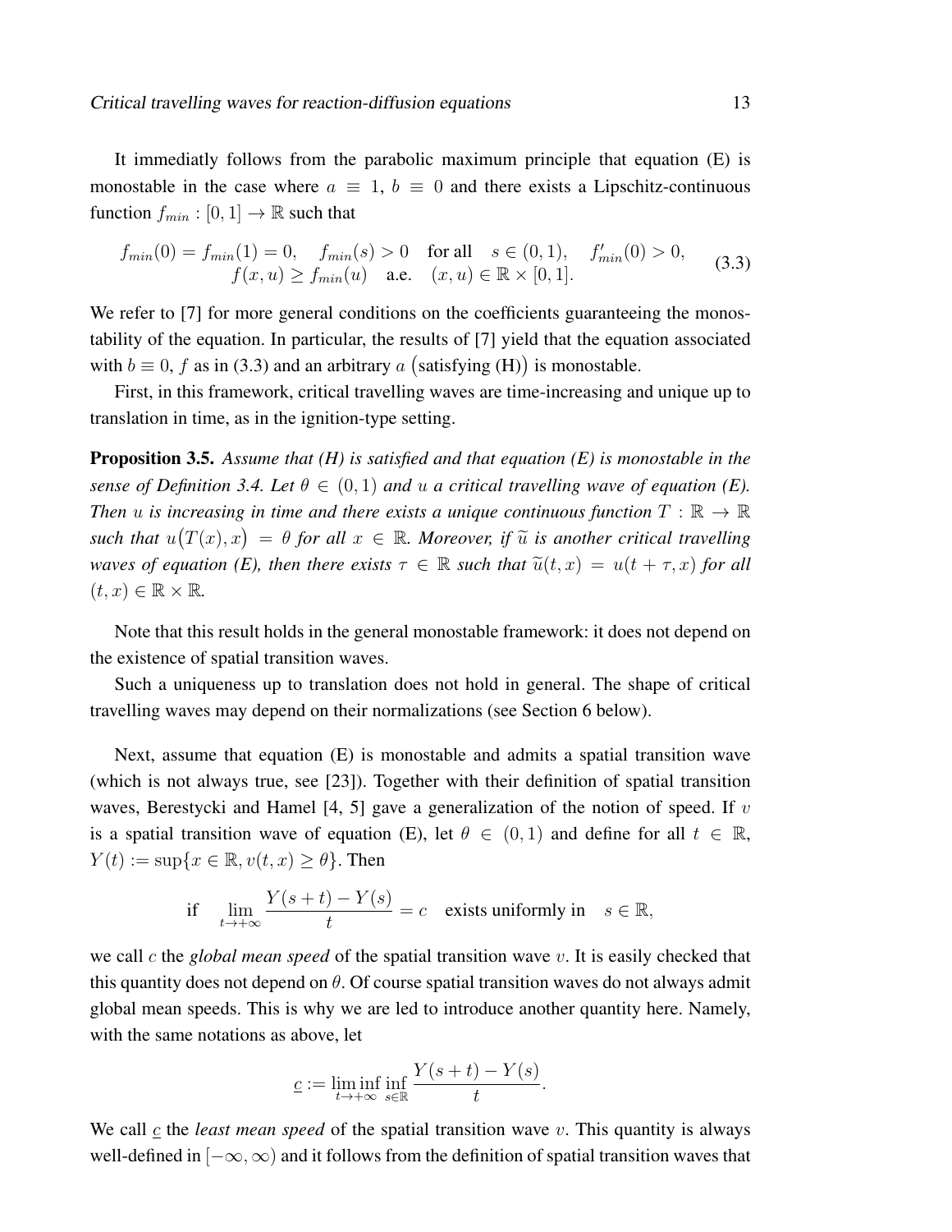It immediatly follows from the parabolic maximum principle that equation (E) is monostable in the case where $a \equiv 1$, $b \equiv 0$ and there exists a Lipschitz-continuous function $f_{min} : [0,1] \to \mathbb{R}$ such that

$$
\begin{aligned}
f_{min}(0) = f_{min}(1) = 0, \quad f_{min}(s) > 0 \quad \text{for all} \quad s \in (0,1), \quad f'_{min}(0) > 0, \\
f(x,u) \geq f_{min}(u) \quad \text{a.e.} \quad (x,u) \in \mathbb{R} \times [0,1].
\end{aligned}
\tag{3.3}
$$

We refer to [7] for more general conditions on the coefficients guaranteeing the monostability of the equation. In particular, the results of [7] yield that the equation associated with $b \equiv 0$, $f$ as in (3.3) and an arbitrary $a$ (satisfying (H)) is monostable.

First, in this framework, critical travelling waves are time-increasing and unique up to translation in time, as in the ignition-type setting.

**Proposition 3.5.** *Assume that (H) is satisfied and that equation (E) is monostable in the sense of Definition 3.4. Let $\theta \in (0,1)$ and $u$ a critical travelling wave of equation (E). Then $u$ is increasing in time and there exists a unique continuous function $T : \mathbb{R} \to \mathbb{R}$ such that $u\big(T(x), x\big) = \theta$ for all $x \in \mathbb{R}$. Moreover, if $\widetilde{u}$ is another critical travelling waves of equation (E), then there exists $\tau \in \mathbb{R}$ such that $\widetilde{u}(t,x) = u(t+\tau, x)$ for all $(t,x) \in \mathbb{R} \times \mathbb{R}$.*

Note that this result holds in the general monostable framework: it does not depend on the existence of spatial transition waves.

Such a uniqueness up to translation does not hold in general. The shape of critical travelling waves may depend on their normalizations (see Section 6 below).

Next, assume that equation (E) is monostable and admits a spatial transition wave (which is not always true, see [23]). Together with their definition of spatial transition waves, Berestycki and Hamel [4, 5] gave a generalization of the notion of speed. If $v$ is a spatial transition wave of equation (E), let $\theta \in (0,1)$ and define for all $t \in \mathbb{R}$, $Y(t) := \sup\{x \in \mathbb{R}, v(t,x) \geq \theta\}$. Then

$$
\text{if} \quad \lim_{t \to +\infty} \frac{Y(s+t) - Y(s)}{t} = c \quad \text{exists uniformly in} \quad s \in \mathbb{R},
$$

we call $c$ the *global mean speed* of the spatial transition wave $v$. It is easily checked that this quantity does not depend on $\theta$. Of course spatial transition waves do not always admit global mean speeds. This is why we are led to introduce another quantity here. Namely, with the same notations as above, let

$$
\underline{c} := \liminf_{t \to +\infty} \inf_{s \in \mathbb{R}} \frac{Y(s+t) - Y(s)}{t}.
$$

We call $\underline{c}$ the *least mean speed* of the spatial transition wave $v$. This quantity is always well-defined in $[-\infty, \infty)$ and it follows from the definition of spatial transition waves that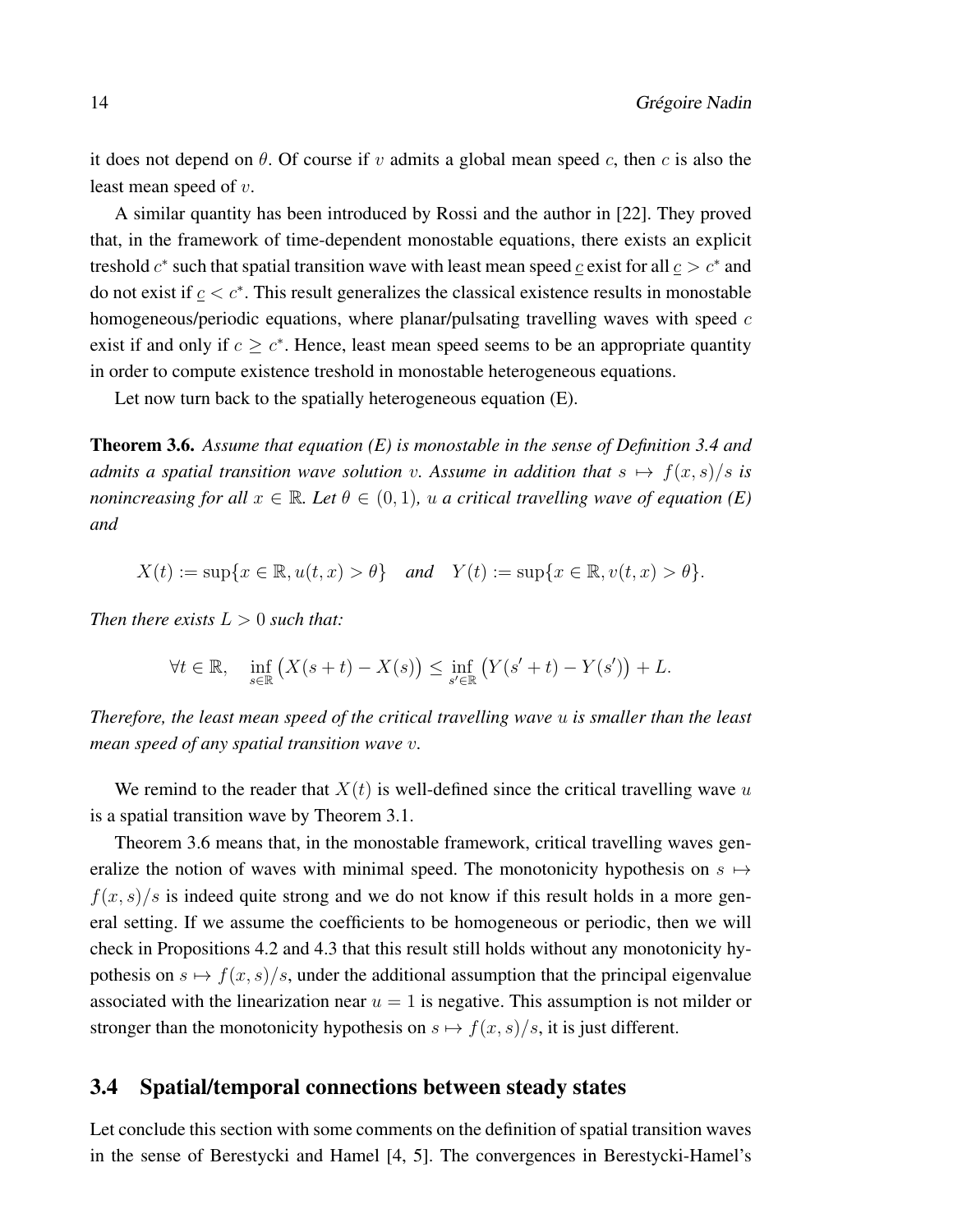it does not depend on $\theta$. Of course if $v$ admits a global mean speed $c$, then $c$ is also the least mean speed of $v$.

A similar quantity has been introduced by Rossi and the author in [22]. They proved that, in the framework of time-dependent monostable equations, there exists an explicit treshold $c^*$ such that spatial transition wave with least mean speed $\underline{c}$ exist for all $\underline{c} > c^*$ and do not exist if $\underline{c} < c^*$. This result generalizes the classical existence results in monostable homogeneous/periodic equations, where planar/pulsating travelling waves with speed $c$ exist if and only if $c \geq c^*$. Hence, least mean speed seems to be an appropriate quantity in order to compute existence treshold in monostable heterogeneous equations.

Let now turn back to the spatially heterogeneous equation (E).

**Theorem 3.6.** *Assume that equation (E) is monostable in the sense of Definition 3.4 and admits a spatial transition wave solution $v$. Assume in addition that $s \mapsto f(x,s)/s$ is nonincreasing for all $x \in \mathbb{R}$. Let $\theta \in (0,1)$, $u$ a critical travelling wave of equation (E) and*

$$X(t) := \sup\{x \in \mathbb{R}, u(t,x) > \theta\} \quad \textit{and} \quad Y(t) := \sup\{x \in \mathbb{R}, v(t,x) > \theta\}.$$

*Then there exists $L > 0$ such that:*

$$\forall t \in \mathbb{R}, \quad \inf_{s \in \mathbb{R}} \big(X(s+t) - X(s)\big) \leq \inf_{s' \in \mathbb{R}} \big(Y(s'+t) - Y(s')\big) + L.$$

*Therefore, the least mean speed of the critical travelling wave $u$ is smaller than the least mean speed of any spatial transition wave $v$.*

We remind to the reader that $X(t)$ is well-defined since the critical travelling wave $u$ is a spatial transition wave by Theorem 3.1.

Theorem 3.6 means that, in the monostable framework, critical travelling waves generalize the notion of waves with minimal speed. The monotonicity hypothesis on $s \mapsto f(x,s)/s$ is indeed quite strong and we do not know if this result holds in a more general setting. If we assume the coefficients to be homogeneous or periodic, then we will check in Propositions 4.2 and 4.3 that this result still holds without any monotonicity hypothesis on $s \mapsto f(x,s)/s$, under the additional assumption that the principal eigenvalue associated with the linearization near $u = 1$ is negative. This assumption is not milder or stronger than the monotonicity hypothesis on $s \mapsto f(x,s)/s$, it is just different.

## 3.4 Spatial/temporal connections between steady states

Let conclude this section with some comments on the definition of spatial transition waves in the sense of Berestycki and Hamel [4, 5]. The convergences in Berestycki-Hamel's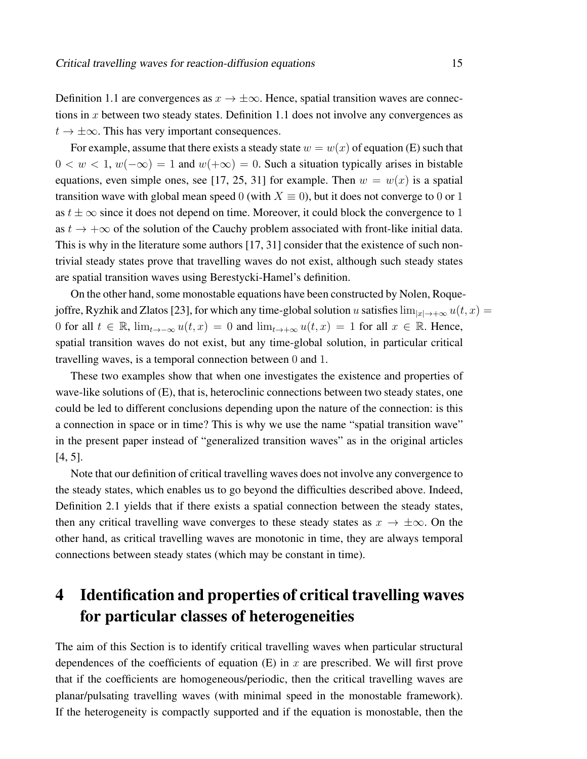Definition 1.1 are convergences as $x \to \pm\infty$. Hence, spatial transition waves are connections in $x$ between two steady states. Definition 1.1 does not involve any convergences as $t \to \pm\infty$. This has very important consequences.

For example, assume that there exists a steady state $w = w(x)$ of equation (E) such that $0 < w < 1$, $w(-\infty) = 1$ and $w(+\infty) = 0$. Such a situation typically arises in bistable equations, even simple ones, see [17, 25, 31] for example. Then $w = w(x)$ is a spatial transition wave with global mean speed $0$ (with $X \equiv 0$), but it does not converge to $0$ or $1$ as $t \pm \infty$ since it does not depend on time. Moreover, it could block the convergence to $1$ as $t \to +\infty$ of the solution of the Cauchy problem associated with front-like initial data. This is why in the literature some authors [17, 31] consider that the existence of such non-trivial steady states prove that travelling waves do not exist, although such steady states are spatial transition waves using Berestycki-Hamel's definition.

On the other hand, some monostable equations have been constructed by Nolen, Roquejoffre, Ryzhik and Zlatos [23], for which any time-global solution $u$ satisfies $\lim_{|x|\to+\infty} u(t,x) = 0$ for all $t \in \mathbb{R}$, $\lim_{t\to-\infty} u(t,x) = 0$ and $\lim_{t\to+\infty} u(t,x) = 1$ for all $x \in \mathbb{R}$. Hence, spatial transition waves do not exist, but any time-global solution, in particular critical travelling waves, is a temporal connection between $0$ and $1$.

These two examples show that when one investigates the existence and properties of wave-like solutions of (E), that is, heteroclinic connections between two steady states, one could be led to different conclusions depending upon the nature of the connection: is this a connection in space or in time? This is why we use the name "spatial transition wave" in the present paper instead of "generalized transition waves" as in the original articles [4, 5].

Note that our definition of critical travelling waves does not involve any convergence to the steady states, which enables us to go beyond the difficulties described above. Indeed, Definition 2.1 yields that if there exists a spatial connection between the steady states, then any critical travelling wave converges to these steady states as $x \to \pm\infty$. On the other hand, as critical travelling waves are monotonic in time, they are always temporal connections between steady states (which may be constant in time).

# 4 Identification and properties of critical travelling waves for particular classes of heterogeneities

The aim of this Section is to identify critical travelling waves when particular structural dependences of the coefficients of equation (E) in $x$ are prescribed. We will first prove that if the coefficients are homogeneous/periodic, then the critical travelling waves are planar/pulsating travelling waves (with minimal speed in the monostable framework). If the heterogeneity is compactly supported and if the equation is monostable, then the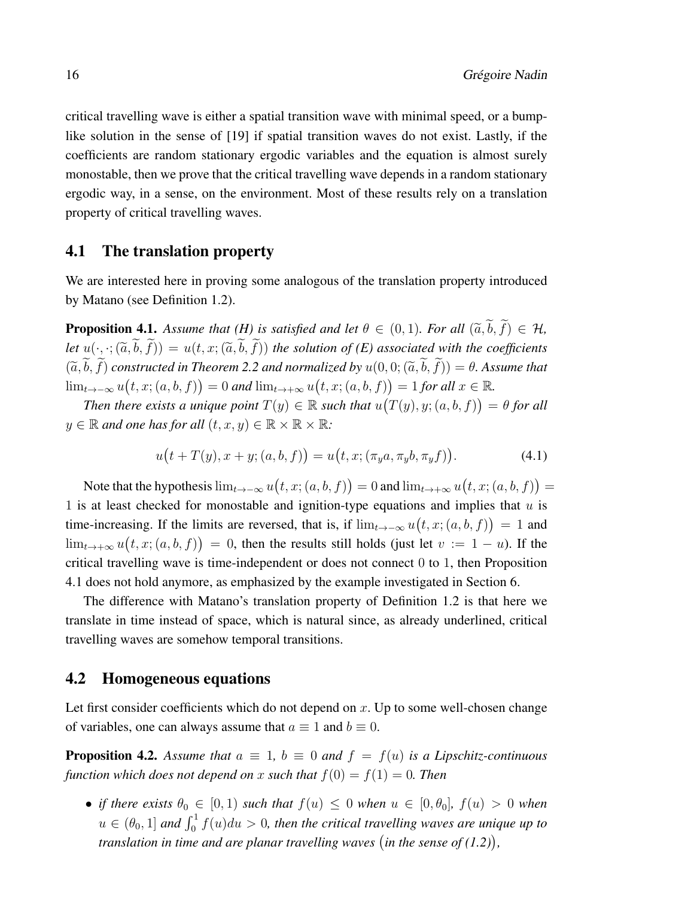critical travelling wave is either a spatial transition wave with minimal speed, or a bump-like solution in the sense of [19] if spatial transition waves do not exist. Lastly, if the coefficients are random stationary ergodic variables and the equation is almost surely monostable, then we prove that the critical travelling wave depends in a random stationary ergodic way, in a sense, on the environment. Most of these results rely on a translation property of critical travelling waves.

## 4.1 The translation property

We are interested here in proving some analogous of the translation property introduced by Matano (see Definition 1.2).

**Proposition 4.1.** *Assume that (H) is satisfied and let $\theta \in (0,1)$. For all $(\widetilde{a}, \widetilde{b}, \widetilde{f}) \in \mathcal{H}$, let $u(\cdot,\cdot;(\widetilde{a}, \widetilde{b}, \widetilde{f})) = u(t,x;(\widetilde{a}, \widetilde{b}, \widetilde{f}))$ the solution of (E) associated with the coefficients $(\widetilde{a}, \widetilde{b}, \widetilde{f})$ constructed in Theorem 2.2 and normalized by $u(0,0;(\widetilde{a}, \widetilde{b}, \widetilde{f})) = \theta$. Assume that $\lim_{t\to-\infty} u\big(t,x;(a,b,f)\big) = 0$ and $\lim_{t\to+\infty} u\big(t,x;(a,b,f)\big) = 1$ for all $x \in \mathbb{R}$.*

*Then there exists a unique point $T(y) \in \mathbb{R}$ such that $u\big(T(y),y;(a,b,f)\big) = \theta$ for all $y \in \mathbb{R}$ and one has for all $(t,x,y) \in \mathbb{R}\times\mathbb{R}\times\mathbb{R}$:*

$$u\big(t+T(y),x+y;(a,b,f)\big) = u\big(t,x;(\pi_y a, \pi_y b, \pi_y f)\big). \tag{4.1}$$

Note that the hypothesis $\lim_{t\to-\infty} u\big(t,x;(a,b,f)\big) = 0$ and $\lim_{t\to+\infty} u\big(t,x;(a,b,f)\big) = 1$ is at least checked for monostable and ignition-type equations and implies that $u$ is time-increasing. If the limits are reversed, that is, if $\lim_{t\to-\infty} u\big(t,x;(a,b,f)\big) = 1$ and $\lim_{t\to+\infty} u\big(t,x;(a,b,f)\big) = 0$, then the results still holds (just let $v := 1-u$). If the critical travelling wave is time-independent or does not connect $0$ to $1$, then Proposition 4.1 does not hold anymore, as emphasized by the example investigated in Section 6.

The difference with Matano's translation property of Definition 1.2 is that here we translate in time instead of space, which is natural since, as already underlined, critical travelling waves are somehow temporal transitions.

## 4.2 Homogeneous equations

Let first consider coefficients which do not depend on $x$. Up to some well-chosen change of variables, one can always assume that $a \equiv 1$ and $b \equiv 0$.

**Proposition 4.2.** *Assume that $a \equiv 1$, $b \equiv 0$ and $f = f(u)$ is a Lipschitz-continuous function which does not depend on $x$ such that $f(0) = f(1) = 0$. Then*

- *if there exists $\theta_0 \in [0,1)$ such that $f(u) \leq 0$ when $u \in [0,\theta_0]$, $f(u) > 0$ when $u \in (\theta_0, 1]$ and $\int_0^1 f(u)du > 0$, then the critical travelling waves are unique up to translation in time and are planar travelling waves $\big($in the sense of (1.2)$\big)$,*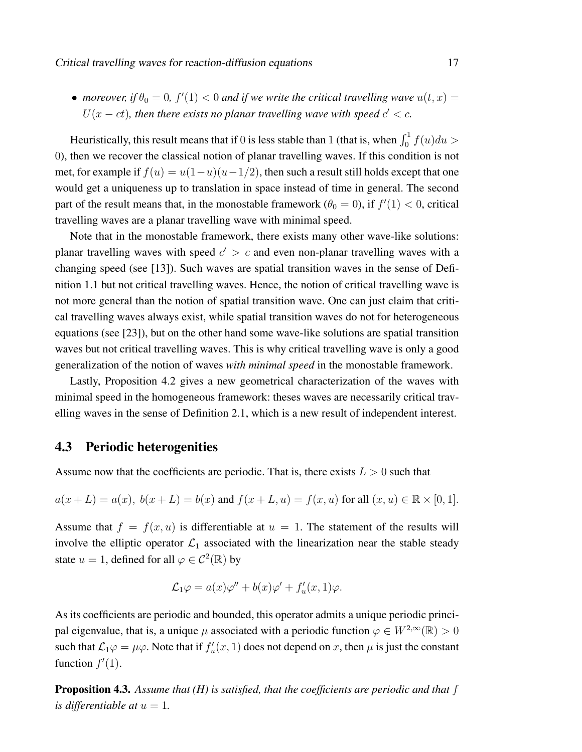- *moreover, if $\theta_0 = 0$, $f'(1) < 0$ and if we write the critical travelling wave $u(t,x) = U(x - ct)$, then there exists no planar travelling wave with speed $c' < c$.*

Heuristically, this result means that if 0 is less stable than 1 (that is, when $\int_0^1 f(u)du > 0$), then we recover the classical notion of planar travelling waves. If this condition is not met, for example if $f(u) = u(1-u)(u-1/2)$, then such a result still holds except that one would get a uniqueness up to translation in space instead of time in general. The second part of the result means that, in the monostable framework ($\theta_0 = 0$), if $f'(1) < 0$, critical travelling waves are a planar travelling wave with minimal speed.

Note that in the monostable framework, there exists many other wave-like solutions: planar travelling waves with speed $c' > c$ and even non-planar travelling waves with a changing speed (see [13]). Such waves are spatial transition waves in the sense of Definition 1.1 but not critical travelling waves. Hence, the notion of critical travelling wave is not more general than the notion of spatial transition wave. One can just claim that critical travelling waves always exist, while spatial transition waves do not for heterogeneous equations (see [23]), but on the other hand some wave-like solutions are spatial transition waves but not critical travelling waves. This is why critical travelling wave is only a good generalization of the notion of waves *with minimal speed* in the monostable framework.

Lastly, Proposition 4.2 gives a new geometrical characterization of the waves with minimal speed in the homogeneous framework: theses waves are necessarily critical travelling waves in the sense of Definition 2.1, which is a new result of independent interest.

## 4.3 Periodic heterogenities

Assume now that the coefficients are periodic. That is, there exists $L > 0$ such that

$$a(x+L) = a(x),\ b(x+L) = b(x) \text{ and } f(x+L,u) = f(x,u) \text{ for all } (x,u) \in \mathbb{R} \times [0,1].$$

Assume that $f = f(x,u)$ is differentiable at $u = 1$. The statement of the results will involve the elliptic operator $\mathcal{L}_1$ associated with the linearization near the stable steady state $u = 1$, defined for all $\varphi \in \mathcal{C}^2(\mathbb{R})$ by

$$\mathcal{L}_1 \varphi = a(x)\varphi'' + b(x)\varphi' + f'_u(x,1)\varphi.$$

As its coefficients are periodic and bounded, this operator admits a unique periodic principal eigenvalue, that is, a unique $\mu$ associated with a periodic function $\varphi \in W^{2,\infty}(\mathbb{R}) > 0$ such that $\mathcal{L}_1 \varphi = \mu \varphi$. Note that if $f'_u(x,1)$ does not depend on $x$, then $\mu$ is just the constant function $f'(1)$.

**Proposition 4.3.** *Assume that (H) is satisfied, that the coefficients are periodic and that $f$ is differentiable at $u = 1$.*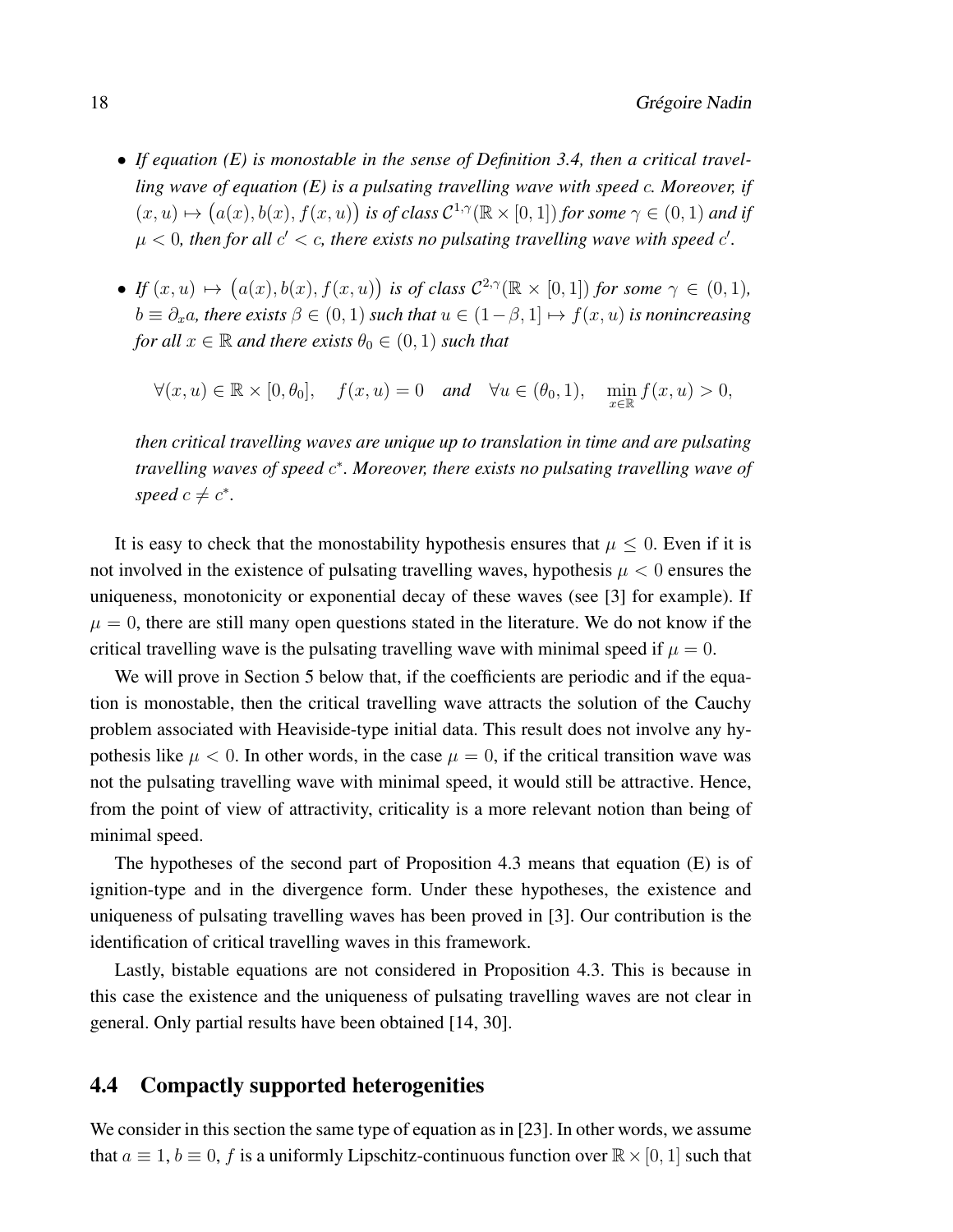- *If equation (E) is monostable in the sense of Definition 3.4, then a critical travelling wave of equation (E) is a pulsating travelling wave with speed $c$. Moreover, if $(x,u) \mapsto \big(a(x), b(x), f(x,u)\big)$ is of class $\mathcal{C}^{1,\gamma}(\mathbb{R}\times[0,1])$ for some $\gamma\in(0,1)$ and if $\mu<0$, then for all $c'<c$, there exists no pulsating travelling wave with speed $c'$.*

- *If $(x,u) \mapsto \big(a(x), b(x), f(x,u)\big)$ is of class $\mathcal{C}^{2,\gamma}(\mathbb{R}\times[0,1])$ for some $\gamma\in(0,1)$, $b\equiv\partial_x a$, there exists $\beta\in(0,1)$ such that $u\in(1-\beta,1]\mapsto f(x,u)$ is nonincreasing for all $x\in\mathbb{R}$ and there exists $\theta_0\in(0,1)$ such that*

$$\forall (x,u)\in\mathbb{R}\times[0,\theta_0], \quad f(x,u)=0 \quad \textit{and} \quad \forall u\in(\theta_0,1), \quad \min_{x\in\mathbb{R}} f(x,u)>0,$$

  *then critical travelling waves are unique up to translation in time and are pulsating travelling waves of speed $c^*$. Moreover, there exists no pulsating travelling wave of speed $c\neq c^*$.*

It is easy to check that the monostability hypothesis ensures that $\mu\leq 0$. Even if it is not involved in the existence of pulsating travelling waves, hypothesis $\mu<0$ ensures the uniqueness, monotonicity or exponential decay of these waves (see [3] for example). If $\mu=0$, there are still many open questions stated in the literature. We do not know if the critical travelling wave is the pulsating travelling wave with minimal speed if $\mu=0$.

We will prove in Section 5 below that, if the coefficients are periodic and if the equation is monostable, then the critical travelling wave attracts the solution of the Cauchy problem associated with Heaviside-type initial data. This result does not involve any hypothesis like $\mu<0$. In other words, in the case $\mu=0$, if the critical transition wave was not the pulsating travelling wave with minimal speed, it would still be attractive. Hence, from the point of view of attractivity, criticality is a more relevant notion than being of minimal speed.

The hypotheses of the second part of Proposition 4.3 means that equation (E) is of ignition-type and in the divergence form. Under these hypotheses, the existence and uniqueness of pulsating travelling waves has been proved in [3]. Our contribution is the identification of critical travelling waves in this framework.

Lastly, bistable equations are not considered in Proposition 4.3. This is because in this case the existence and the uniqueness of pulsating travelling waves are not clear in general. Only partial results have been obtained [14, 30].

## 4.4 Compactly supported heterogenities

We consider in this section the same type of equation as in [23]. In other words, we assume that $a\equiv 1$, $b\equiv 0$, $f$ is a uniformly Lipschitz-continuous function over $\mathbb{R}\times[0,1]$ such that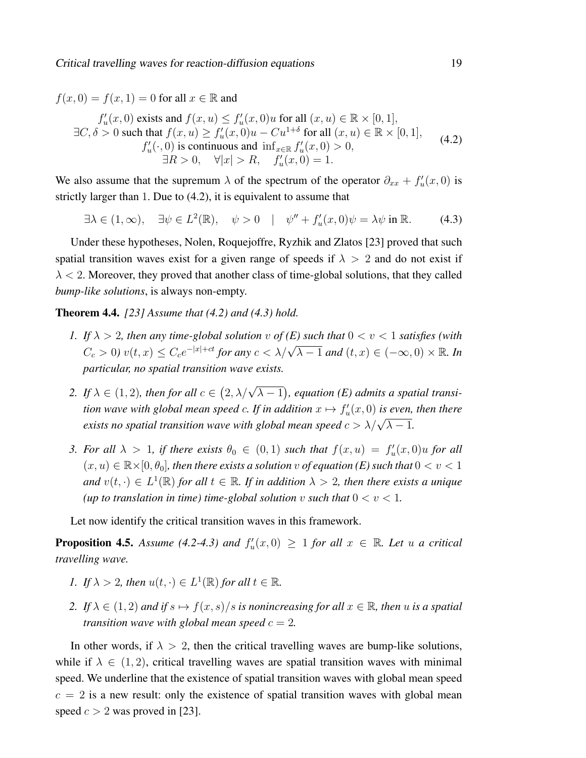$f(x,0) = f(x,1) = 0$ for all $x \in \mathbb{R}$ and

$$
\begin{gathered}
f'_u(x,0) \text{ exists and } f(x,u) \leq f'_u(x,0)u \text{ for all } (x,u) \in \mathbb{R} \times [0,1], \\
\exists C, \delta > 0 \text{ such that } f(x,u) \geq f'_u(x,0)u - Cu^{1+\delta} \text{ for all } (x,u) \in \mathbb{R} \times [0,1], \\
f'_u(\cdot,0) \text{ is continuous and } \inf_{x\in\mathbb{R}} f'_u(x,0) > 0, \\
\exists R > 0, \quad \forall |x| > R, \quad f'_u(x,0) = 1.
\end{gathered}
\tag{4.2}
$$

We also assume that the supremum $\lambda$ of the spectrum of the operator $\partial_{xx} + f'_u(x,0)$ is strictly larger than $1$. Due to (4.2), it is equivalent to assume that

$$
\exists \lambda \in (1,\infty), \quad \exists \psi \in L^2(\mathbb{R}), \quad \psi > 0 \quad | \quad \psi'' + f'_u(x,0)\psi = \lambda\psi \text{ in } \mathbb{R}. \tag{4.3}
$$

Under these hypotheses, Nolen, Roquejoffre, Ryzhik and Zlatos [23] proved that such spatial transition waves exist for a given range of speeds if $\lambda > 2$ and do not exist if $\lambda < 2$. Moreover, they proved that another class of time-global solutions, that they called *bump-like solutions*, is always non-empty.

**Theorem 4.4.** *[23] Assume that (4.2) and (4.3) hold.*

1. *If $\lambda > 2$, then any time-global solution $v$ of (E) such that $0 < v < 1$ satisfies (with $C_c > 0$) $v(t,x) \leq C_c e^{-|x|+ct}$ for any $c < \lambda/\sqrt{\lambda - 1}$ and $(t,x) \in (-\infty, 0) \times \mathbb{R}$. In particular, no spatial transition wave exists.*
2. *If $\lambda \in (1,2)$, then for all $c \in \left(2, \lambda/\sqrt{\lambda-1}\right)$, equation (E) admits a spatial transition wave with global mean speed $c$. If in addition $x \mapsto f'_u(x,0)$ is even, then there exists no spatial transition wave with global mean speed $c > \lambda/\sqrt{\lambda-1}$.*
3. *For all $\lambda > 1$, if there exists $\theta_0 \in (0,1)$ such that $f(x,u) = f'_u(x,0)u$ for all $(x,u) \in \mathbb{R}\times[0,\theta_0]$, then there exists a solution $v$ of equation (E) such that $0 < v < 1$ and $v(t,\cdot) \in L^1(\mathbb{R})$ for all $t \in \mathbb{R}$. If in addition $\lambda > 2$, then there exists a unique (up to translation in time) time-global solution $v$ such that $0 < v < 1$.*

Let now identify the critical transition waves in this framework.

**Proposition 4.5.** *Assume (4.2-4.3) and $f'_u(x,0) \geq 1$ for all $x \in \mathbb{R}$. Let $u$ a critical travelling wave.*

1. *If $\lambda > 2$, then $u(t,\cdot) \in L^1(\mathbb{R})$ for all $t \in \mathbb{R}$.*
2. *If $\lambda \in (1,2)$ and if $s \mapsto f(x,s)/s$ is nonincreasing for all $x \in \mathbb{R}$, then $u$ is a spatial transition wave with global mean speed $c = 2$.*

In other words, if $\lambda > 2$, then the critical travelling waves are bump-like solutions, while if $\lambda \in (1,2)$, critical travelling waves are spatial transition waves with minimal speed. We underline that the existence of spatial transition waves with global mean speed $c = 2$ is a new result: only the existence of spatial transition waves with global mean speed $c > 2$ was proved in [23].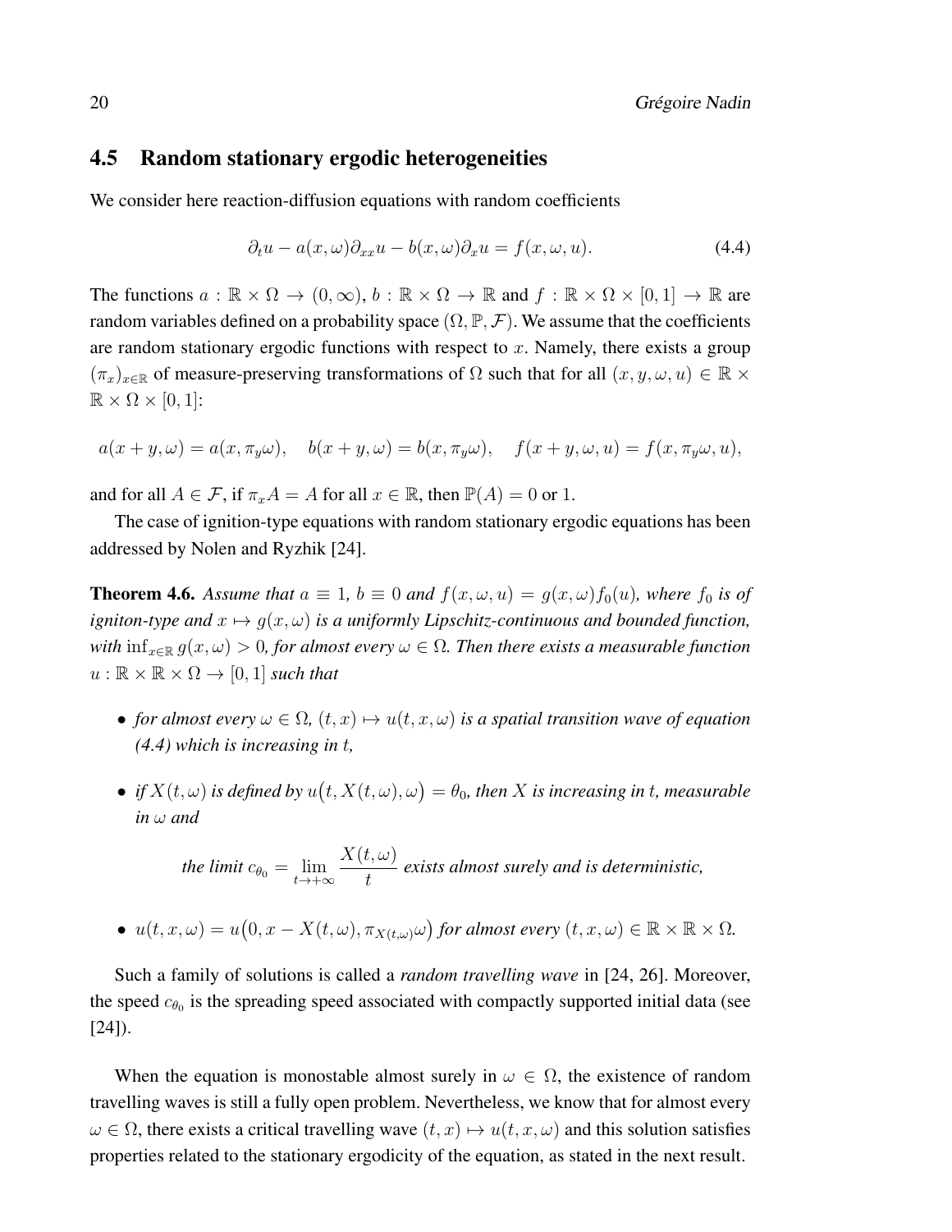## 4.5 Random stationary ergodic heterogeneities

We consider here reaction-diffusion equations with random coefficients

$$\partial_t u - a(x,\omega)\partial_{xx} u - b(x,\omega)\partial_x u = f(x,\omega,u). \tag{4.4}$$

The functions $a : \mathbb{R}\times\Omega \to (0,\infty)$, $b : \mathbb{R}\times\Omega\to\mathbb{R}$ and $f : \mathbb{R}\times\Omega\times[0,1]\to\mathbb{R}$ are random variables defined on a probability space $(\Omega,\mathbb{P},\mathcal{F})$. We assume that the coefficients are random stationary ergodic functions with respect to $x$. Namely, there exists a group $(\pi_x)_{x\in\mathbb{R}}$ of measure-preserving transformations of $\Omega$ such that for all $(x,y,\omega,u)\in\mathbb{R}\times\mathbb{R}\times\Omega\times[0,1]$:

$$a(x+y,\omega) = a(x,\pi_y\omega), \quad b(x+y,\omega) = b(x,\pi_y\omega), \quad f(x+y,\omega,u) = f(x,\pi_y\omega,u),$$

and for all $A\in\mathcal{F}$, if $\pi_x A = A$ for all $x\in\mathbb{R}$, then $\mathbb{P}(A) = 0$ or $1$.

The case of ignition-type equations with random stationary ergodic equations has been addressed by Nolen and Ryzhik [24].

**Theorem 4.6.** *Assume that $a\equiv 1$, $b\equiv 0$ and $f(x,\omega,u) = g(x,\omega)f_0(u)$, where $f_0$ is of igniton-type and $x\mapsto g(x,\omega)$ is a uniformly Lipschitz-continuous and bounded function, with $\inf_{x\in\mathbb{R}} g(x,\omega) > 0$, for almost every $\omega\in\Omega$. Then there exists a measurable function $u : \mathbb{R}\times\mathbb{R}\times\Omega\to[0,1]$ such that*

- *for almost every $\omega\in\Omega$, $(t,x)\mapsto u(t,x,\omega)$ is a spatial transition wave of equation (4.4) which is increasing in $t$,*
- *if $X(t,\omega)$ is defined by $u\big(t,X(t,\omega),\omega\big) = \theta_0$, then $X$ is increasing in $t$, measurable in $\omega$ and*

  *the limit $c_{\theta_0} = \lim_{t\to+\infty}\dfrac{X(t,\omega)}{t}$ exists almost surely and is deterministic,*

- *$u(t,x,\omega) = u\big(0,x-X(t,\omega),\pi_{X(t,\omega)}\omega\big)$ for almost every $(t,x,\omega)\in\mathbb{R}\times\mathbb{R}\times\Omega$.*

Such a family of solutions is called a *random travelling wave* in [24, 26]. Moreover, the speed $c_{\theta_0}$ is the spreading speed associated with compactly supported initial data (see [24]).

When the equation is monostable almost surely in $\omega\in\Omega$, the existence of random travelling waves is still a fully open problem. Nevertheless, we know that for almost every $\omega\in\Omega$, there exists a critical travelling wave $(t,x)\mapsto u(t,x,\omega)$ and this solution satisfies properties related to the stationary ergodicity of the equation, as stated in the next result.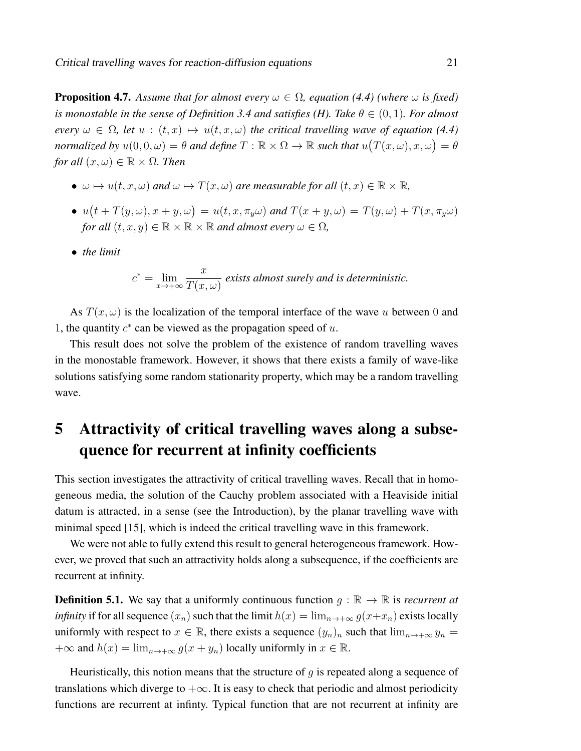**Proposition 4.7.** *Assume that for almost every $\omega \in \Omega$, equation (4.4) (where $\omega$ is fixed) is monostable in the sense of Definition 3.4 and satisfies (H). Take $\theta \in (0,1)$. For almost every $\omega \in \Omega$, let $u : (t,x) \mapsto u(t,x,\omega)$ the critical travelling wave of equation (4.4) normalized by $u(0,0,\omega) = \theta$ and define $T : \mathbb{R} \times \Omega \to \mathbb{R}$ such that $u\big(T(x,\omega), x, \omega\big) = \theta$ for all $(x,\omega) \in \mathbb{R} \times \Omega$. Then*

- *$\omega \mapsto u(t,x,\omega)$ and $\omega \mapsto T(x,\omega)$ are measurable for all $(t,x) \in \mathbb{R} \times \mathbb{R}$,*
- *$u\big(t + T(y,\omega), x+y, \omega\big) = u(t,x,\pi_y\omega)$ and $T(x+y,\omega) = T(y,\omega) + T(x,\pi_y\omega)$ for all $(t,x,y) \in \mathbb{R} \times \mathbb{R} \times \mathbb{R}$ and almost every $\omega \in \Omega$,*
- *the limit*

$$c^* = \lim_{x\to+\infty} \frac{x}{T(x,\omega)} \text{ exists almost surely and is deterministic.}$$

As $T(x,\omega)$ is the localization of the temporal interface of the wave $u$ between $0$ and $1$, the quantity $c^*$ can be viewed as the propagation speed of $u$.

This result does not solve the problem of the existence of random travelling waves in the monostable framework. However, it shows that there exists a family of wave-like solutions satisfying some random stationarity property, which may be a random travelling wave.

# 5 Attractivity of critical travelling waves along a subsequence for recurrent at infinity coefficients

This section investigates the attractivity of critical travelling waves. Recall that in homogeneous media, the solution of the Cauchy problem associated with a Heaviside initial datum is attracted, in a sense (see the Introduction), by the planar travelling wave with minimal speed [15], which is indeed the critical travelling wave in this framework.

We were not able to fully extend this result to general heterogeneous framework. However, we proved that such an attractivity holds along a subsequence, if the coefficients are recurrent at infinity.

**Definition 5.1.** We say that a uniformly continuous function $g : \mathbb{R} \to \mathbb{R}$ is *recurrent at infinity* if for all sequence $(x_n)$ such that the limit $h(x) = \lim_{n\to+\infty} g(x+x_n)$ exists locally uniformly with respect to $x \in \mathbb{R}$, there exists a sequence $(y_n)_n$ such that $\lim_{n\to+\infty} y_n = +\infty$ and $h(x) = \lim_{n\to+\infty} g(x+y_n)$ locally uniformly in $x \in \mathbb{R}$.

Heuristically, this notion means that the structure of $g$ is repeated along a sequence of translations which diverge to $+\infty$. It is easy to check that periodic and almost periodicity functions are recurrent at infinty. Typical function that are not recurrent at infinity are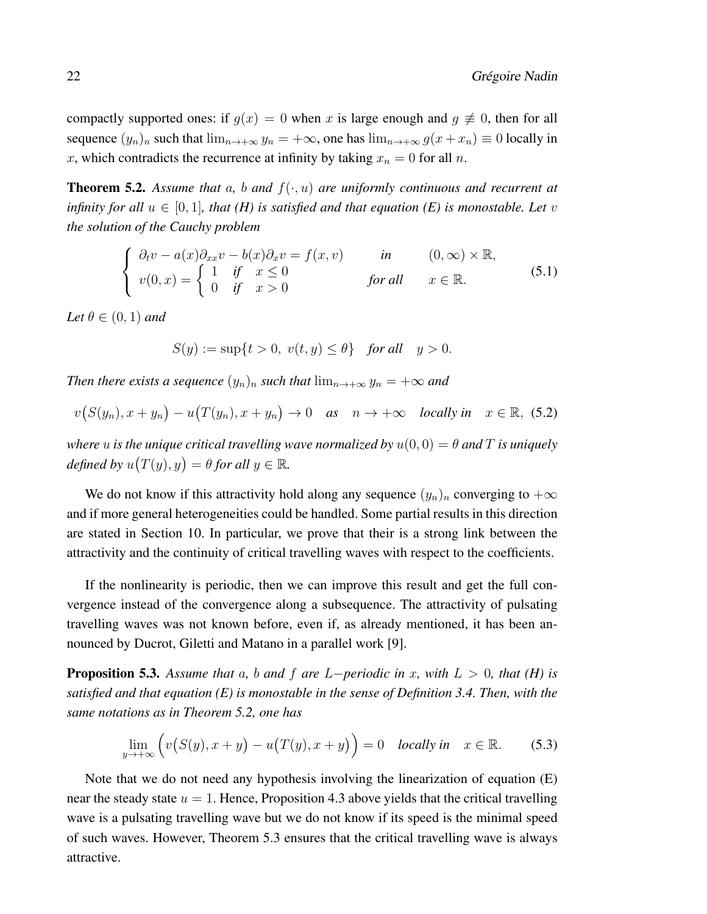compactly supported ones: if $g(x) = 0$ when $x$ is large enough and $g \not\equiv 0$, then for all sequence $(y_n)_n$ such that $\lim_{n\to+\infty} y_n = +\infty$, one has $\lim_{n\to+\infty} g(x + x_n) \equiv 0$ locally in $x$, which contradicts the recurrence at infinity by taking $x_n = 0$ for all $n$.

**Theorem 5.2.** *Assume that $a$, $b$ and $f(\cdot, u)$ are uniformly continuous and recurrent at infinity for all $u \in [0, 1]$, that (H) is satisfied and that equation (E) is monostable. Let $v$ the solution of the Cauchy problem*

$$
\left\{ \begin{array}{lll} \partial_t v - a(x)\partial_{xx} v - b(x)\partial_x v = f(x, v) & \textit{in} & (0, \infty) \times \mathbb{R}, \\ v(0, x) = \left\{ \begin{array}{ll} 1 & \textit{if} \quad x \leq 0 \\ 0 & \textit{if} \quad x > 0 \end{array} \right. & \textit{for all} & x \in \mathbb{R}. \end{array} \right. \tag{5.1}
$$

*Let $\theta \in (0, 1)$ and*

$$
S(y) := \sup\{t > 0,\ v(t, y) \leq \theta\} \quad \textit{for all} \quad y > 0.
$$

*Then there exists a sequence $(y_n)_n$ such that $\lim_{n\to+\infty} y_n = +\infty$ and*

$$
v\big(S(y_n), x + y_n\big) - u\big(T(y_n), x + y_n\big) \to 0 \quad \textit{as} \quad n \to +\infty \quad \textit{locally in} \quad x \in \mathbb{R}, \tag{5.2}
$$

*where $u$ is the unique critical travelling wave normalized by $u(0, 0) = \theta$ and $T$ is uniquely defined by $u\big(T(y), y\big) = \theta$ for all $y \in \mathbb{R}$.*

We do not know if this attractivity hold along any sequence $(y_n)_n$ converging to $+\infty$ and if more general heterogeneities could be handled. Some partial results in this direction are stated in Section 10. In particular, we prove that their is a strong link between the attractivity and the continuity of critical travelling waves with respect to the coefficients.

If the nonlinearity is periodic, then we can improve this result and get the full convergence instead of the convergence along a subsequence. The attractivity of pulsating travelling waves was not known before, even if, as already mentioned, it has been announced by Ducrot, Giletti and Matano in a parallel work [9].

**Proposition 5.3.** *Assume that $a$, $b$ and $f$ are $L-$periodic in $x$, with $L > 0$, that (H) is satisfied and that equation (E) is monostable in the sense of Definition 3.4. Then, with the same notations as in Theorem 5.2, one has*

$$
\lim_{y\to+\infty} \Big( v\big(S(y), x + y\big) - u\big(T(y), x + y\big) \Big) = 0 \quad \textit{locally in} \quad x \in \mathbb{R}. \tag{5.3}
$$

Note that we do not need any hypothesis involving the linearization of equation (E) near the steady state $u = 1$. Hence, Proposition 4.3 above yields that the critical travelling wave is a pulsating travelling wave but we do not know if its speed is the minimal speed of such waves. However, Theorem 5.3 ensures that the critical travelling wave is always attractive.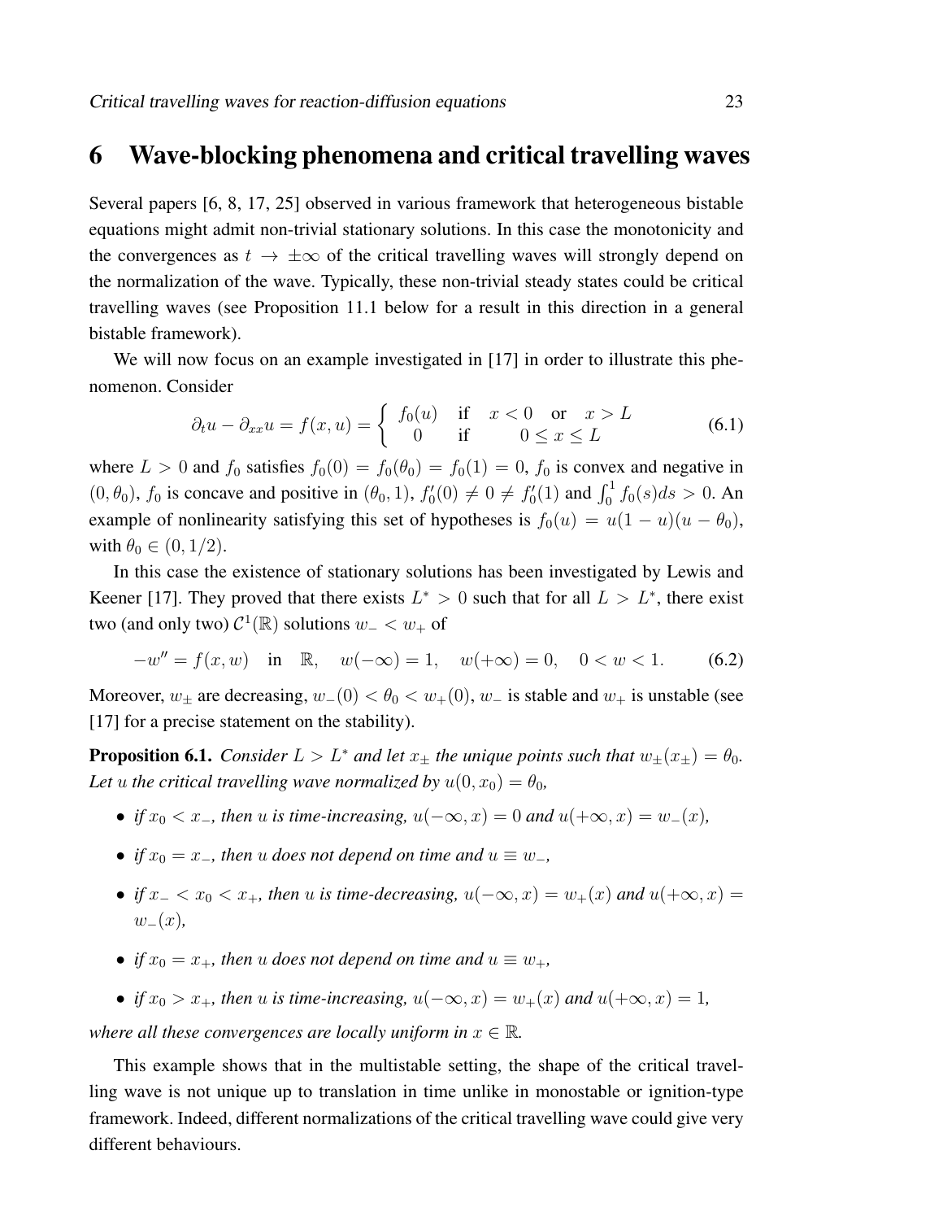# 6 Wave-blocking phenomena and critical travelling waves

Several papers [6, 8, 17, 25] observed in various framework that heterogeneous bistable equations might admit non-trivial stationary solutions. In this case the monotonicity and the convergences as $t \to \pm\infty$ of the critical travelling waves will strongly depend on the normalization of the wave. Typically, these non-trivial steady states could be critical travelling waves (see Proposition 11.1 below for a result in this direction in a general bistable framework).

We will now focus on an example investigated in [17] in order to illustrate this phenomenon. Consider

$$\partial_t u - \partial_{xx} u = f(x,u) = \begin{cases} f_0(u) & \text{if} \quad x < 0 \quad \text{or} \quad x > L \\ 0 & \text{if} \quad\quad 0 \leq x \leq L \end{cases} \tag{6.1}$$

where $L > 0$ and $f_0$ satisfies $f_0(0) = f_0(\theta_0) = f_0(1) = 0$, $f_0$ is convex and negative in $(0, \theta_0)$, $f_0$ is concave and positive in $(\theta_0, 1)$, $f_0'(0) \neq 0 \neq f_0'(1)$ and $\int_0^1 f_0(s)ds > 0$. An example of nonlinearity satisfying this set of hypotheses is $f_0(u) = u(1-u)(u-\theta_0)$, with $\theta_0 \in (0, 1/2)$.

In this case the existence of stationary solutions has been investigated by Lewis and Keener [17]. They proved that there exists $L^* > 0$ such that for all $L > L^*$, there exist two (and only two) $\mathcal{C}^1(\mathbb{R})$ solutions $w_- < w_+$ of

$$-w'' = f(x, w) \quad \text{in} \quad \mathbb{R}, \quad w(-\infty) = 1, \quad w(+\infty) = 0, \quad 0 < w < 1. \tag{6.2}$$

Moreover, $w_\pm$ are decreasing, $w_-(0) < \theta_0 < w_+(0)$, $w_-$ is stable and $w_+$ is unstable (see [17] for a precise statement on the stability).

**Proposition 6.1.** *Consider $L > L^*$ and let $x_\pm$ the unique points such that $w_\pm(x_\pm) = \theta_0$. Let $u$ the critical travelling wave normalized by $u(0, x_0) = \theta_0$,*

- *if $x_0 < x_-$, then $u$ is time-increasing, $u(-\infty, x) = 0$ and $u(+\infty, x) = w_-(x)$,*
- *if $x_0 = x_-$, then $u$ does not depend on time and $u \equiv w_-$,*
- *if $x_- < x_0 < x_+$, then $u$ is time-decreasing, $u(-\infty, x) = w_+(x)$ and $u(+\infty, x) = w_-(x)$,*
- *if $x_0 = x_+$, then $u$ does not depend on time and $u \equiv w_+$,*
- *if $x_0 > x_+$, then $u$ is time-increasing, $u(-\infty, x) = w_+(x)$ and $u(+\infty, x) = 1$,*

*where all these convergences are locally uniform in $x \in \mathbb{R}$.*

This example shows that in the multistable setting, the shape of the critical travelling wave is not unique up to translation in time unlike in monostable or ignition-type framework. Indeed, different normalizations of the critical travelling wave could give very different behaviours.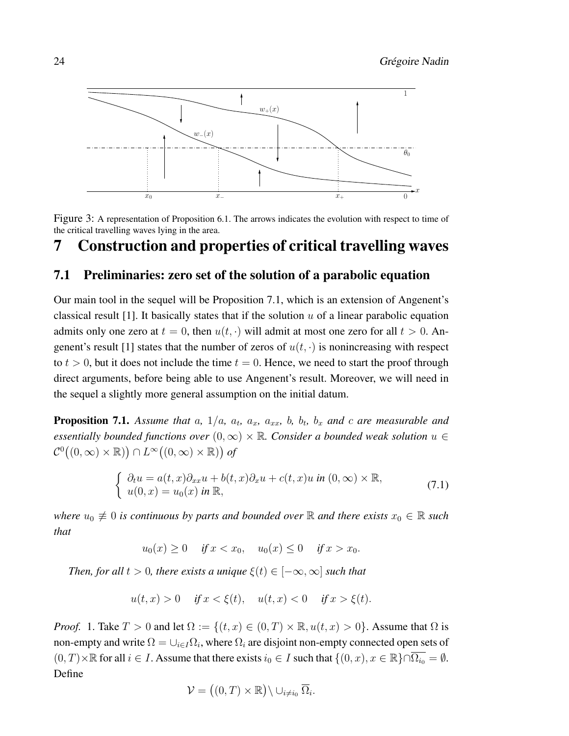Figure 3: A representation of Proposition 6.1. The arrows indicates the evolution with respect to time of the critical travelling waves lying in the area.

# 7 Construction and properties of critical travelling waves

## 7.1 Preliminaries: zero set of the solution of a parabolic equation

Our main tool in the sequel will be Proposition 7.1, which is an extension of Angenent's classical result [1]. It basically states that if the solution $u$ of a linear parabolic equation admits only one zero at $t = 0$, then $u(t, \cdot)$ will admit at most one zero for all $t > 0$. Angenent's result [1] states that the number of zeros of $u(t, \cdot)$ is nonincreasing with respect to $t > 0$, but it does not include the time $t = 0$. Hence, we need to start the proof through direct arguments, before being able to use Angenent's result. Moreover, we will need in the sequel a slightly more general assumption on the initial datum.

**Proposition 7.1.** *Assume that $a$, $1/a$, $a_t$, $a_x$, $a_{xx}$, $b$, $b_t$, $b_x$ and $c$ are measurable and essentially bounded functions over $(0, \infty) \times \mathbb{R}$. Consider a bounded weak solution $u \in \mathcal{C}^0\big((0, \infty) \times \mathbb{R})\big) \cap L^\infty\big((0, \infty) \times \mathbb{R})\big)$ of*

$$\begin{cases} \partial_t u = a(t, x)\partial_{xx} u + b(t, x)\partial_x u + c(t, x)u \text{ in } (0, \infty) \times \mathbb{R}, \\ u(0, x) = u_0(x) \text{ in } \mathbb{R}, \end{cases} \tag{7.1}$$

*where $u_0 \not\equiv 0$ is continuous by parts and bounded over $\mathbb{R}$ and there exists $x_0 \in \mathbb{R}$ such that*

$$u_0(x) \geq 0 \quad \text{if } x < x_0, \quad u_0(x) \leq 0 \quad \text{if } x > x_0.$$

*Then, for all $t > 0$, there exists a unique $\xi(t) \in [-\infty, \infty]$ such that*

$$u(t, x) > 0 \quad \text{if } x < \xi(t), \quad u(t, x) < 0 \quad \text{if } x > \xi(t).$$

*Proof.* 1. Take $T > 0$ and let $\Omega := \{(t, x) \in (0, T) \times \mathbb{R}, u(t, x) > 0\}$. Assume that $\Omega$ is non-empty and write $\Omega = \cup_{i \in I} \Omega_i$, where $\Omega_i$ are disjoint non-empty connected open sets of $(0, T) \times \mathbb{R}$ for all $i \in I$. Assume that there exists $i_0 \in I$ such that $\{(0, x), x \in \mathbb{R}\} \cap \overline{\Omega_{i_0}} = \emptyset$. Define

$$\mathcal{V} = \big((0, T) \times \mathbb{R}\big) \setminus \cup_{i \neq i_0} \overline{\Omega_i}.$$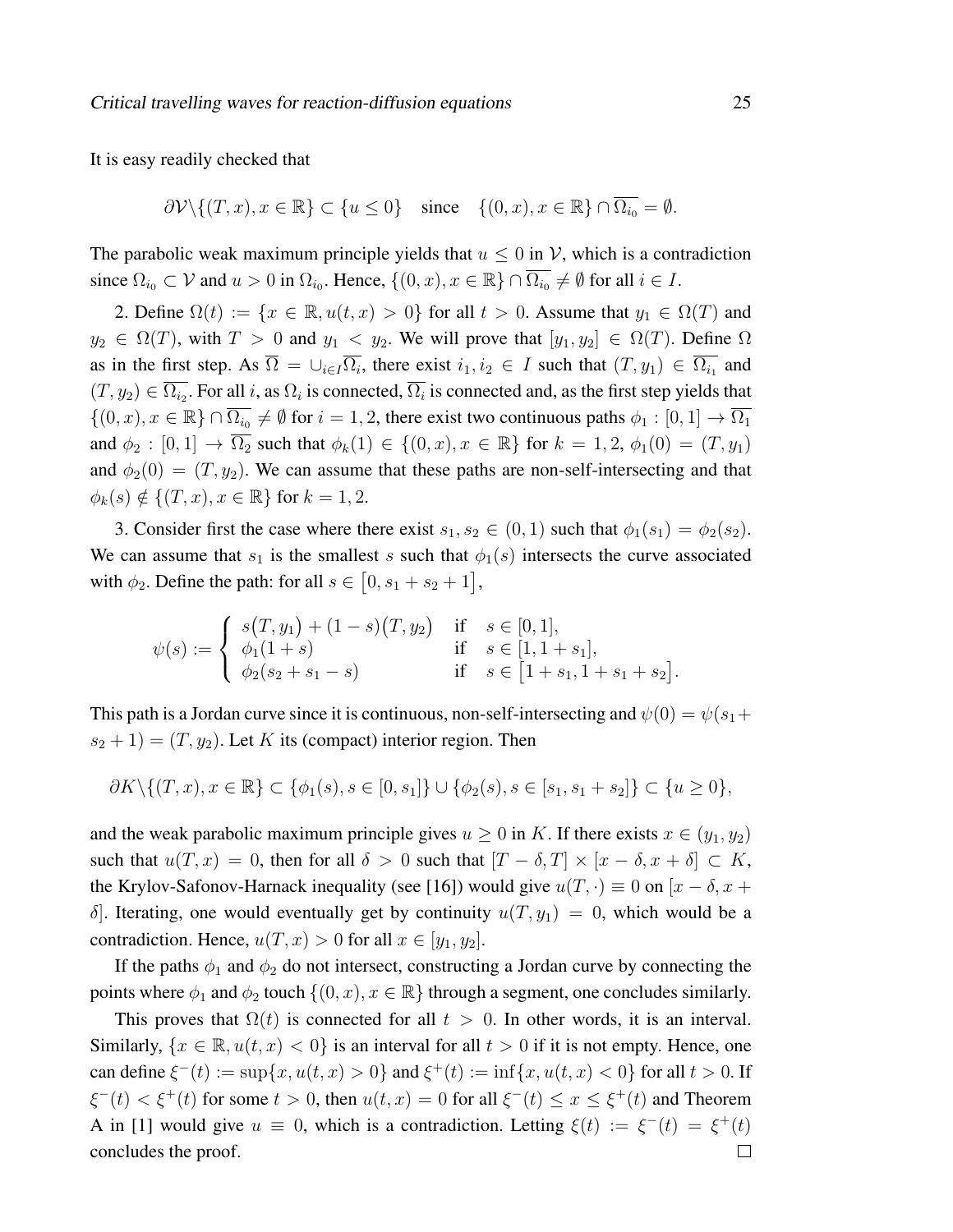It is easy readily checked that

$$\partial\mathcal{V}\backslash\{(T,x), x\in\mathbb{R}\}\subset\{u\leq 0\}\quad\text{since}\quad\{(0,x), x\in\mathbb{R}\}\cap\overline{\Omega_{i_0}}=\emptyset.$$

The parabolic weak maximum principle yields that $u\leq 0$ in $\mathcal{V}$, which is a contradiction since $\Omega_{i_0}\subset\mathcal{V}$ and $u>0$ in $\Omega_{i_0}$. Hence, $\{(0,x), x\in\mathbb{R}\}\cap\overline{\Omega_{i_0}}\neq\emptyset$ for all $i\in I$.

2. Define $\Omega(t):=\{x\in\mathbb{R}, u(t,x)>0\}$ for all $t>0$. Assume that $y_1\in\Omega(T)$ and $y_2\in\Omega(T)$, with $T>0$ and $y_1<y_2$. We will prove that $[y_1,y_2]\in\Omega(T)$. Define $\Omega$ as in the first step. As $\overline{\Omega}=\cup_{i\in I}\overline{\Omega_i}$, there exist $i_1,i_2\in I$ such that $(T,y_1)\in\overline{\Omega_{i_1}}$ and $(T,y_2)\in\overline{\Omega_{i_2}}$. For all $i$, as $\Omega_i$ is connected, $\overline{\Omega_i}$ is connected and, as the first step yields that $\{(0,x), x\in\mathbb{R}\}\cap\overline{\Omega_{i_0}}\neq\emptyset$ for $i=1,2$, there exist two continuous paths $\phi_1:[0,1]\to\overline{\Omega_1}$ and $\phi_2:[0,1]\to\overline{\Omega_2}$ such that $\phi_k(1)\in\{(0,x), x\in\mathbb{R}\}$ for $k=1,2$, $\phi_1(0)=(T,y_1)$ and $\phi_2(0)=(T,y_2)$. We can assume that these paths are non-self-intersecting and that $\phi_k(s)\notin\{(T,x), x\in\mathbb{R}\}$ for $k=1,2$.

3. Consider first the case where there exist $s_1,s_2\in(0,1)$ such that $\phi_1(s_1)=\phi_2(s_2)$. We can assume that $s_1$ is the smallest $s$ such that $\phi_1(s)$ intersects the curve associated with $\phi_2$. Define the path: for all $s\in\big[0,s_1+s_2+1\big]$,

$$\psi(s):=\begin{cases} s\big(T,y_1\big)+(1-s)\big(T,y_2\big) & \text{if}\quad s\in[0,1],\\ \phi_1(1+s) & \text{if}\quad s\in[1,1+s_1],\\ \phi_2(s_2+s_1-s) & \text{if}\quad s\in\big[1+s_1,1+s_1+s_2\big].\end{cases}$$

This path is a Jordan curve since it is continuous, non-self-intersecting and $\psi(0)=\psi(s_1+s_2+1)=(T,y_2)$. Let $K$ its (compact) interior region. Then

$$\partial K\backslash\{(T,x), x\in\mathbb{R}\}\subset\{\phi_1(s), s\in[0,s_1]\}\cup\{\phi_2(s), s\in[s_1,s_1+s_2]\}\subset\{u\geq 0\},$$

and the weak parabolic maximum principle gives $u\geq 0$ in $K$. If there exists $x\in(y_1,y_2)$ such that $u(T,x)=0$, then for all $\delta>0$ such that $[T-\delta,T]\times[x-\delta,x+\delta]\subset K$, the Krylov-Safonov-Harnack inequality (see [16]) would give $u(T,\cdot)\equiv 0$ on $[x-\delta,x+\delta]$. Iterating, one would eventually get by continuity $u(T,y_1)=0$, which would be a contradiction. Hence, $u(T,x)>0$ for all $x\in[y_1,y_2]$.

If the paths $\phi_1$ and $\phi_2$ do not intersect, constructing a Jordan curve by connecting the points where $\phi_1$ and $\phi_2$ touch $\{(0,x), x\in\mathbb{R}\}$ through a segment, one concludes similarly.

This proves that $\Omega(t)$ is connected for all $t>0$. In other words, it is an interval. Similarly, $\{x\in\mathbb{R}, u(t,x)<0\}$ is an interval for all $t>0$ if it is not empty. Hence, one can define $\xi^-(t):=\sup\{x, u(t,x)>0\}$ and $\xi^+(t):=\inf\{x, u(t,x)<0\}$ for all $t>0$. If $\xi^-(t)<\xi^+(t)$ for some $t>0$, then $u(t,x)=0$ for all $\xi^-(t)\leq x\leq\xi^+(t)$ and Theorem A in [1] would give $u\equiv 0$, which is a contradiction. Letting $\xi(t):=\xi^-(t)=\xi^+(t)$ concludes the proof. □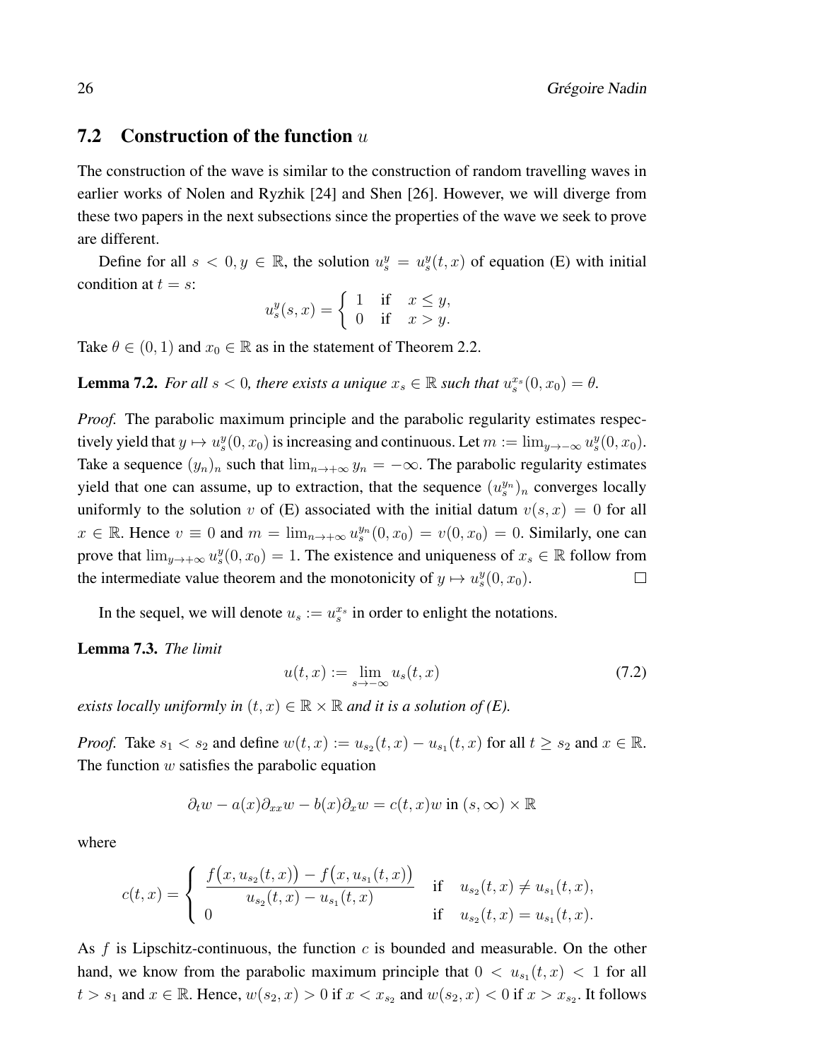## 7.2 Construction of the function $u$

The construction of the wave is similar to the construction of random travelling waves in earlier works of Nolen and Ryzhik [24] and Shen [26]. However, we will diverge from these two papers in the next subsections since the properties of the wave we seek to prove are different.

Define for all $s < 0, y \in \mathbb{R}$, the solution $u_s^y = u_s^y(t,x)$ of equation (E) with initial condition at $t = s$:

$$u_s^y(s,x) = \begin{cases} 1 & \text{if} \quad x \leq y, \\ 0 & \text{if} \quad x > y. \end{cases}$$

Take $\theta \in (0,1)$ and $x_0 \in \mathbb{R}$ as in the statement of Theorem 2.2.

**Lemma 7.2.** *For all $s < 0$, there exists a unique $x_s \in \mathbb{R}$ such that $u_s^{x_s}(0, x_0) = \theta$.*

*Proof.* The parabolic maximum principle and the parabolic regularity estimates respectively yield that $y \mapsto u_s^y(0,x_0)$ is increasing and continuous. Let $m := \lim_{y \to -\infty} u_s^y(0,x_0)$. Take a sequence $(y_n)_n$ such that $\lim_{n\to+\infty} y_n = -\infty$. The parabolic regularity estimates yield that one can assume, up to extraction, that the sequence $(u_s^{y_n})_n$ converges locally uniformly to the solution $v$ of (E) associated with the initial datum $v(s,x) = 0$ for all $x \in \mathbb{R}$. Hence $v \equiv 0$ and $m = \lim_{n\to+\infty} u_s^{y_n}(0,x_0) = v(0,x_0) = 0$. Similarly, one can prove that $\lim_{y\to+\infty} u_s^y(0,x_0) = 1$. The existence and uniqueness of $x_s \in \mathbb{R}$ follow from the intermediate value theorem and the monotonicity of $y \mapsto u_s^y(0,x_0)$. $\square$

In the sequel, we will denote $u_s := u_s^{x_s}$ in order to enlight the notations.

**Lemma 7.3.** *The limit*

$$u(t,x) := \lim_{s\to-\infty} u_s(t,x) \tag{7.2}$$

*exists locally uniformly in $(t,x) \in \mathbb{R}\times\mathbb{R}$ and it is a solution of (E).*

*Proof.* Take $s_1 < s_2$ and define $w(t,x) := u_{s_2}(t,x) - u_{s_1}(t,x)$ for all $t \geq s_2$ and $x \in \mathbb{R}$. The function $w$ satisfies the parabolic equation

$$\partial_t w - a(x)\partial_{xx} w - b(x)\partial_x w = c(t,x)w \text{ in } (s,\infty)\times\mathbb{R}$$

where

$$c(t,x) = \begin{cases} \dfrac{f\big(x, u_{s_2}(t,x)\big) - f\big(x, u_{s_1}(t,x)\big)}{u_{s_2}(t,x) - u_{s_1}(t,x)} & \text{if} \quad u_{s_2}(t,x) \neq u_{s_1}(t,x), \\ 0 & \text{if} \quad u_{s_2}(t,x) = u_{s_1}(t,x). \end{cases}$$

As $f$ is Lipschitz-continuous, the function $c$ is bounded and measurable. On the other hand, we know from the parabolic maximum principle that $0 < u_{s_1}(t,x) < 1$ for all $t > s_1$ and $x \in \mathbb{R}$. Hence, $w(s_2,x) > 0$ if $x < x_{s_2}$ and $w(s_2,x) < 0$ if $x > x_{s_2}$. It follows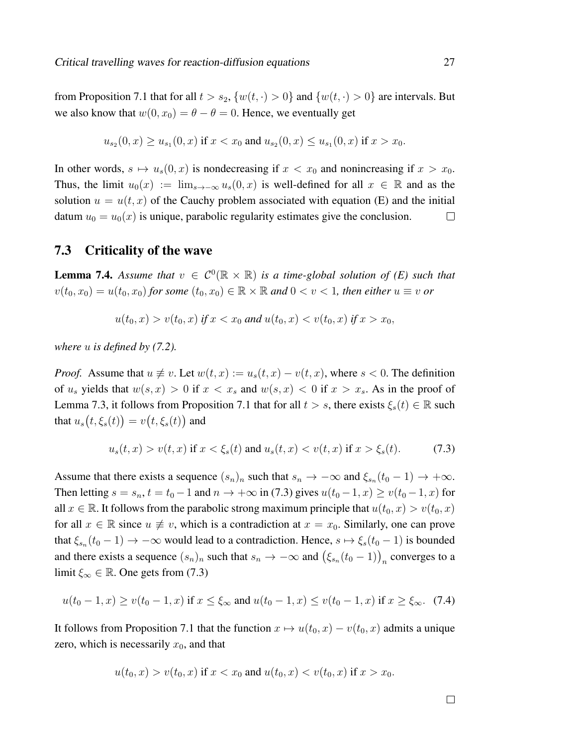from Proposition 7.1 that for all $t > s_2$, $\{w(t,\cdot) > 0\}$ and $\{w(t,\cdot) > 0\}$ are intervals. But we also know that $w(0,x_0) = \theta - \theta = 0$. Hence, we eventually get

$$u_{s_2}(0,x) \geq u_{s_1}(0,x) \text{ if } x < x_0 \text{ and } u_{s_2}(0,x) \leq u_{s_1}(0,x) \text{ if } x > x_0.$$

In other words, $s \mapsto u_s(0,x)$ is nondecreasing if $x < x_0$ and nonincreasing if $x > x_0$. Thus, the limit $u_0(x) := \lim_{s\to-\infty} u_s(0,x)$ is well-defined for all $x \in \mathbb{R}$ and as the solution $u = u(t,x)$ of the Cauchy problem associated with equation (E) and the initial datum $u_0 = u_0(x)$ is unique, parabolic regularity estimates give the conclusion. $\square$

## 7.3 Criticality of the wave

**Lemma 7.4.** *Assume that $v \in \mathcal{C}^0(\mathbb{R}\times\mathbb{R})$ is a time-global solution of (E) such that $v(t_0,x_0) = u(t_0,x_0)$ for some $(t_0,x_0) \in \mathbb{R}\times\mathbb{R}$ and $0 < v < 1$, then either $u \equiv v$ or*

$$u(t_0,x) > v(t_0,x) \textit{ if } x < x_0 \textit{ and } u(t_0,x) < v(t_0,x) \textit{ if } x > x_0,$$

*where $u$ is defined by (7.2).*

*Proof.* Assume that $u \not\equiv v$. Let $w(t,x) := u_s(t,x) - v(t,x)$, where $s < 0$. The definition of $u_s$ yields that $w(s,x) > 0$ if $x < x_s$ and $w(s,x) < 0$ if $x > x_s$. As in the proof of Lemma 7.3, it follows from Proposition 7.1 that for all $t > s$, there exists $\xi_s(t) \in \mathbb{R}$ such that $u_s\big(t,\xi_s(t)\big) = v\big(t,\xi_s(t)\big)$ and

$$u_s(t,x) > v(t,x) \text{ if } x < \xi_s(t) \text{ and } u_s(t,x) < v(t,x) \text{ if } x > \xi_s(t). \tag{7.3}$$

Assume that there exists a sequence $(s_n)_n$ such that $s_n \to -\infty$ and $\xi_{s_n}(t_0-1) \to +\infty$. Then letting $s = s_n$, $t = t_0 - 1$ and $n \to +\infty$ in (7.3) gives $u(t_0-1,x) \geq v(t_0-1,x)$ for all $x \in \mathbb{R}$. It follows from the parabolic strong maximum principle that $u(t_0,x) > v(t_0,x)$ for all $x \in \mathbb{R}$ since $u \not\equiv v$, which is a contradiction at $x = x_0$. Similarly, one can prove that $\xi_{s_n}(t_0-1) \to -\infty$ would lead to a contradiction. Hence, $s \mapsto \xi_s(t_0-1)$ is bounded and there exists a sequence $(s_n)_n$ such that $s_n \to -\infty$ and $\big(\xi_{s_n}(t_0-1)\big)_n$ converges to a limit $\xi_\infty \in \mathbb{R}$. One gets from (7.3)

$$u(t_0-1,x) \geq v(t_0-1,x) \text{ if } x \leq \xi_\infty \text{ and } u(t_0-1,x) \leq v(t_0-1,x) \text{ if } x \geq \xi_\infty. \tag{7.4}$$

It follows from Proposition 7.1 that the function $x \mapsto u(t_0,x) - v(t_0,x)$ admits a unique zero, which is necessarily $x_0$, and that

$$u(t_0,x) > v(t_0,x) \text{ if } x < x_0 \text{ and } u(t_0,x) < v(t_0,x) \text{ if } x > x_0.$$

$\square$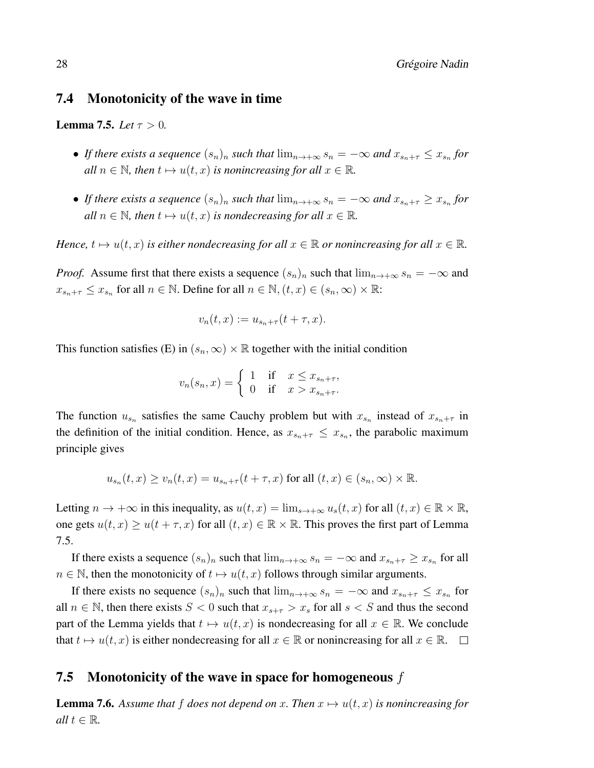## 7.4 Monotonicity of the wave in time

**Lemma 7.5.** *Let $\tau > 0$.*

- *If there exists a sequence $(s_n)_n$ such that $\lim_{n\to+\infty} s_n = -\infty$ and $x_{s_n+\tau} \leq x_{s_n}$ for all $n \in \mathbb{N}$, then $t \mapsto u(t,x)$ is nonincreasing for all $x \in \mathbb{R}$.*
- *If there exists a sequence $(s_n)_n$ such that $\lim_{n\to+\infty} s_n = -\infty$ and $x_{s_n+\tau} \geq x_{s_n}$ for all $n \in \mathbb{N}$, then $t \mapsto u(t,x)$ is nondecreasing for all $x \in \mathbb{R}$.*

*Hence, $t \mapsto u(t,x)$ is either nondecreasing for all $x \in \mathbb{R}$ or nonincreasing for all $x \in \mathbb{R}$.*

*Proof.* Assume first that there exists a sequence $(s_n)_n$ such that $\lim_{n\to+\infty} s_n = -\infty$ and $x_{s_n+\tau} \leq x_{s_n}$ for all $n \in \mathbb{N}$. Define for all $n \in \mathbb{N}$, $(t,x) \in (s_n,\infty) \times \mathbb{R}$:

$$v_n(t,x) := u_{s_n+\tau}(t+\tau, x).$$

This function satisfies (E) in $(s_n,\infty) \times \mathbb{R}$ together with the initial condition

$$v_n(s_n,x) = \begin{cases} 1 & \text{if} \quad x \leq x_{s_n+\tau}, \\ 0 & \text{if} \quad x > x_{s_n+\tau}. \end{cases}$$

The function $u_{s_n}$ satisfies the same Cauchy problem but with $x_{s_n}$ instead of $x_{s_n+\tau}$ in the definition of the initial condition. Hence, as $x_{s_n+\tau} \leq x_{s_n}$, the parabolic maximum principle gives

$$u_{s_n}(t,x) \geq v_n(t,x) = u_{s_n+\tau}(t+\tau,x) \text{ for all } (t,x) \in (s_n,\infty) \times \mathbb{R}.$$

Letting $n \to +\infty$ in this inequality, as $u(t,x) = \lim_{s\to+\infty} u_s(t,x)$ for all $(t,x) \in \mathbb{R} \times \mathbb{R}$, one gets $u(t,x) \geq u(t+\tau,x)$ for all $(t,x) \in \mathbb{R} \times \mathbb{R}$. This proves the first part of Lemma 7.5.

If there exists a sequence $(s_n)_n$ such that $\lim_{n\to+\infty} s_n = -\infty$ and $x_{s_n+\tau} \geq x_{s_n}$ for all $n \in \mathbb{N}$, then the monotonicity of $t \mapsto u(t,x)$ follows through similar arguments.

If there exists no sequence $(s_n)_n$ such that $\lim_{n\to+\infty} s_n = -\infty$ and $x_{s_n+\tau} \leq x_{s_n}$ for all $n \in \mathbb{N}$, then there exists $S < 0$ such that $x_{s+\tau} > x_s$ for all $s < S$ and thus the second part of the Lemma yields that $t \mapsto u(t,x)$ is nondecreasing for all $x \in \mathbb{R}$. We conclude that $t \mapsto u(t,x)$ is either nondecreasing for all $x \in \mathbb{R}$ or nonincreasing for all $x \in \mathbb{R}$. $\square$

## 7.5 Monotonicity of the wave in space for homogeneous $f$

**Lemma 7.6.** *Assume that $f$ does not depend on $x$. Then $x \mapsto u(t,x)$ is nonincreasing for all $t \in \mathbb{R}$.*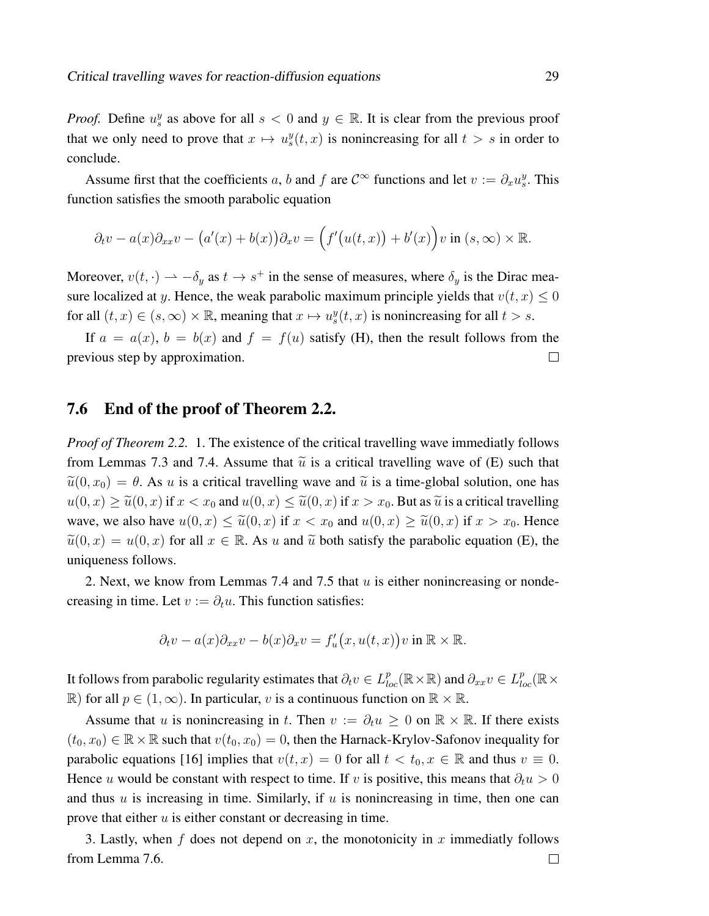*Proof.* Define $u_s^y$ as above for all $s < 0$ and $y \in \mathbb{R}$. It is clear from the previous proof that we only need to prove that $x \mapsto u_s^y(t,x)$ is nonincreasing for all $t > s$ in order to conclude.

Assume first that the coefficients $a$, $b$ and $f$ are $\mathcal{C}^\infty$ functions and let $v := \partial_x u_s^y$. This function satisfies the smooth parabolic equation

$$\partial_t v - a(x)\partial_{xx} v - \big(a'(x) + b(x)\big)\partial_x v = \Big(f'\big(u(t,x)\big) + b'(x)\Big)v \text{ in } (s,\infty)\times\mathbb{R}.$$

Moreover, $v(t,\cdot) \rightharpoonup -\delta_y$ as $t \to s^+$ in the sense of measures, where $\delta_y$ is the Dirac measure localized at $y$. Hence, the weak parabolic maximum principle yields that $v(t,x) \leq 0$ for all $(t,x) \in (s,\infty)\times\mathbb{R}$, meaning that $x \mapsto u_s^y(t,x)$ is nonincreasing for all $t > s$.

If $a = a(x)$, $b = b(x)$ and $f = f(u)$ satisfy (H), then the result follows from the previous step by approximation. □

## 7.6 End of the proof of Theorem 2.2.

*Proof of Theorem 2.2.* 1. The existence of the critical travelling wave immediatly follows from Lemmas 7.3 and 7.4. Assume that $\widetilde{u}$ is a critical travelling wave of (E) such that $\widetilde{u}(0,x_0) = \theta$. As $u$ is a critical travelling wave and $\widetilde{u}$ is a time-global solution, one has $u(0,x) \geq \widetilde{u}(0,x)$ if $x < x_0$ and $u(0,x) \leq \widetilde{u}(0,x)$ if $x > x_0$. But as $\widetilde{u}$ is a critical travelling wave, we also have $u(0,x) \leq \widetilde{u}(0,x)$ if $x < x_0$ and $u(0,x) \geq \widetilde{u}(0,x)$ if $x > x_0$. Hence $\widetilde{u}(0,x) = u(0,x)$ for all $x \in \mathbb{R}$. As $u$ and $\widetilde{u}$ both satisfy the parabolic equation (E), the uniqueness follows.

2. Next, we know from Lemmas 7.4 and 7.5 that $u$ is either nonincreasing or nondecreasing in time. Let $v := \partial_t u$. This function satisfies:

$$\partial_t v - a(x)\partial_{xx} v - b(x)\partial_x v = f_u'\big(x, u(t,x)\big)v \text{ in } \mathbb{R}\times\mathbb{R}.$$

It follows from parabolic regularity estimates that $\partial_t v \in L^p_{loc}(\mathbb{R}\times\mathbb{R})$ and $\partial_{xx} v \in L^p_{loc}(\mathbb{R}\times\mathbb{R})$ for all $p \in (1,\infty)$. In particular, $v$ is a continuous function on $\mathbb{R}\times\mathbb{R}$.

Assume that $u$ is nonincreasing in $t$. Then $v := \partial_t u \geq 0$ on $\mathbb{R}\times\mathbb{R}$. If there exists $(t_0,x_0) \in \mathbb{R}\times\mathbb{R}$ such that $v(t_0,x_0) = 0$, then the Harnack-Krylov-Safonov inequality for parabolic equations [16] implies that $v(t,x) = 0$ for all $t < t_0, x \in \mathbb{R}$ and thus $v \equiv 0$. Hence $u$ would be constant with respect to time. If $v$ is positive, this means that $\partial_t u > 0$ and thus $u$ is increasing in time. Similarly, if $u$ is nonincreasing in time, then one can prove that either $u$ is either constant or decreasing in time.

3. Lastly, when $f$ does not depend on $x$, the monotonicity in $x$ immediatly follows from Lemma 7.6. □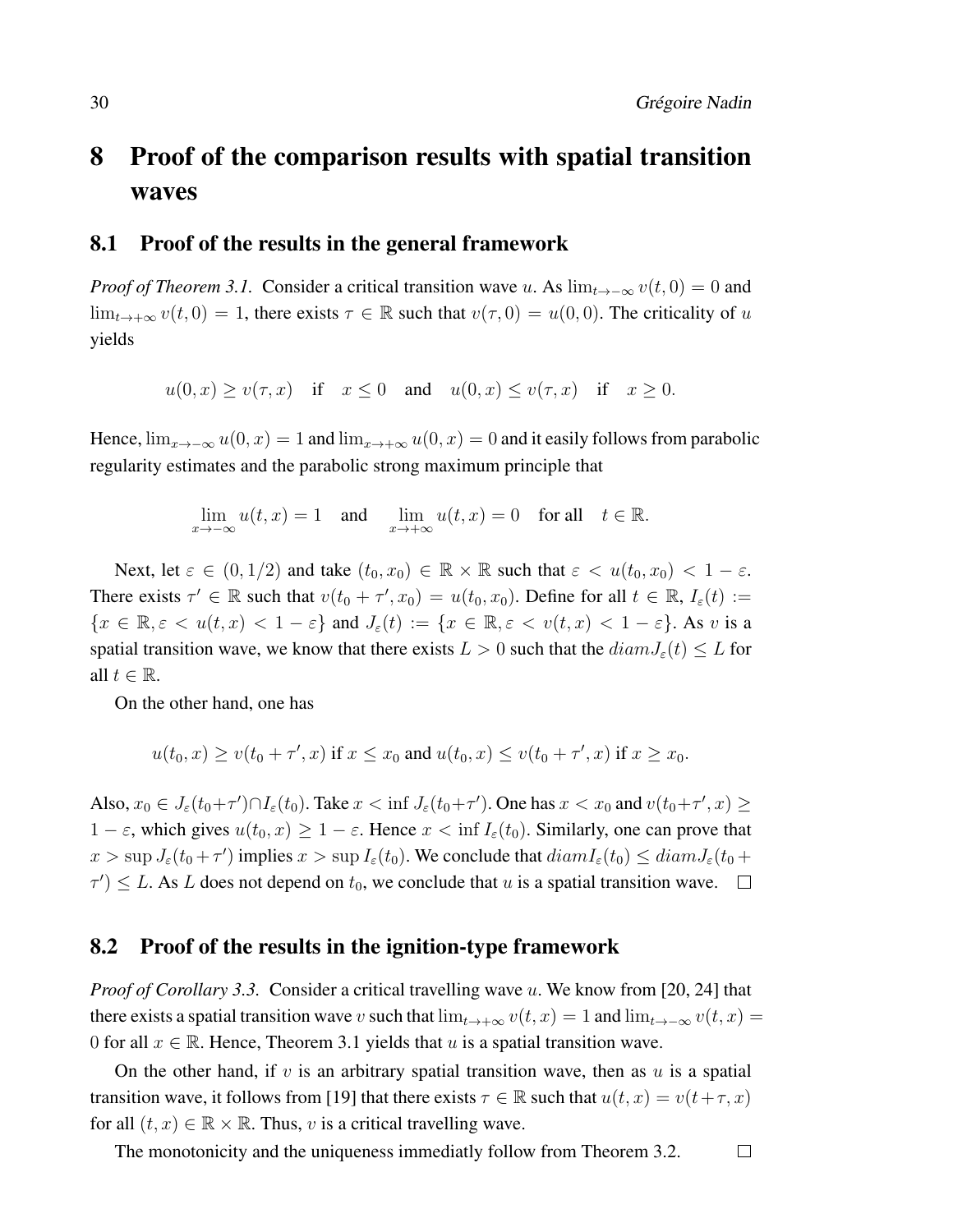# 8 Proof of the comparison results with spatial transition waves

## 8.1 Proof of the results in the general framework

*Proof of Theorem 3.1.* Consider a critical transition wave $u$. As $\lim_{t\to-\infty} v(t,0) = 0$ and $\lim_{t\to+\infty} v(t,0) = 1$, there exists $\tau \in \mathbb{R}$ such that $v(\tau, 0) = u(0,0)$. The criticality of $u$ yields

$$u(0,x) \geq v(\tau,x) \quad \text{if} \quad x \leq 0 \quad \text{and} \quad u(0,x) \leq v(\tau,x) \quad \text{if} \quad x \geq 0.$$

Hence, $\lim_{x\to-\infty} u(0,x) = 1$ and $\lim_{x\to+\infty} u(0,x) = 0$ and it easily follows from parabolic regularity estimates and the parabolic strong maximum principle that

$$\lim_{x\to-\infty} u(t,x) = 1 \quad \text{and} \quad \lim_{x\to+\infty} u(t,x) = 0 \quad \text{for all} \quad t \in \mathbb{R}.$$

Next, let $\varepsilon \in (0,1/2)$ and take $(t_0,x_0) \in \mathbb{R}\times\mathbb{R}$ such that $\varepsilon < u(t_0,x_0) < 1-\varepsilon$. There exists $\tau' \in \mathbb{R}$ such that $v(t_0+\tau',x_0) = u(t_0,x_0)$. Define for all $t \in \mathbb{R}$, $I_\varepsilon(t) := \{x \in \mathbb{R}, \varepsilon < u(t,x) < 1-\varepsilon\}$ and $J_\varepsilon(t) := \{x \in \mathbb{R}, \varepsilon < v(t,x) < 1-\varepsilon\}$. As $v$ is a spatial transition wave, we know that there exists $L > 0$ such that the $diam J_\varepsilon(t) \leq L$ for all $t \in \mathbb{R}$.

On the other hand, one has

$$u(t_0,x) \geq v(t_0+\tau',x) \text{ if } x \leq x_0 \text{ and } u(t_0,x) \leq v(t_0+\tau',x) \text{ if } x \geq x_0.$$

Also, $x_0 \in J_\varepsilon(t_0+\tau') \cap I_\varepsilon(t_0)$. Take $x < \inf J_\varepsilon(t_0+\tau')$. One has $x < x_0$ and $v(t_0+\tau',x) \geq 1-\varepsilon$, which gives $u(t_0,x) \geq 1-\varepsilon$. Hence $x < \inf I_\varepsilon(t_0)$. Similarly, one can prove that $x > \sup J_\varepsilon(t_0+\tau')$ implies $x > \sup I_\varepsilon(t_0)$. We conclude that $diam I_\varepsilon(t_0) \leq diam J_\varepsilon(t_0+\tau') \leq L$. As $L$ does not depend on $t_0$, we conclude that $u$ is a spatial transition wave. $\square$

## 8.2 Proof of the results in the ignition-type framework

*Proof of Corollary 3.3.* Consider a critical travelling wave $u$. We know from [20, 24] that there exists a spatial transition wave $v$ such that $\lim_{t\to+\infty} v(t,x) = 1$ and $\lim_{t\to-\infty} v(t,x) = 0$ for all $x \in \mathbb{R}$. Hence, Theorem 3.1 yields that $u$ is a spatial transition wave.

On the other hand, if $v$ is an arbitrary spatial transition wave, then as $u$ is a spatial transition wave, it follows from [19] that there exists $\tau \in \mathbb{R}$ such that $u(t,x) = v(t+\tau,x)$ for all $(t,x) \in \mathbb{R}\times\mathbb{R}$. Thus, $v$ is a critical travelling wave.

The monotonicity and the uniqueness immediatly follow from Theorem 3.2. $\square$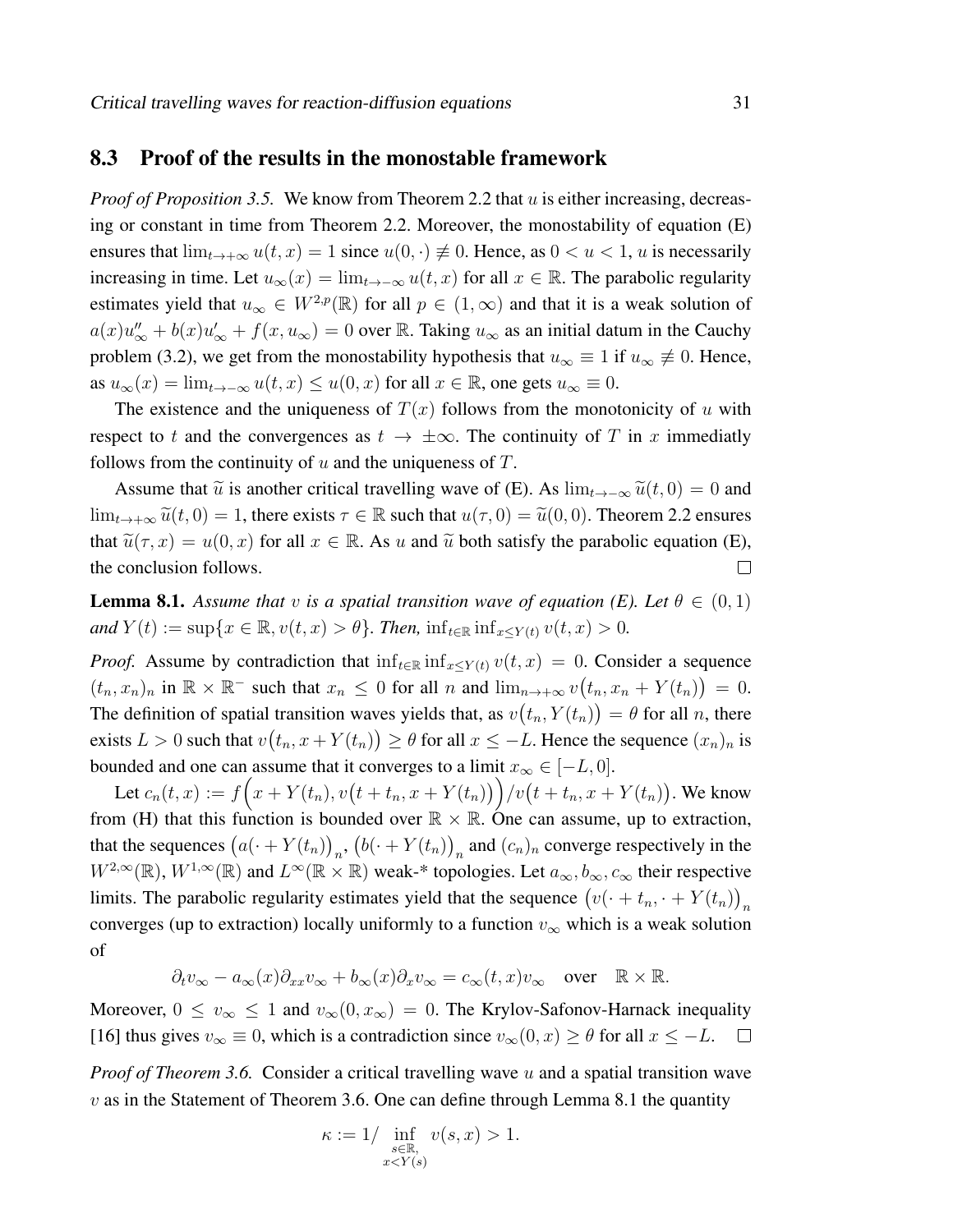## 8.3 Proof of the results in the monostable framework

*Proof of Proposition 3.5.* We know from Theorem 2.2 that $u$ is either increasing, decreasing or constant in time from Theorem 2.2. Moreover, the monostability of equation (E) ensures that $\lim_{t\to+\infty} u(t,x) = 1$ since $u(0,\cdot) \not\equiv 0$. Hence, as $0 < u < 1$, $u$ is necessarily increasing in time. Let $u_\infty(x) = \lim_{t\to-\infty} u(t,x)$ for all $x \in \mathbb{R}$. The parabolic regularity estimates yield that $u_\infty \in W^{2,p}(\mathbb{R})$ for all $p \in (1,\infty)$ and that it is a weak solution of $a(x)u_\infty'' + b(x)u_\infty' + f(x,u_\infty) = 0$ over $\mathbb{R}$. Taking $u_\infty$ as an initial datum in the Cauchy problem (3.2), we get from the monostability hypothesis that $u_\infty \equiv 1$ if $u_\infty \not\equiv 0$. Hence, as $u_\infty(x) = \lim_{t\to-\infty} u(t,x) \le u(0,x)$ for all $x \in \mathbb{R}$, one gets $u_\infty \equiv 0$.

The existence and the uniqueness of $T(x)$ follows from the monotonicity of $u$ with respect to $t$ and the convergences as $t \to \pm\infty$. The continuity of $T$ in $x$ immediatly follows from the continuity of $u$ and the uniqueness of $T$.

Assume that $\widetilde{u}$ is another critical travelling wave of (E). As $\lim_{t\to-\infty} \widetilde{u}(t,0) = 0$ and $\lim_{t\to+\infty} \widetilde{u}(t,0) = 1$, there exists $\tau \in \mathbb{R}$ such that $u(\tau,0) = \widetilde{u}(0,0)$. Theorem 2.2 ensures that $\widetilde{u}(\tau,x) = u(0,x)$ for all $x \in \mathbb{R}$. As $u$ and $\widetilde{u}$ both satisfy the parabolic equation (E), the conclusion follows. □

**Lemma 8.1.** *Assume that $v$ is a spatial transition wave of equation (E). Let $\theta \in (0,1)$ and $Y(t) := \sup\{x \in \mathbb{R}, v(t,x) > \theta\}$. Then, $\inf_{t\in\mathbb{R}} \inf_{x \le Y(t)} v(t,x) > 0$.*

*Proof.* Assume by contradiction that $\inf_{t\in\mathbb{R}} \inf_{x\le Y(t)} v(t,x) = 0$. Consider a sequence $(t_n,x_n)_n$ in $\mathbb{R}\times\mathbb{R}^-$ such that $x_n \le 0$ for all $n$ and $\lim_{n\to+\infty} v\big(t_n, x_n + Y(t_n)\big) = 0$. The definition of spatial transition waves yields that, as $v\big(t_n, Y(t_n)\big) = \theta$ for all $n$, there exists $L > 0$ such that $v\big(t_n, x + Y(t_n)\big) \ge \theta$ for all $x \le -L$. Hence the sequence $(x_n)_n$ is bounded and one can assume that it converges to a limit $x_\infty \in [-L, 0]$.

Let $c_n(t,x) := f\Big(x + Y(t_n), v\big(t + t_n, x + Y(t_n)\big)\Big)/v\big(t+t_n, x + Y(t_n)\big)$. We know from (H) that this function is bounded over $\mathbb{R}\times\mathbb{R}$. One can assume, up to extraction, that the sequences $\big(a(\cdot + Y(t_n))\big)_n$, $\big(b(\cdot + Y(t_n))\big)_n$ and $(c_n)_n$ converge respectively in the $W^{2,\infty}(\mathbb{R})$, $W^{1,\infty}(\mathbb{R})$ and $L^\infty(\mathbb{R}\times\mathbb{R})$ weak-* topologies. Let $a_\infty, b_\infty, c_\infty$ their respective limits. The parabolic regularity estimates yield that the sequence $\big(v(\cdot + t_n, \cdot + Y(t_n)\big)_n$ converges (up to extraction) locally uniformly to a function $v_\infty$ which is a weak solution of

$$\partial_t v_\infty - a_\infty(x)\partial_{xx} v_\infty + b_\infty(x)\partial_x v_\infty = c_\infty(t,x)v_\infty \quad \text{over} \quad \mathbb{R}\times\mathbb{R}.$$

Moreover, $0 \le v_\infty \le 1$ and $v_\infty(0, x_\infty) = 0$. The Krylov-Safonov-Harnack inequality [16] thus gives $v_\infty \equiv 0$, which is a contradiction since $v_\infty(0,x) \ge \theta$ for all $x \le -L$. □

*Proof of Theorem 3.6.* Consider a critical travelling wave $u$ and a spatial transition wave $v$ as in the Statement of Theorem 3.6. One can define through Lemma 8.1 the quantity

$$\kappa := 1/\inf_{\substack{s\in\mathbb{R},\\ x<Y(s)}} v(s,x) > 1.$$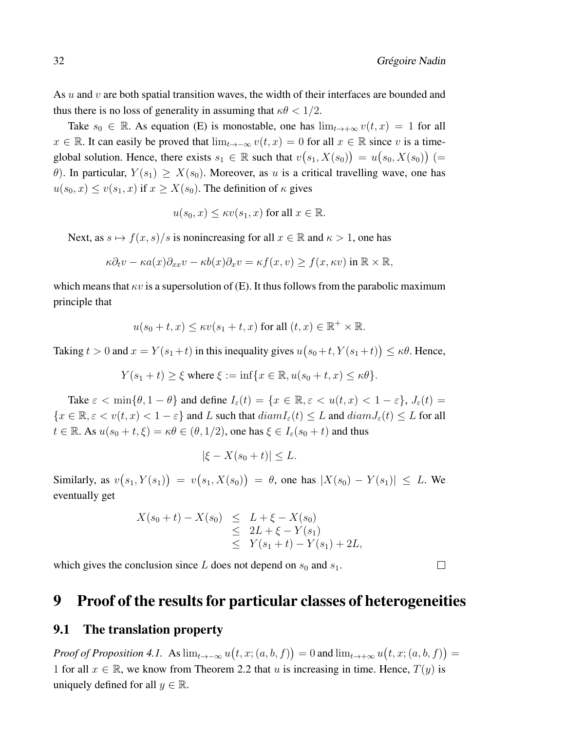As $u$ and $v$ are both spatial transition waves, the width of their interfaces are bounded and thus there is no loss of generality in assuming that $\kappa\theta < 1/2$.

Take $s_0 \in \mathbb{R}$. As equation (E) is monostable, one has $\lim_{t\to+\infty} v(t,x) = 1$ for all $x \in \mathbb{R}$. It can easily be proved that $\lim_{t\to-\infty} v(t,x) = 0$ for all $x \in \mathbb{R}$ since $v$ is a time-global solution. Hence, there exists $s_1 \in \mathbb{R}$ such that $v\big(s_1, X(s_0)\big) = u\big(s_0, X(s_0)\big)$ ($=\theta$). In particular, $Y(s_1) \geq X(s_0)$. Moreover, as $u$ is a critical travelling wave, one has $u(s_0,x) \leq v(s_1,x)$ if $x \geq X(s_0)$. The definition of $\kappa$ gives

$$u(s_0,x) \leq \kappa v(s_1,x) \text{ for all } x \in \mathbb{R}.$$

Next, as $s \mapsto f(x,s)/s$ is nonincreasing for all $x \in \mathbb{R}$ and $\kappa > 1$, one has

$$\kappa\partial_t v - \kappa a(x)\partial_{xx} v - \kappa b(x)\partial_x v = \kappa f(x,v) \geq f(x,\kappa v) \text{ in } \mathbb{R}\times\mathbb{R},$$

which means that $\kappa v$ is a supersolution of (E). It thus follows from the parabolic maximum principle that

$$u(s_0+t,x) \leq \kappa v(s_1+t,x) \text{ for all } (t,x) \in \mathbb{R}^+ \times \mathbb{R}.$$

Taking $t>0$ and $x = Y(s_1+t)$ in this inequality gives $u\big(s_0+t, Y(s_1+t)\big) \leq \kappa\theta$. Hence,

$$Y(s_1+t) \geq \xi \text{ where } \xi := \inf\{x \in \mathbb{R}, u(s_0+t,x) \leq \kappa\theta\}.$$

Take $\varepsilon < \min\{\theta, 1-\theta\}$ and define $I_\varepsilon(t) = \{x \in \mathbb{R}, \varepsilon < u(t,x) < 1-\varepsilon\}$, $J_\varepsilon(t) = \{x \in \mathbb{R}, \varepsilon < v(t,x) < 1-\varepsilon\}$ and $L$ such that $diam I_\varepsilon(t) \leq L$ and $diam J_\varepsilon(t) \leq L$ for all $t \in \mathbb{R}$. As $u(s_0+t,\xi) = \kappa\theta \in (\theta, 1/2)$, one has $\xi \in I_\varepsilon(s_0+t)$ and thus

$$|\xi - X(s_0+t)| \leq L.$$

Similarly, as $v\big(s_1, Y(s_1)\big) = v\big(s_1, X(s_0)\big) = \theta$, one has $|X(s_0) - Y(s_1)| \leq L$. We eventually get

$$\begin{array}{rcl} X(s_0+t) - X(s_0) & \leq & L + \xi - X(s_0) \\ & \leq & 2L + \xi - Y(s_1) \\ & \leq & Y(s_1+t) - Y(s_1) + 2L, \end{array}$$

which gives the conclusion since $L$ does not depend on $s_0$ and $s_1$. □

# 9 Proof of the results for particular classes of heterogeneities

## 9.1 The translation property

*Proof of Proposition 4.1.* As $\lim_{t\to-\infty} u\big(t,x;(a,b,f)\big) = 0$ and $\lim_{t\to+\infty} u\big(t,x;(a,b,f)\big) = 1$ for all $x \in \mathbb{R}$, we know from Theorem 2.2 that $u$ is increasing in time. Hence, $T(y)$ is uniquely defined for all $y \in \mathbb{R}$.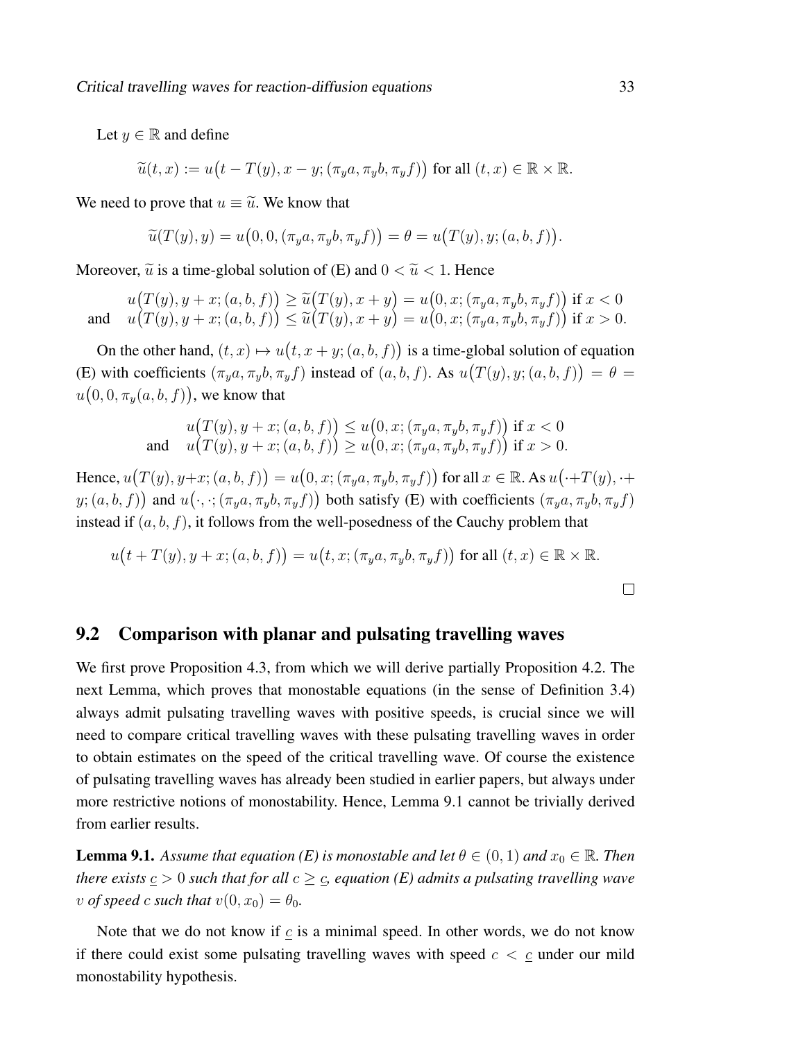Let $y \in \mathbb{R}$ and define

$$\widetilde{u}(t,x) := u\big(t - T(y), x - y; (\pi_y a, \pi_y b, \pi_y f)\big) \text{ for all } (t,x) \in \mathbb{R} \times \mathbb{R}.$$

We need to prove that $u \equiv \widetilde{u}$. We know that

$$\widetilde{u}(T(y), y) = u\big(0, 0, (\pi_y a, \pi_y b, \pi_y f)\big) = \theta = u\big(T(y), y; (a,b,f)\big).$$

Moreover, $\widetilde{u}$ is a time-global solution of (E) and $0 < \widetilde{u} < 1$. Hence

$$\begin{aligned} & u\big(T(y), y + x; (a,b,f)\big) \geq \widetilde{u}\big(T(y), x + y\big) = u\big(0, x; (\pi_y a, \pi_y b, \pi_y f)\big) \text{ if } x < 0 \\ \text{and} \quad & u\big(T(y), y + x; (a,b,f)\big) \leq \widetilde{u}\big(T(y), x + y\big) = u\big(0, x; (\pi_y a, \pi_y b, \pi_y f)\big) \text{ if } x > 0. \end{aligned}$$

On the other hand, $(t,x) \mapsto u\big(t, x + y; (a,b,f)\big)$ is a time-global solution of equation (E) with coefficients $(\pi_y a, \pi_y b, \pi_y f)$ instead of $(a,b,f)$. As $u\big(T(y), y; (a,b,f)\big) = \theta = u\big(0, 0, \pi_y(a,b,f)\big)$, we know that

$$\begin{aligned} & u\big(T(y), y + x; (a,b,f)\big) \leq u\big(0, x; (\pi_y a, \pi_y b, \pi_y f)\big) \text{ if } x < 0 \\ \text{and} \quad & u\big(T(y), y + x; (a,b,f)\big) \geq u\big(0, x; (\pi_y a, \pi_y b, \pi_y f)\big) \text{ if } x > 0. \end{aligned}$$

Hence, $u\big(T(y), y+x; (a,b,f)\big) = u\big(0, x; (\pi_y a, \pi_y b, \pi_y f)\big)$ for all $x \in \mathbb{R}$. As $u\big(\cdot + T(y), \cdot + y; (a,b,f)\big)$ and $u\big(\cdot, \cdot; (\pi_y a, \pi_y b, \pi_y f)\big)$ both satisfy (E) with coefficients $(\pi_y a, \pi_y b, \pi_y f)$ instead if $(a,b,f)$, it follows from the well-posedness of the Cauchy problem that

$$u\big(t + T(y), y + x; (a,b,f)\big) = u\big(t, x; (\pi_y a, \pi_y b, \pi_y f)\big) \text{ for all } (t,x) \in \mathbb{R} \times \mathbb{R}.$$

□

## 9.2 Comparison with planar and pulsating travelling waves

We first prove Proposition 4.3, from which we will derive partially Proposition 4.2. The next Lemma, which proves that monostable equations (in the sense of Definition 3.4) always admit pulsating travelling waves with positive speeds, is crucial since we will need to compare critical travelling waves with these pulsating travelling waves in order to obtain estimates on the speed of the critical travelling wave. Of course the existence of pulsating travelling waves has already been studied in earlier papers, but always under more restrictive notions of monostability. Hence, Lemma 9.1 cannot be trivially derived from earlier results.

**Lemma 9.1.** *Assume that equation (E) is monostable and let $\theta \in (0,1)$ and $x_0 \in \mathbb{R}$. Then there exists $\underline{c} > 0$ such that for all $c \geq \underline{c}$, equation (E) admits a pulsating travelling wave $v$ of speed $c$ such that $v(0, x_0) = \theta_0$.*

Note that we do not know if $\underline{c}$ is a minimal speed. In other words, we do not know if there could exist some pulsating travelling waves with speed $c < \underline{c}$ under our mild monostability hypothesis.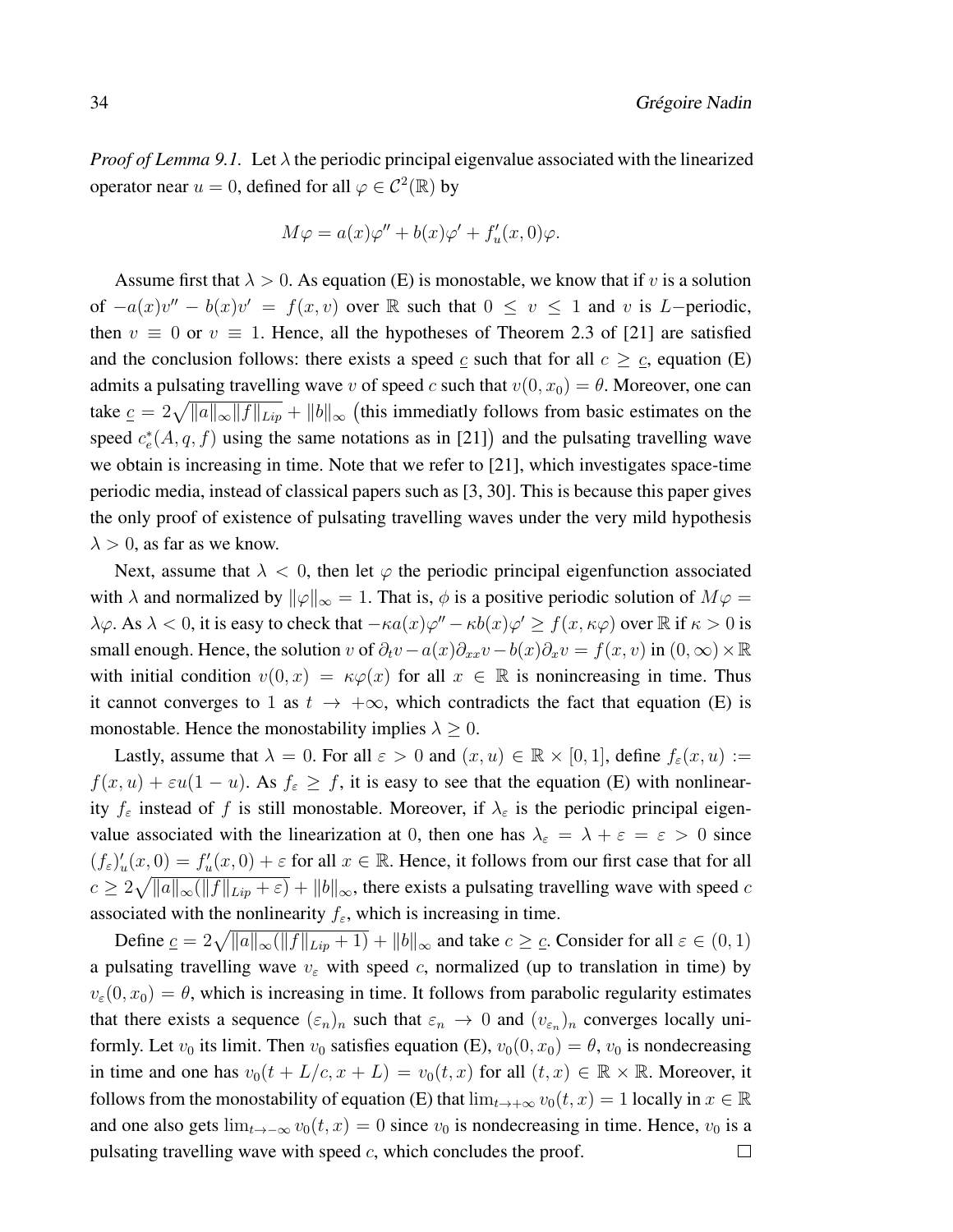*Proof of Lemma 9.1.* Let $\lambda$ the periodic principal eigenvalue associated with the linearized operator near $u = 0$, defined for all $\varphi \in \mathcal{C}^2(\mathbb{R})$ by

$$M\varphi = a(x)\varphi'' + b(x)\varphi' + f_u'(x, 0)\varphi.$$

Assume first that $\lambda > 0$. As equation (E) is monostable, we know that if $v$ is a solution of $-a(x)v'' - b(x)v' = f(x, v)$ over $\mathbb{R}$ such that $0 \leq v \leq 1$ and $v$ is $L-$periodic, then $v \equiv 0$ or $v \equiv 1$. Hence, all the hypotheses of Theorem 2.3 of [21] are satisfied and the conclusion follows: there exists a speed $\underline{c}$ such that for all $c \geq \underline{c}$, equation (E) admits a pulsating travelling wave $v$ of speed $c$ such that $v(0, x_0) = \theta$. Moreover, one can take $\underline{c} = 2\sqrt{\|a\|_\infty \|f\|_{Lip}} + \|b\|_\infty$ (this immediatly follows from basic estimates on the speed $c_e^*(A, q, f)$ using the same notations as in [21]) and the pulsating travelling wave we obtain is increasing in time. Note that we refer to [21], which investigates space-time periodic media, instead of classical papers such as [3, 30]. This is because this paper gives the only proof of existence of pulsating travelling waves under the very mild hypothesis $\lambda > 0$, as far as we know.

Next, assume that $\lambda < 0$, then let $\varphi$ the periodic principal eigenfunction associated with $\lambda$ and normalized by $\|\varphi\|_\infty = 1$. That is, $\phi$ is a positive periodic solution of $M\varphi = \lambda\varphi$. As $\lambda < 0$, it is easy to check that $-\kappa a(x)\varphi'' - \kappa b(x)\varphi' \geq f(x, \kappa\varphi)$ over $\mathbb{R}$ if $\kappa > 0$ is small enough. Hence, the solution $v$ of $\partial_t v - a(x)\partial_{xx} v - b(x)\partial_x v = f(x, v)$ in $(0, \infty) \times \mathbb{R}$ with initial condition $v(0, x) = \kappa\varphi(x)$ for all $x \in \mathbb{R}$ is nonincreasing in time. Thus it cannot converges to 1 as $t \to +\infty$, which contradicts the fact that equation (E) is monostable. Hence the monostability implies $\lambda \geq 0$.

Lastly, assume that $\lambda = 0$. For all $\varepsilon > 0$ and $(x, u) \in \mathbb{R} \times [0, 1]$, define $f_\varepsilon(x, u) := f(x, u) + \varepsilon u(1 - u)$. As $f_\varepsilon \geq f$, it is easy to see that the equation (E) with nonlinearity $f_\varepsilon$ instead of $f$ is still monostable. Moreover, if $\lambda_\varepsilon$ is the periodic principal eigenvalue associated with the linearization at 0, then one has $\lambda_\varepsilon = \lambda + \varepsilon = \varepsilon > 0$ since $(f_\varepsilon)_u'(x, 0) = f_u'(x, 0) + \varepsilon$ for all $x \in \mathbb{R}$. Hence, it follows from our first case that for all $c \geq 2\sqrt{\|a\|_\infty(\|f\|_{Lip} + \varepsilon)} + \|b\|_\infty$, there exists a pulsating travelling wave with speed $c$ associated with the nonlinearity $f_\varepsilon$, which is increasing in time.

Define $\underline{c} = 2\sqrt{\|a\|_\infty(\|f\|_{Lip} + 1)} + \|b\|_\infty$ and take $c \geq \underline{c}$. Consider for all $\varepsilon \in (0, 1)$ a pulsating travelling wave $v_\varepsilon$ with speed $c$, normalized (up to translation in time) by $v_\varepsilon(0, x_0) = \theta$, which is increasing in time. It follows from parabolic regularity estimates that there exists a sequence $(\varepsilon_n)_n$ such that $\varepsilon_n \to 0$ and $(v_{\varepsilon_n})_n$ converges locally uniformly. Let $v_0$ its limit. Then $v_0$ satisfies equation (E), $v_0(0, x_0) = \theta$, $v_0$ is nondecreasing in time and one has $v_0(t + L/c, x + L) = v_0(t, x)$ for all $(t, x) \in \mathbb{R} \times \mathbb{R}$. Moreover, it follows from the monostability of equation (E) that $\lim_{t \to +\infty} v_0(t, x) = 1$ locally in $x \in \mathbb{R}$ and one also gets $\lim_{t \to -\infty} v_0(t, x) = 0$ since $v_0$ is nondecreasing in time. Hence, $v_0$ is a pulsating travelling wave with speed $c$, which concludes the proof. $\square$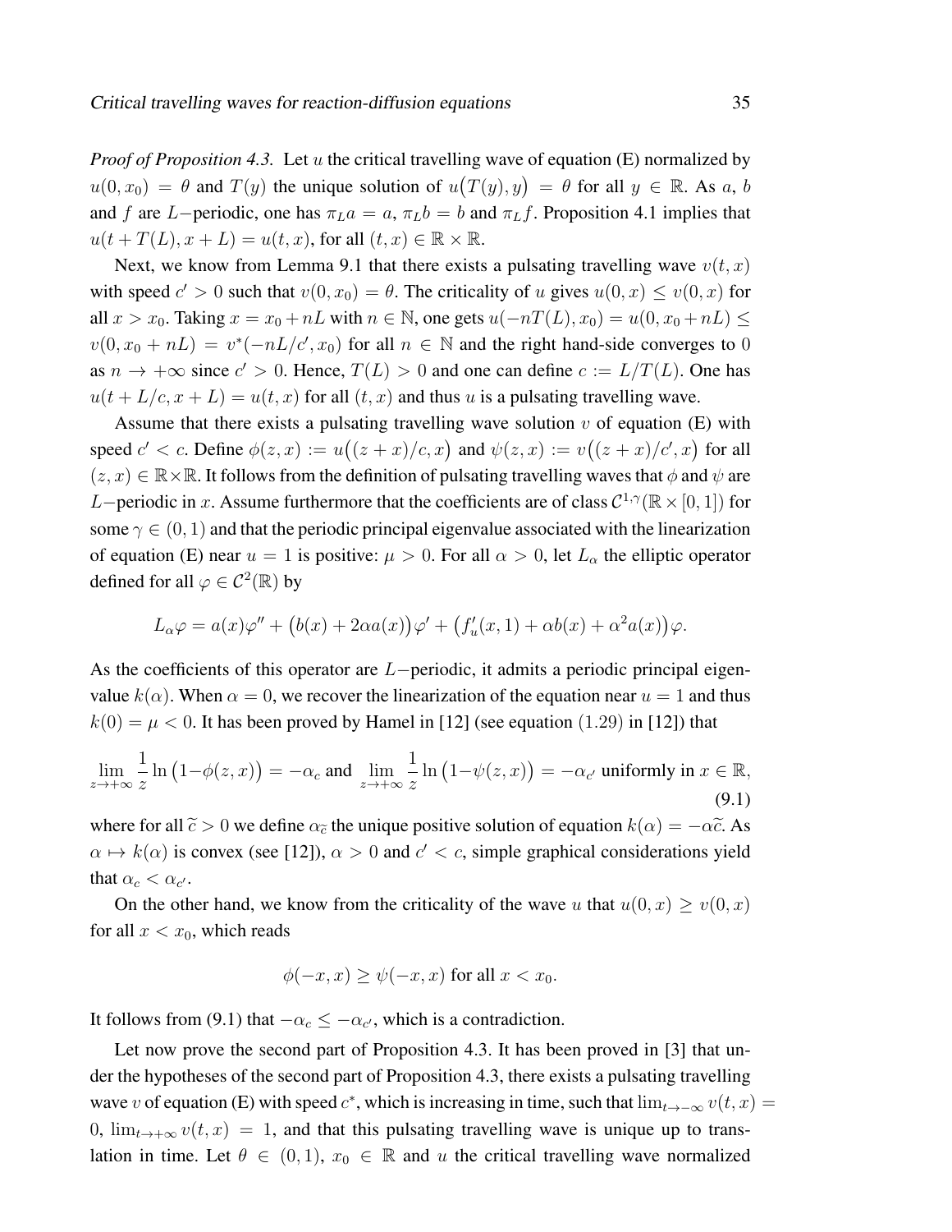*Proof of Proposition 4.3.* Let $u$ the critical travelling wave of equation (E) normalized by $u(0,x_0) = \theta$ and $T(y)$ the unique solution of $u\big(T(y), y\big) = \theta$ for all $y \in \mathbb{R}$. As $a$, $b$ and $f$ are $L-$periodic, one has $\pi_L a = a$, $\pi_L b = b$ and $\pi_L f$. Proposition 4.1 implies that $u(t + T(L), x + L) = u(t,x)$, for all $(t,x) \in \mathbb{R} \times \mathbb{R}$.

Next, we know from Lemma 9.1 that there exists a pulsating travelling wave $v(t,x)$ with speed $c' > 0$ such that $v(0,x_0) = \theta$. The criticality of $u$ gives $u(0,x) \leq v(0,x)$ for all $x > x_0$. Taking $x = x_0 + nL$ with $n \in \mathbb{N}$, one gets $u(-nT(L), x_0) = u(0, x_0 + nL) \leq v(0, x_0 + nL) = v^*(-nL/c', x_0)$ for all $n \in \mathbb{N}$ and the right hand-side converges to $0$ as $n \to +\infty$ since $c' > 0$. Hence, $T(L) > 0$ and one can define $c := L/T(L)$. One has $u(t + L/c, x + L) = u(t,x)$ for all $(t,x)$ and thus $u$ is a pulsating travelling wave.

Assume that there exists a pulsating travelling wave solution $v$ of equation (E) with speed $c' < c$. Define $\phi(z,x) := u\big((z+x)/c, x\big)$ and $\psi(z,x) := v\big((z+x)/c', x\big)$ for all $(z,x) \in \mathbb{R}\times\mathbb{R}$. It follows from the definition of pulsating travelling waves that $\phi$ and $\psi$ are $L-$periodic in $x$. Assume furthermore that the coefficients are of class $\mathcal{C}^{1,\gamma}(\mathbb{R} \times [0,1])$ for some $\gamma \in (0,1)$ and that the periodic principal eigenvalue associated with the linearization of equation (E) near $u = 1$ is positive: $\mu > 0$. For all $\alpha > 0$, let $L_\alpha$ the elliptic operator defined for all $\varphi \in \mathcal{C}^2(\mathbb{R})$ by

$$L_\alpha \varphi = a(x)\varphi'' + \big(b(x) + 2\alpha a(x)\big)\varphi' + \big(f'_u(x,1) + \alpha b(x) + \alpha^2 a(x)\big)\varphi.$$

As the coefficients of this operator are $L-$periodic, it admits a periodic principal eigenvalue $k(\alpha)$. When $\alpha = 0$, we recover the linearization of the equation near $u = 1$ and thus $k(0) = \mu < 0$. It has been proved by Hamel in [12] (see equation $(1.29)$ in [12]) that

$$\lim_{z \to +\infty} \frac{1}{z} \ln\big(1 - \phi(z,x)\big) = -\alpha_c \text{ and } \lim_{z \to +\infty} \frac{1}{z} \ln\big(1 - \psi(z,x)\big) = -\alpha_{c'} \text{ uniformly in } x \in \mathbb{R}, \tag{9.1}$$

where for all $\widetilde{c} > 0$ we define $\alpha_{\widetilde{c}}$ the unique positive solution of equation $k(\alpha) = -\alpha\widetilde{c}$. As $\alpha \mapsto k(\alpha)$ is convex (see [12]), $\alpha > 0$ and $c' < c$, simple graphical considerations yield that $\alpha_c < \alpha_{c'}$.

On the other hand, we know from the criticality of the wave $u$ that $u(0,x) \geq v(0,x)$ for all $x < x_0$, which reads

$$\phi(-x,x) \geq \psi(-x,x) \text{ for all } x < x_0.$$

It follows from (9.1) that $-\alpha_c \leq -\alpha_{c'}$, which is a contradiction.

Let now prove the second part of Proposition 4.3. It has been proved in [3] that under the hypotheses of the second part of Proposition 4.3, there exists a pulsating travelling wave $v$ of equation (E) with speed $c^*$, which is increasing in time, such that $\lim_{t \to -\infty} v(t,x) = 0$, $\lim_{t \to +\infty} v(t,x) = 1$, and that this pulsating travelling wave is unique up to translation in time. Let $\theta \in (0,1)$, $x_0 \in \mathbb{R}$ and $u$ the critical travelling wave normalized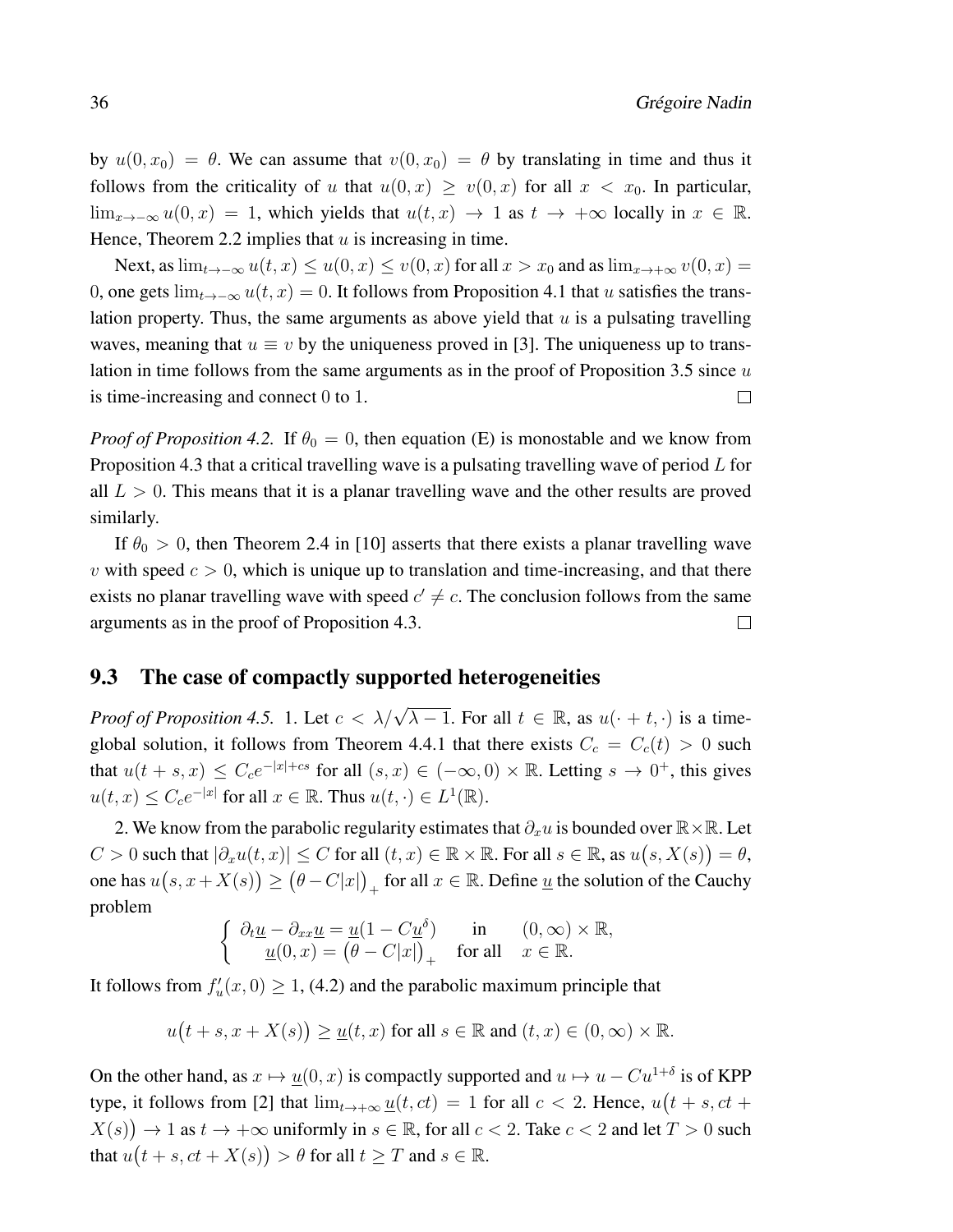by $u(0, x_0) = \theta$. We can assume that $v(0, x_0) = \theta$ by translating in time and thus it follows from the criticality of $u$ that $u(0, x) \geq v(0, x)$ for all $x < x_0$. In particular, $\lim_{x \to -\infty} u(0, x) = 1$, which yields that $u(t, x) \to 1$ as $t \to +\infty$ locally in $x \in \mathbb{R}$. Hence, Theorem 2.2 implies that $u$ is increasing in time.

Next, as $\lim_{t \to -\infty} u(t, x) \leq u(0, x) \leq v(0, x)$ for all $x > x_0$ and as $\lim_{x \to +\infty} v(0, x) = 0$, one gets $\lim_{t \to -\infty} u(t, x) = 0$. It follows from Proposition 4.1 that $u$ satisfies the translation property. Thus, the same arguments as above yield that $u$ is a pulsating travelling waves, meaning that $u \equiv v$ by the uniqueness proved in [3]. The uniqueness up to translation in time follows from the same arguments as in the proof of Proposition 3.5 since $u$ is time-increasing and connect 0 to 1. □

*Proof of Proposition 4.2.* If $\theta_0 = 0$, then equation (E) is monostable and we know from Proposition 4.3 that a critical travelling wave is a pulsating travelling wave of period $L$ for all $L > 0$. This means that it is a planar travelling wave and the other results are proved similarly.

If $\theta_0 > 0$, then Theorem 2.4 in [10] asserts that there exists a planar travelling wave $v$ with speed $c > 0$, which is unique up to translation and time-increasing, and that there exists no planar travelling wave with speed $c' \neq c$. The conclusion follows from the same arguments as in the proof of Proposition 4.3. □

## 9.3 The case of compactly supported heterogeneities

*Proof of Proposition 4.5.* 1. Let $c < \lambda/\sqrt{\lambda - 1}$. For all $t \in \mathbb{R}$, as $u(\cdot + t, \cdot)$ is a time-global solution, it follows from Theorem 4.4.1 that there exists $C_c = C_c(t) > 0$ such that $u(t + s, x) \leq C_c e^{-|x| + cs}$ for all $(s, x) \in (-\infty, 0) \times \mathbb{R}$. Letting $s \to 0^+$, this gives $u(t, x) \leq C_c e^{-|x|}$ for all $x \in \mathbb{R}$. Thus $u(t, \cdot) \in L^1(\mathbb{R})$.

2. We know from the parabolic regularity estimates that $\partial_x u$ is bounded over $\mathbb{R} \times \mathbb{R}$. Let $C > 0$ such that $|\partial_x u(t, x)| \leq C$ for all $(t, x) \in \mathbb{R} \times \mathbb{R}$. For all $s \in \mathbb{R}$, as $u\big(s, X(s)\big) = \theta$, one has $u\big(s, x + X(s)\big) \geq \big(\theta - C|x|\big)_+$ for all $x \in \mathbb{R}$. Define $\underline{u}$ the solution of the Cauchy problem

$$\begin{cases} \partial_t \underline{u} - \partial_{xx} \underline{u} = \underline{u}(1 - C\underline{u}^\delta) & \text{in} \quad (0, \infty) \times \mathbb{R}, \\ \underline{u}(0, x) = \big(\theta - C|x|\big)_+ & \text{for all} \quad x \in \mathbb{R}. \end{cases}$$

It follows from $f_u'(x, 0) \geq 1$, (4.2) and the parabolic maximum principle that

$$u\big(t + s, x + X(s)\big) \geq \underline{u}(t, x) \text{ for all } s \in \mathbb{R} \text{ and } (t, x) \in (0, \infty) \times \mathbb{R}.$$

On the other hand, as $x \mapsto \underline{u}(0, x)$ is compactly supported and $u \mapsto u - Cu^{1+\delta}$ is of KPP type, it follows from [2] that $\lim_{t \to +\infty} \underline{u}(t, ct) = 1$ for all $c < 2$. Hence, $u\big(t + s, ct + X(s)\big) \to 1$ as $t \to +\infty$ uniformly in $s \in \mathbb{R}$, for all $c < 2$. Take $c < 2$ and let $T > 0$ such that $u\big(t + s, ct + X(s)\big) > \theta$ for all $t \geq T$ and $s \in \mathbb{R}$.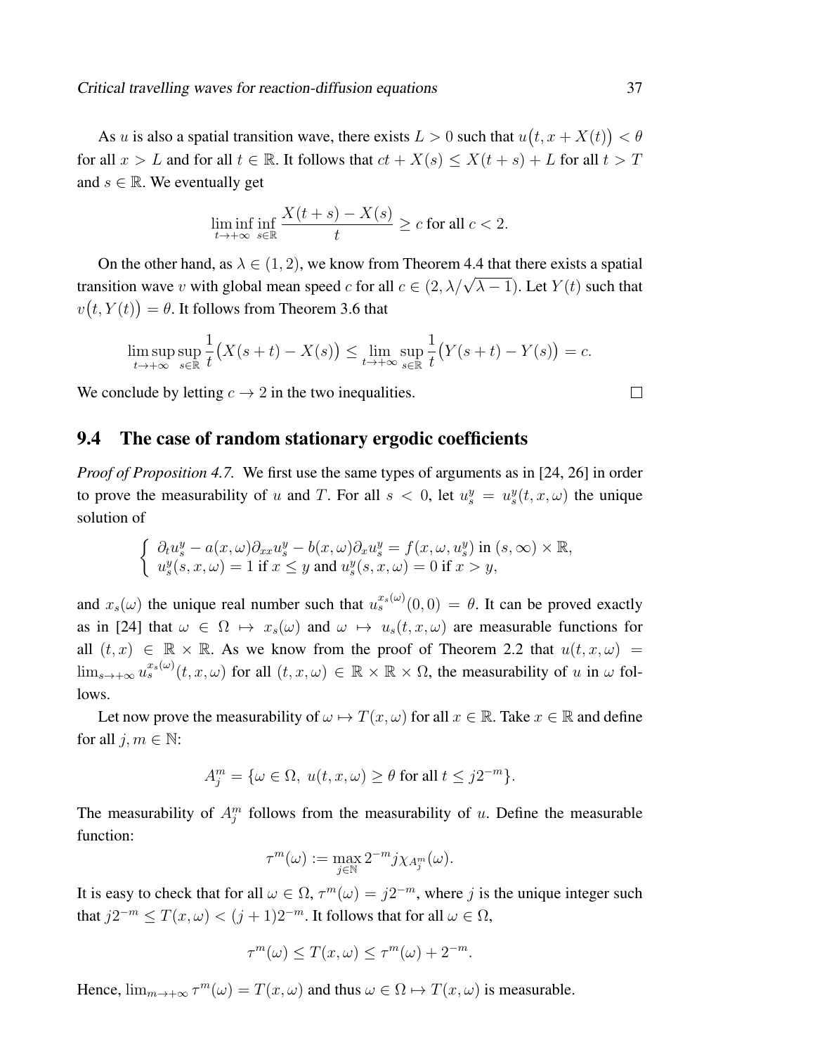As $u$ is also a spatial transition wave, there exists $L > 0$ such that $u\big(t, x + X(t)\big) < \theta$ for all $x > L$ and for all $t \in \mathbb{R}$. It follows that $ct + X(s) \leq X(t+s) + L$ for all $t > T$ and $s \in \mathbb{R}$. We eventually get

$$\liminf_{t\to+\infty} \inf_{s\in\mathbb{R}} \frac{X(t+s) - X(s)}{t} \geq c \text{ for all } c < 2.$$

On the other hand, as $\lambda \in (1,2)$, we know from Theorem 4.4 that there exists a spatial transition wave $v$ with global mean speed $c$ for all $c \in (2, \lambda/\sqrt{\lambda - 1})$. Let $Y(t)$ such that $v\big(t, Y(t)\big) = \theta$. It follows from Theorem 3.6 that

$$\limsup_{t\to+\infty} \sup_{s\in\mathbb{R}} \frac{1}{t}\big(X(s+t) - X(s)\big) \leq \lim_{t\to+\infty} \sup_{s\in\mathbb{R}} \frac{1}{t}\big(Y(s+t) - Y(s)\big) = c.$$

We conclude by letting $c \to 2$ in the two inequalities. □

## 9.4 The case of random stationary ergodic coefficients

*Proof of Proposition 4.7.* We first use the same types of arguments as in [24, 26] in order to prove the measurability of $u$ and $T$. For all $s < 0$, let $u_s^y = u_s^y(t, x, \omega)$ the unique solution of

$$\begin{cases} \partial_t u_s^y - a(x,\omega)\partial_{xx} u_s^y - b(x,\omega)\partial_x u_s^y = f(x, \omega, u_s^y) \text{ in } (s,\infty) \times \mathbb{R}, \\ u_s^y(s, x, \omega) = 1 \text{ if } x \leq y \text{ and } u_s^y(s, x, \omega) = 0 \text{ if } x > y, \end{cases}$$

and $x_s(\omega)$ the unique real number such that $u_s^{x_s(\omega)}(0,0) = \theta$. It can be proved exactly as in [24] that $\omega \in \Omega \mapsto x_s(\omega)$ and $\omega \mapsto u_s(t, x, \omega)$ are measurable functions for all $(t, x) \in \mathbb{R} \times \mathbb{R}$. As we know from the proof of Theorem 2.2 that $u(t, x, \omega) = \lim_{s\to+\infty} u_s^{x_s(\omega)}(t, x, \omega)$ for all $(t, x, \omega) \in \mathbb{R} \times \mathbb{R} \times \Omega$, the measurability of $u$ in $\omega$ follows.

Let now prove the measurability of $\omega \mapsto T(x, \omega)$ for all $x \in \mathbb{R}$. Take $x \in \mathbb{R}$ and define for all $j, m \in \mathbb{N}$:

$$A_j^m = \{\omega \in \Omega,\ u(t, x, \omega) \geq \theta \text{ for all } t \leq j2^{-m}\}.$$

The measurability of $A_j^m$ follows from the measurability of $u$. Define the measurable function:

$$\tau^m(\omega) := \max_{j\in\mathbb{N}} 2^{-m} j \chi_{A_j^m}(\omega).$$

It is easy to check that for all $\omega \in \Omega$, $\tau^m(\omega) = j2^{-m}$, where $j$ is the unique integer such that $j2^{-m} \leq T(x, \omega) < (j+1)2^{-m}$. It follows that for all $\omega \in \Omega$,

$$\tau^m(\omega) \leq T(x, \omega) \leq \tau^m(\omega) + 2^{-m}.$$

Hence, $\lim_{m\to+\infty} \tau^m(\omega) = T(x, \omega)$ and thus $\omega \in \Omega \mapsto T(x, \omega)$ is measurable.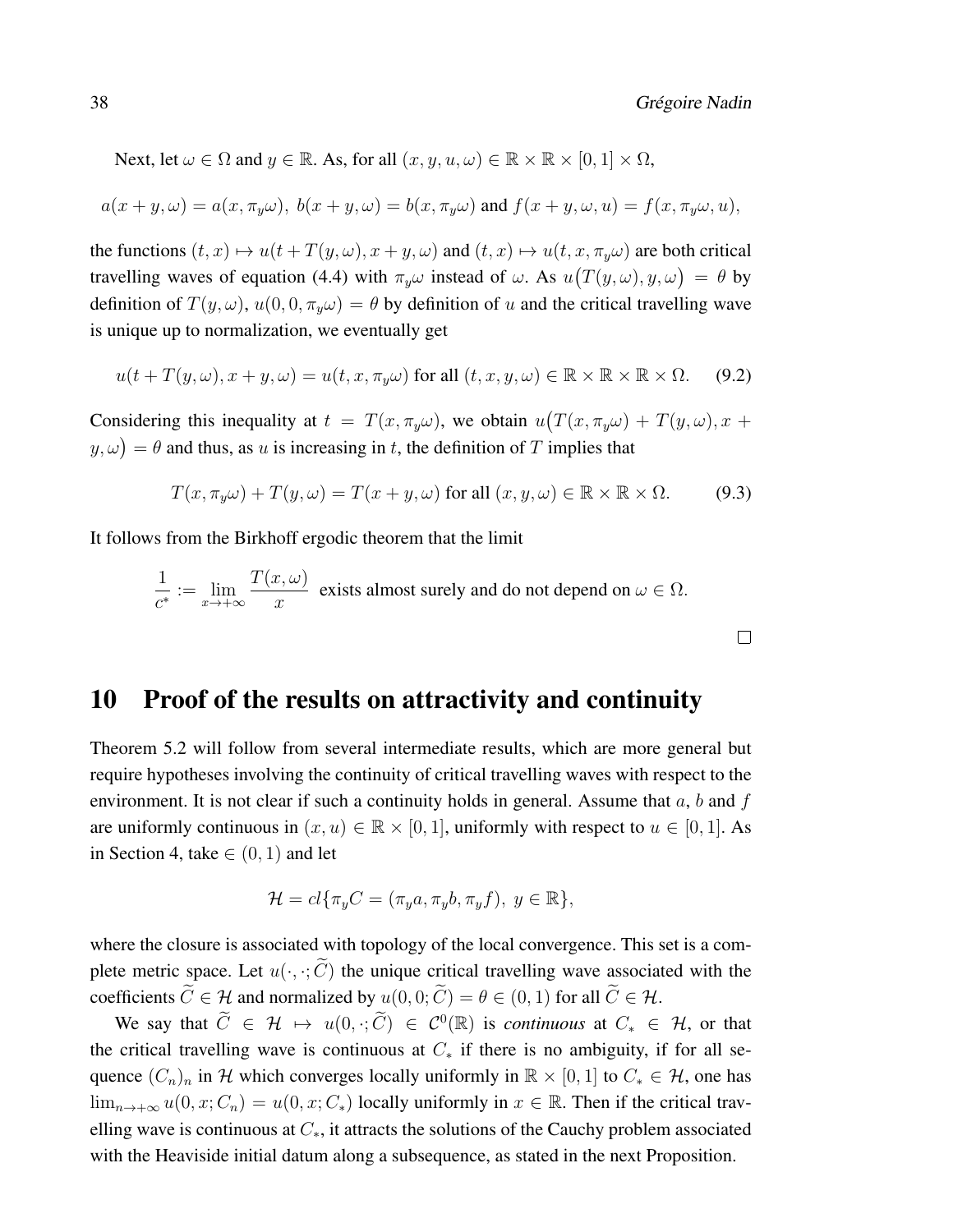Next, let $\omega \in \Omega$ and $y \in \mathbb{R}$. As, for all $(x, y, u, \omega) \in \mathbb{R} \times \mathbb{R} \times [0,1] \times \Omega$,

$$a(x+y,\omega) = a(x,\pi_y\omega),\ b(x+y,\omega) = b(x,\pi_y\omega) \text{ and } f(x+y,\omega,u) = f(x,\pi_y\omega,u),$$

the functions $(t,x) \mapsto u(t + T(y,\omega), x+y, \omega)$ and $(t,x) \mapsto u(t,x,\pi_y\omega)$ are both critical travelling waves of equation (4.4) with $\pi_y\omega$ instead of $\omega$. As $u\big(T(y,\omega), y, \omega\big) = \theta$ by definition of $T(y,\omega)$, $u(0,0,\pi_y\omega) = \theta$ by definition of $u$ and the critical travelling wave is unique up to normalization, we eventually get

$$u(t + T(y,\omega), x+y, \omega) = u(t,x,\pi_y\omega) \text{ for all } (t,x,y,\omega) \in \mathbb{R} \times \mathbb{R} \times \mathbb{R} \times \Omega. \tag{9.2}$$

Considering this inequality at $t = T(x,\pi_y\omega)$, we obtain $u\big(T(x,\pi_y\omega) + T(y,\omega), x + y, \omega\big) = \theta$ and thus, as $u$ is increasing in $t$, the definition of $T$ implies that

$$T(x,\pi_y\omega) + T(y,\omega) = T(x+y,\omega) \text{ for all } (x,y,\omega) \in \mathbb{R} \times \mathbb{R} \times \Omega. \tag{9.3}$$

It follows from the Birkhoff ergodic theorem that the limit

$$\frac{1}{c^*} := \lim_{x\to+\infty} \frac{T(x,\omega)}{x} \text{ exists almost surely and do not depend on } \omega \in \Omega.$$

□

## 10 Proof of the results on attractivity and continuity

Theorem 5.2 will follow from several intermediate results, which are more general but require hypotheses involving the continuity of critical travelling waves with respect to the environment. It is not clear if such a continuity holds in general. Assume that $a$, $b$ and $f$ are uniformly continuous in $(x,u) \in \mathbb{R} \times [0,1]$, uniformly with respect to $u \in [0,1]$. As in Section 4, take $\in (0,1)$ and let

$$\mathcal{H} = cl\{\pi_y C = (\pi_y a, \pi_y b, \pi_y f),\ y \in \mathbb{R}\},$$

where the closure is associated with topology of the local convergence. This set is a complete metric space. Let $u(\cdot,\cdot;\widetilde{C})$ the unique critical travelling wave associated with the coefficients $\widetilde{C} \in \mathcal{H}$ and normalized by $u(0,0;\widetilde{C}) = \theta \in (0,1)$ for all $\widetilde{C} \in \mathcal{H}$.

We say that $\widetilde{C} \in \mathcal{H} \mapsto u(0,\cdot;\widetilde{C}) \in \mathcal{C}^0(\mathbb{R})$ is *continuous* at $C_* \in \mathcal{H}$, or that the critical travelling wave is continuous at $C_*$ if there is no ambiguity, if for all sequence $(C_n)_n$ in $\mathcal{H}$ which converges locally uniformly in $\mathbb{R} \times [0,1]$ to $C_* \in \mathcal{H}$, one has $\lim_{n\to+\infty} u(0,x;C_n) = u(0,x;C_*)$ locally uniformly in $x \in \mathbb{R}$. Then if the critical travelling wave is continuous at $C_*$, it attracts the solutions of the Cauchy problem associated with the Heaviside initial datum along a subsequence, as stated in the next Proposition.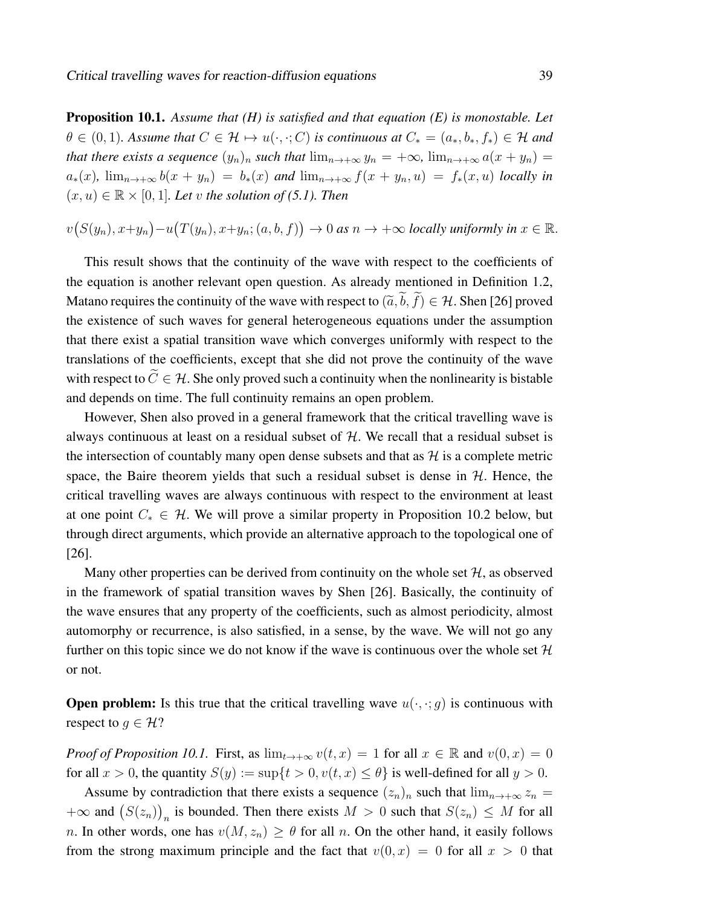**Proposition 10.1.** *Assume that (H) is satisfied and that equation (E) is monostable. Let $\theta \in (0,1)$. Assume that $C \in \mathcal{H} \mapsto u(\cdot,\cdot;C)$ is continuous at $C_* = (a_*, b_*, f_*) \in \mathcal{H}$ and that there exists a sequence $(y_n)_n$ such that $\lim_{n\to+\infty} y_n = +\infty$, $\lim_{n\to+\infty} a(x+y_n) = a_*(x)$, $\lim_{n\to+\infty} b(x+y_n) = b_*(x)$ and $\lim_{n\to+\infty} f(x+y_n,u) = f_*(x,u)$ locally in $(x,u) \in \mathbb{R}\times[0,1]$. Let $v$ the solution of (5.1). Then*

$$v\big(S(y_n), x+y_n\big) - u\big(T(y_n), x+y_n; (a,b,f)\big) \to 0 \text{ as } n \to +\infty \text{ locally uniformly in } x \in \mathbb{R}.$$

This result shows that the continuity of the wave with respect to the coefficients of the equation is another relevant open question. As already mentioned in Definition 1.2, Matano requires the continuity of the wave with respect to $(\widetilde{a}, \widetilde{b}, \widetilde{f}) \in \mathcal{H}$. Shen [26] proved the existence of such waves for general heterogeneous equations under the assumption that there exist a spatial transition wave which converges uniformly with respect to the translations of the coefficients, except that she did not prove the continuity of the wave with respect to $\widetilde{C} \in \mathcal{H}$. She only proved such a continuity when the nonlinearity is bistable and depends on time. The full continuity remains an open problem.

However, Shen also proved in a general framework that the critical travelling wave is always continuous at least on a residual subset of $\mathcal{H}$. We recall that a residual subset is the intersection of countably many open dense subsets and that as $\mathcal{H}$ is a complete metric space, the Baire theorem yields that such a residual subset is dense in $\mathcal{H}$. Hence, the critical travelling waves are always continuous with respect to the environment at least at one point $C_* \in \mathcal{H}$. We will prove a similar property in Proposition 10.2 below, but through direct arguments, which provide an alternative approach to the topological one of [26].

Many other properties can be derived from continuity on the whole set $\mathcal{H}$, as observed in the framework of spatial transition waves by Shen [26]. Basically, the continuity of the wave ensures that any property of the coefficients, such as almost periodicity, almost automorphy or recurrence, is also satisfied, in a sense, by the wave. We will not go any further on this topic since we do not know if the wave is continuous over the whole set $\mathcal{H}$ or not.

**Open problem:** Is this true that the critical travelling wave $u(\cdot,\cdot;g)$ is continuous with respect to $g \in \mathcal{H}$?

*Proof of Proposition 10.1.* First, as $\lim_{t\to+\infty} v(t,x) = 1$ for all $x \in \mathbb{R}$ and $v(0,x) = 0$ for all $x > 0$, the quantity $S(y) := \sup\{t > 0, v(t,x) \le \theta\}$ is well-defined for all $y > 0$.

Assume by contradiction that there exists a sequence $(z_n)_n$ such that $\lim_{n\to+\infty} z_n = +\infty$ and $\big(S(z_n)\big)_n$ is bounded. Then there exists $M > 0$ such that $S(z_n) \le M$ for all $n$. In other words, one has $v(M, z_n) \ge \theta$ for all $n$. On the other hand, it easily follows from the strong maximum principle and the fact that $v(0,x) = 0$ for all $x > 0$ that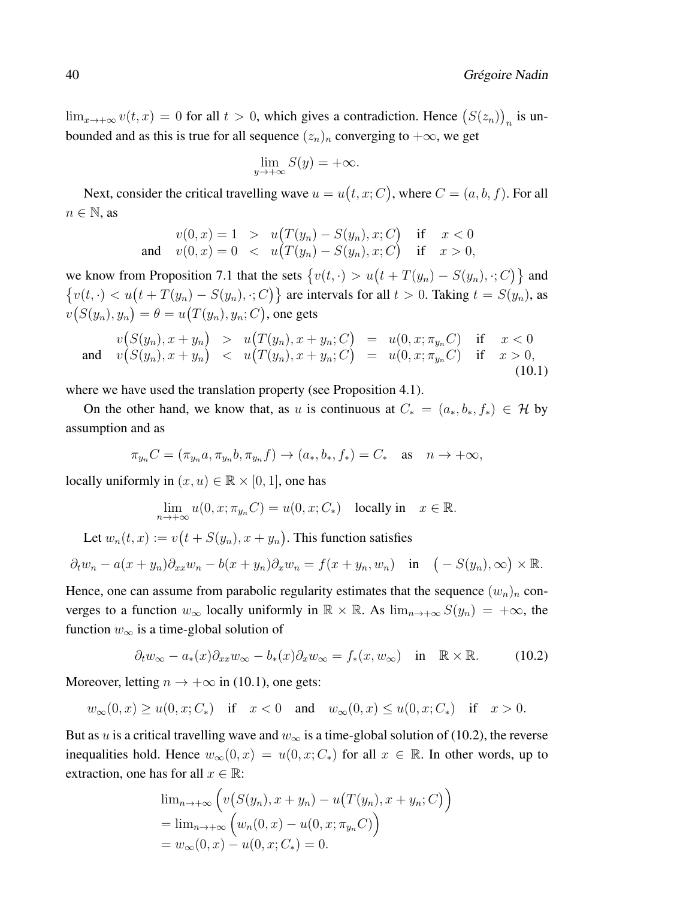$\lim_{x\to+\infty} v(t,x) = 0$ for all $t > 0$, which gives a contradiction. Hence $\big(S(z_n)\big)_n$ is unbounded and as this is true for all sequence $(z_n)_n$ converging to $+\infty$, we get

$$\lim_{y\to+\infty} S(y) = +\infty.$$

Next, consider the critical travelling wave $u = u\big(t,x;C\big)$, where $C = (a,b,f)$. For all $n \in \mathbb{N}$, as

$$\begin{array}{rcll} v(0,x) = 1 & > & u\big(T(y_n) - S(y_n), x; C\big) & \text{if} \quad x < 0 \\ \text{and} \quad v(0,x) = 0 & < & u\big(T(y_n) - S(y_n), x; C\big) & \text{if} \quad x > 0, \end{array}$$

we know from Proposition 7.1 that the sets $\big\{v(t,\cdot) > u\big(t + T(y_n) - S(y_n), \cdot; C\big)\big\}$ and $\big\{v(t,\cdot) < u\big(t + T(y_n) - S(y_n), \cdot; C\big)\big\}$ are intervals for all $t > 0$. Taking $t = S(y_n)$, as $v\big(S(y_n), y_n\big) = \theta = u\big(T(y_n), y_n; C\big)$, one gets

$$\begin{array}{rcccll} v\big(S(y_n), x + y_n\big) & > & u\big(T(y_n), x + y_n; C\big) & = & u(0,x;\pi_{y_n}C) & \text{if} \quad x < 0 \\ \text{and} \quad v\big(S(y_n), x + y_n\big) & < & u\big(T(y_n), x + y_n; C\big) & = & u(0,x;\pi_{y_n}C) & \text{if} \quad x > 0, \end{array} \tag{10.1}$$

where we have used the translation property (see Proposition 4.1).

On the other hand, we know that, as $u$ is continuous at $C_* = (a_*, b_*, f_*) \in \mathcal{H}$ by assumption and as

$$\pi_{y_n}C = (\pi_{y_n}a, \pi_{y_n}b, \pi_{y_n}f) \to (a_*, b_*, f_*) = C_* \quad \text{as} \quad n \to +\infty,$$

locally uniformly in $(x,u) \in \mathbb{R} \times [0,1]$, one has

$$\lim_{n\to+\infty} u(0,x;\pi_{y_n}C) = u(0,x;C_*) \quad \text{locally in} \quad x \in \mathbb{R}.$$

Let $w_n(t,x) := v\big(t + S(y_n), x + y_n\big)$. This function satisfies

$$\partial_t w_n - a(x+y_n)\partial_{xx}w_n - b(x+y_n)\partial_x w_n = f(x+y_n, w_n) \quad \text{in} \quad \big(-S(y_n), \infty\big) \times \mathbb{R}.$$

Hence, one can assume from parabolic regularity estimates that the sequence $(w_n)_n$ converges to a function $w_\infty$ locally uniformly in $\mathbb{R} \times \mathbb{R}$. As $\lim_{n\to+\infty} S(y_n) = +\infty$, the function $w_\infty$ is a time-global solution of

$$\partial_t w_\infty - a_*(x)\partial_{xx}w_\infty - b_*(x)\partial_x w_\infty = f_*(x, w_\infty) \quad \text{in} \quad \mathbb{R} \times \mathbb{R}. \tag{10.2}$$

Moreover, letting $n \to +\infty$ in (10.1), one gets:

$$w_\infty(0,x) \geq u(0,x;C_*) \quad \text{if} \quad x < 0 \quad \text{and} \quad w_\infty(0,x) \leq u(0,x;C_*) \quad \text{if} \quad x > 0.$$

But as $u$ is a critical travelling wave and $w_\infty$ is a time-global solution of (10.2), the reverse inequalities hold. Hence $w_\infty(0,x) = u(0,x;C_*)$ for all $x \in \mathbb{R}$. In other words, up to extraction, one has for all $x \in \mathbb{R}$:

$$\begin{array}{l} \lim_{n\to+\infty} \Big(v\big(S(y_n), x + y_n\big) - u\big(T(y_n), x + y_n; C\big)\Big) \\ = \lim_{n\to+\infty} \Big(w_n(0,x) - u(0,x;\pi_{y_n}C)\Big) \\ = w_\infty(0,x) - u(0,x;C_*) = 0. \end{array}$$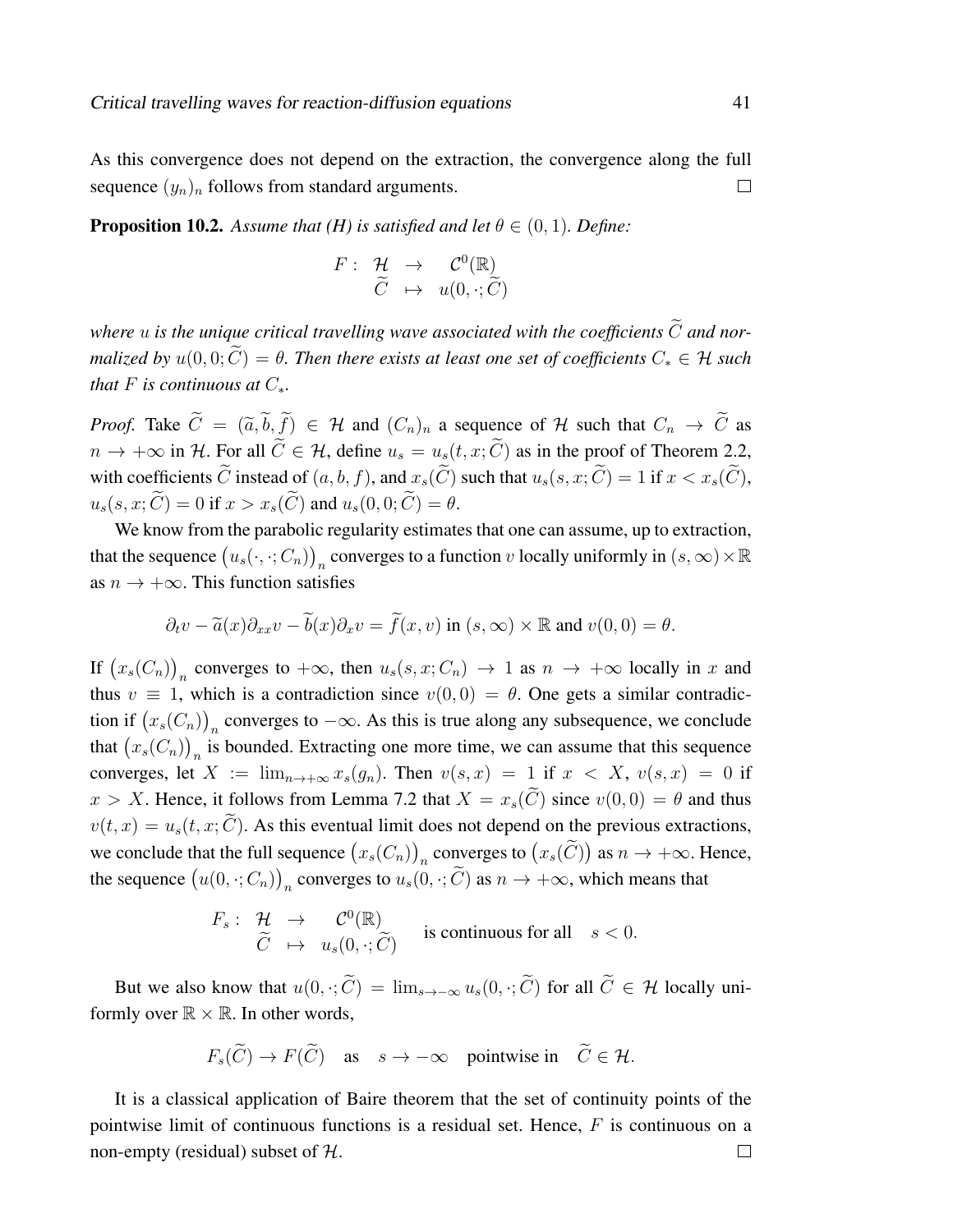As this convergence does not depend on the extraction, the convergence along the full sequence $(y_n)_n$ follows from standard arguments. □

**Proposition 10.2.** *Assume that (H) is satisfied and let $\theta \in (0,1)$. Define:*

$$F: \begin{array}{ccc} \mathcal{H} & \to & \mathcal{C}^0(\mathbb{R}) \\ \widetilde{C} & \mapsto & u(0,\cdot;\widetilde{C}) \end{array}$$

*where $u$ is the unique critical travelling wave associated with the coefficients $\widetilde{C}$ and normalized by $u(0,0;\widetilde{C}) = \theta$. Then there exists at least one set of coefficients $C_* \in \mathcal{H}$ such that $F$ is continuous at $C_*$.*

*Proof.* Take $\widetilde{C} = (\widetilde{a}, \widetilde{b}, \widetilde{f}) \in \mathcal{H}$ and $(C_n)_n$ a sequence of $\mathcal{H}$ such that $C_n \to \widetilde{C}$ as $n \to +\infty$ in $\mathcal{H}$. For all $\widetilde{C} \in \mathcal{H}$, define $u_s = u_s(t,x;\widetilde{C})$ as in the proof of Theorem 2.2, with coefficients $\widetilde{C}$ instead of $(a,b,f)$, and $x_s(\widetilde{C})$ such that $u_s(s,x;\widetilde{C}) = 1$ if $x < x_s(\widetilde{C})$, $u_s(s,x;\widetilde{C}) = 0$ if $x > x_s(\widetilde{C})$ and $u_s(0,0;\widetilde{C}) = \theta$.

We know from the parabolic regularity estimates that one can assume, up to extraction, that the sequence $\big(u_s(\cdot,\cdot;C_n)\big)_n$ converges to a function $v$ locally uniformly in $(s,\infty)\times\mathbb{R}$ as $n \to +\infty$. This function satisfies

$$\partial_t v - \widetilde{a}(x)\partial_{xx} v - \widetilde{b}(x)\partial_x v = \widetilde{f}(x,v) \text{ in } (s,\infty)\times\mathbb{R} \text{ and } v(0,0) = \theta.$$

If $\big(x_s(C_n)\big)_n$ converges to $+\infty$, then $u_s(s,x;C_n) \to 1$ as $n \to +\infty$ locally in $x$ and thus $v \equiv 1$, which is a contradiction since $v(0,0) = \theta$. One gets a similar contradiction if $\big(x_s(C_n)\big)_n$ converges to $-\infty$. As this is true along any subsequence, we conclude that $\big(x_s(C_n)\big)_n$ is bounded. Extracting one more time, we can assume that this sequence converges, let $X := \lim_{n\to+\infty} x_s(g_n)$. Then $v(s,x) = 1$ if $x < X$, $v(s,x) = 0$ if $x > X$. Hence, it follows from Lemma 7.2 that $X = x_s(\widetilde{C})$ since $v(0,0) = \theta$ and thus $v(t,x) = u_s(t,x;\widetilde{C})$. As this eventual limit does not depend on the previous extractions, we conclude that the full sequence $\big(x_s(C_n)\big)_n$ converges to $\big(x_s(\widetilde{C})\big)$ as $n \to +\infty$. Hence, the sequence $\big(u(0,\cdot;C_n)\big)_n$ converges to $u_s(0,\cdot;\widetilde{C})$ as $n \to +\infty$, which means that

$$F_s: \begin{array}{ccc} \mathcal{H} & \to & \mathcal{C}^0(\mathbb{R}) \\ \widetilde{C} & \mapsto & u_s(0,\cdot;\widetilde{C}) \end{array} \quad \text{is continuous for all} \quad s < 0.$$

But we also know that $u(0,\cdot;\widetilde{C}) = \lim_{s\to-\infty} u_s(0,\cdot;\widetilde{C})$ for all $\widetilde{C} \in \mathcal{H}$ locally uniformly over $\mathbb{R}\times\mathbb{R}$. In other words,

$$F_s(\widetilde{C}) \to F(\widetilde{C}) \quad \text{as} \quad s \to -\infty \quad \text{pointwise in} \quad \widetilde{C} \in \mathcal{H}.$$

It is a classical application of Baire theorem that the set of continuity points of the pointwise limit of continuous functions is a residual set. Hence, $F$ is continuous on a non-empty (residual) subset of $\mathcal{H}$. □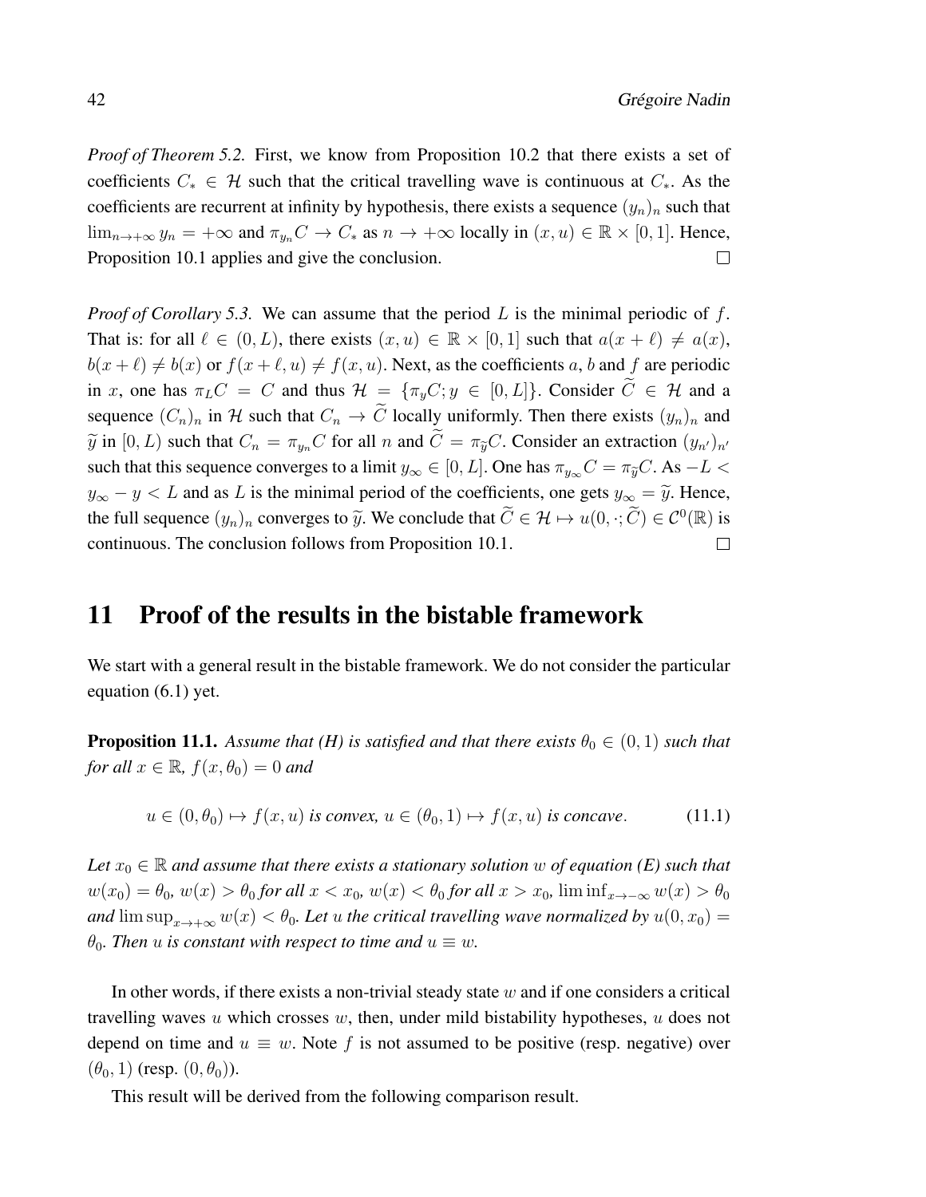*Proof of Theorem 5.2.* First, we know from Proposition 10.2 that there exists a set of coefficients $C_* \in \mathcal{H}$ such that the critical travelling wave is continuous at $C_*$. As the coefficients are recurrent at infinity by hypothesis, there exists a sequence $(y_n)_n$ such that $\lim_{n\to+\infty} y_n = +\infty$ and $\pi_{y_n} C \to C_*$ as $n \to +\infty$ locally in $(x,u) \in \mathbb{R} \times [0,1]$. Hence, Proposition 10.1 applies and give the conclusion. □

*Proof of Corollary 5.3.* We can assume that the period $L$ is the minimal periodic of $f$. That is: for all $\ell \in (0,L)$, there exists $(x,u) \in \mathbb{R} \times [0,1]$ such that $a(x+\ell) \neq a(x)$, $b(x+\ell) \neq b(x)$ or $f(x+\ell,u) \neq f(x,u)$. Next, as the coefficients $a$, $b$ and $f$ are periodic in $x$, one has $\pi_L C = C$ and thus $\mathcal{H} = \{\pi_y C; y \in [0,L]\}$. Consider $\widetilde{C} \in \mathcal{H}$ and a sequence $(C_n)_n$ in $\mathcal{H}$ such that $C_n \to \widetilde{C}$ locally uniformly. Then there exists $(y_n)_n$ and $\widetilde{y}$ in $[0,L)$ such that $C_n = \pi_{y_n} C$ for all $n$ and $\widetilde{C} = \pi_{\widetilde{y}} C$. Consider an extraction $(y_{n'})_{n'}$ such that this sequence converges to a limit $y_\infty \in [0,L]$. One has $\pi_{y_\infty} C = \pi_{\widetilde{y}} C$. As $-L < y_\infty - y < L$ and as $L$ is the minimal period of the coefficients, one gets $y_\infty = \widetilde{y}$. Hence, the full sequence $(y_n)_n$ converges to $\widetilde{y}$. We conclude that $\widetilde{C} \in \mathcal{H} \mapsto u(0,\cdot;\widetilde{C}) \in \mathcal{C}^0(\mathbb{R})$ is continuous. The conclusion follows from Proposition 10.1. □

# 11 Proof of the results in the bistable framework

We start with a general result in the bistable framework. We do not consider the particular equation (6.1) yet.

**Proposition 11.1.** *Assume that (H) is satisfied and that there exists $\theta_0 \in (0,1)$ such that for all $x \in \mathbb{R}$, $f(x,\theta_0) = 0$ and*

$$u \in (0,\theta_0) \mapsto f(x,u) \text{ is convex, } u \in (\theta_0,1) \mapsto f(x,u) \text{ is concave.} \tag{11.1}$$

*Let $x_0 \in \mathbb{R}$ and assume that there exists a stationary solution $w$ of equation (E) such that $w(x_0) = \theta_0$, $w(x) > \theta_0$ for all $x < x_0$, $w(x) < \theta_0$ for all $x > x_0$, $\liminf_{x\to-\infty} w(x) > \theta_0$ and $\limsup_{x\to+\infty} w(x) < \theta_0$. Let $u$ the critical travelling wave normalized by $u(0,x_0) = \theta_0$. Then $u$ is constant with respect to time and $u \equiv w$.*

In other words, if there exists a non-trivial steady state $w$ and if one considers a critical travelling waves $u$ which crosses $w$, then, under mild bistability hypotheses, $u$ does not depend on time and $u \equiv w$. Note $f$ is not assumed to be positive (resp. negative) over $(\theta_0,1)$ (resp. $(0,\theta_0)$).

This result will be derived from the following comparison result.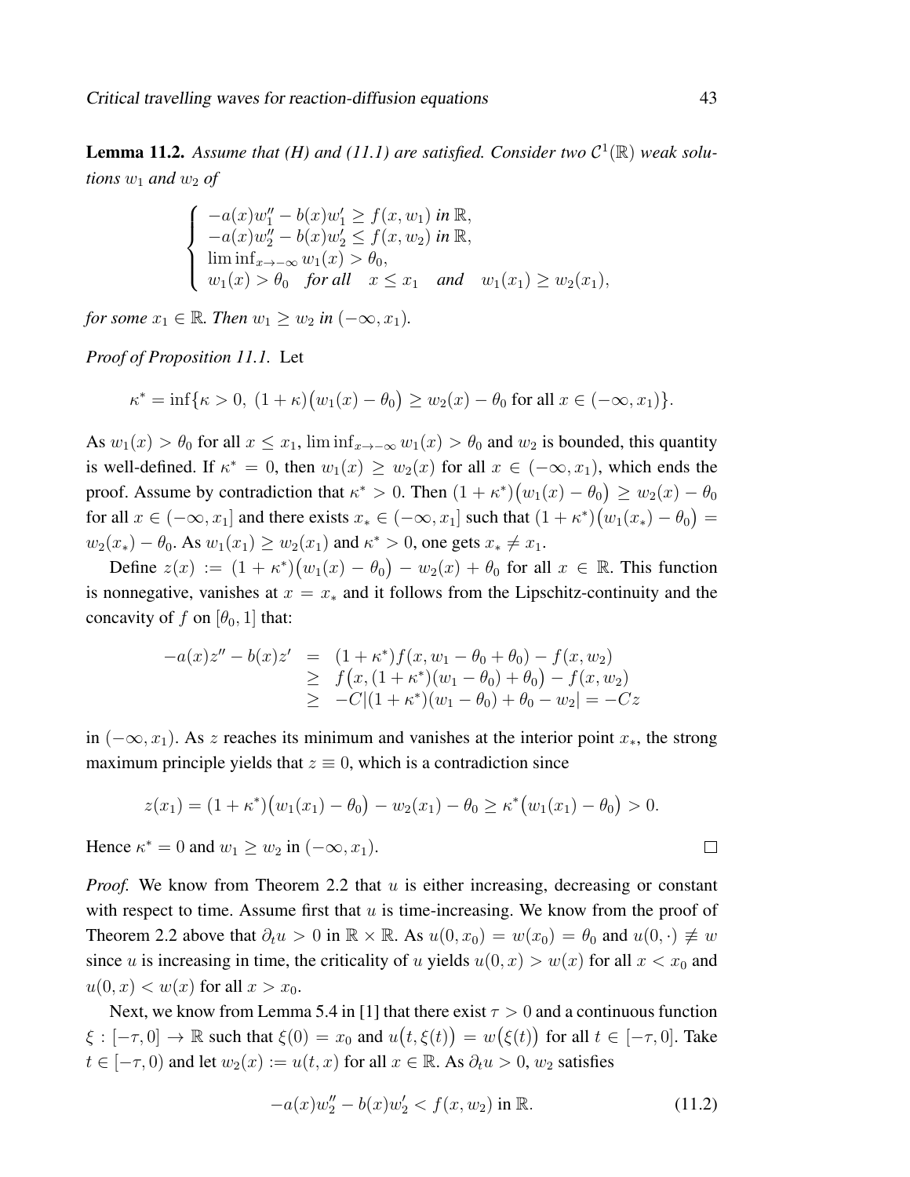**Lemma 11.2.** *Assume that (H) and (11.1) are satisfied. Consider two $\mathcal{C}^1(\mathbb{R})$ weak solutions $w_1$ and $w_2$ of*

$$\begin{cases} -a(x)w_1'' - b(x)w_1' \geq f(x, w_1) \text{ in } \mathbb{R}, \\ -a(x)w_2'' - b(x)w_2' \leq f(x, w_2) \text{ in } \mathbb{R}, \\ \liminf_{x\to-\infty} w_1(x) > \theta_0, \\ w_1(x) > \theta_0 \quad \text{for all} \quad x \leq x_1 \quad \text{and} \quad w_1(x_1) \geq w_2(x_1), \end{cases}$$

*for some $x_1 \in \mathbb{R}$. Then $w_1 \geq w_2$ in $(-\infty, x_1)$.*

*Proof of Proposition 11.1.* Let

$$\kappa^* = \inf\{\kappa > 0,\ (1+\kappa)\big(w_1(x) - \theta_0\big) \geq w_2(x) - \theta_0 \text{ for all } x \in (-\infty, x_1)\}.$$

As $w_1(x) > \theta_0$ for all $x \leq x_1$, $\liminf_{x\to-\infty} w_1(x) > \theta_0$ and $w_2$ is bounded, this quantity is well-defined. If $\kappa^* = 0$, then $w_1(x) \geq w_2(x)$ for all $x \in (-\infty, x_1)$, which ends the proof. Assume by contradiction that $\kappa^* > 0$. Then $(1+\kappa^*)\big(w_1(x) - \theta_0\big) \geq w_2(x) - \theta_0$ for all $x \in (-\infty, x_1]$ and there exists $x_* \in (-\infty, x_1]$ such that $(1+\kappa^*)\big(w_1(x_*) - \theta_0\big) = w_2(x_*) - \theta_0$. As $w_1(x_1) \geq w_2(x_1)$ and $\kappa^* > 0$, one gets $x_* \neq x_1$.

Define $z(x) := (1+\kappa^*)\big(w_1(x) - \theta_0\big) - w_2(x) + \theta_0$ for all $x \in \mathbb{R}$. This function is nonnegative, vanishes at $x = x_*$ and it follows from the Lipschitz-continuity and the concavity of $f$ on $[\theta_0, 1]$ that:

$$\begin{aligned} -a(x)z'' - b(x)z' &= (1+\kappa^*)f(x, w_1 - \theta_0 + \theta_0) - f(x, w_2) \\ &\geq f\big(x, (1+\kappa^*)(w_1 - \theta_0) + \theta_0\big) - f(x, w_2) \\ &\geq -C|(1+\kappa^*)(w_1 - \theta_0) + \theta_0 - w_2| = -Cz \end{aligned}$$

in $(-\infty, x_1)$. As $z$ reaches its minimum and vanishes at the interior point $x_*$, the strong maximum principle yields that $z \equiv 0$, which is a contradiction since

$$z(x_1) = (1+\kappa^*)\big(w_1(x_1) - \theta_0\big) - w_2(x_1) - \theta_0 \geq \kappa^*\big(w_1(x_1) - \theta_0\big) > 0.$$

Hence $\kappa^* = 0$ and $w_1 \geq w_2$ in $(-\infty, x_1)$. □

*Proof.* We know from Theorem 2.2 that $u$ is either increasing, decreasing or constant with respect to time. Assume first that $u$ is time-increasing. We know from the proof of Theorem 2.2 above that $\partial_t u > 0$ in $\mathbb{R} \times \mathbb{R}$. As $u(0, x_0) = w(x_0) = \theta_0$ and $u(0, \cdot) \not\equiv w$ since $u$ is increasing in time, the criticality of $u$ yields $u(0, x) > w(x)$ for all $x < x_0$ and $u(0, x) < w(x)$ for all $x > x_0$.

Next, we know from Lemma 5.4 in [1] that there exist $\tau > 0$ and a continuous function $\xi : [-\tau, 0] \to \mathbb{R}$ such that $\xi(0) = x_0$ and $u\big(t, \xi(t)\big) = w\big(\xi(t)\big)$ for all $t \in [-\tau, 0]$. Take $t \in [-\tau, 0)$ and let $w_2(x) := u(t, x)$ for all $x \in \mathbb{R}$. As $\partial_t u > 0$, $w_2$ satisfies

$$-a(x)w_2'' - b(x)w_2' < f(x, w_2) \text{ in } \mathbb{R}. \tag{11.2}$$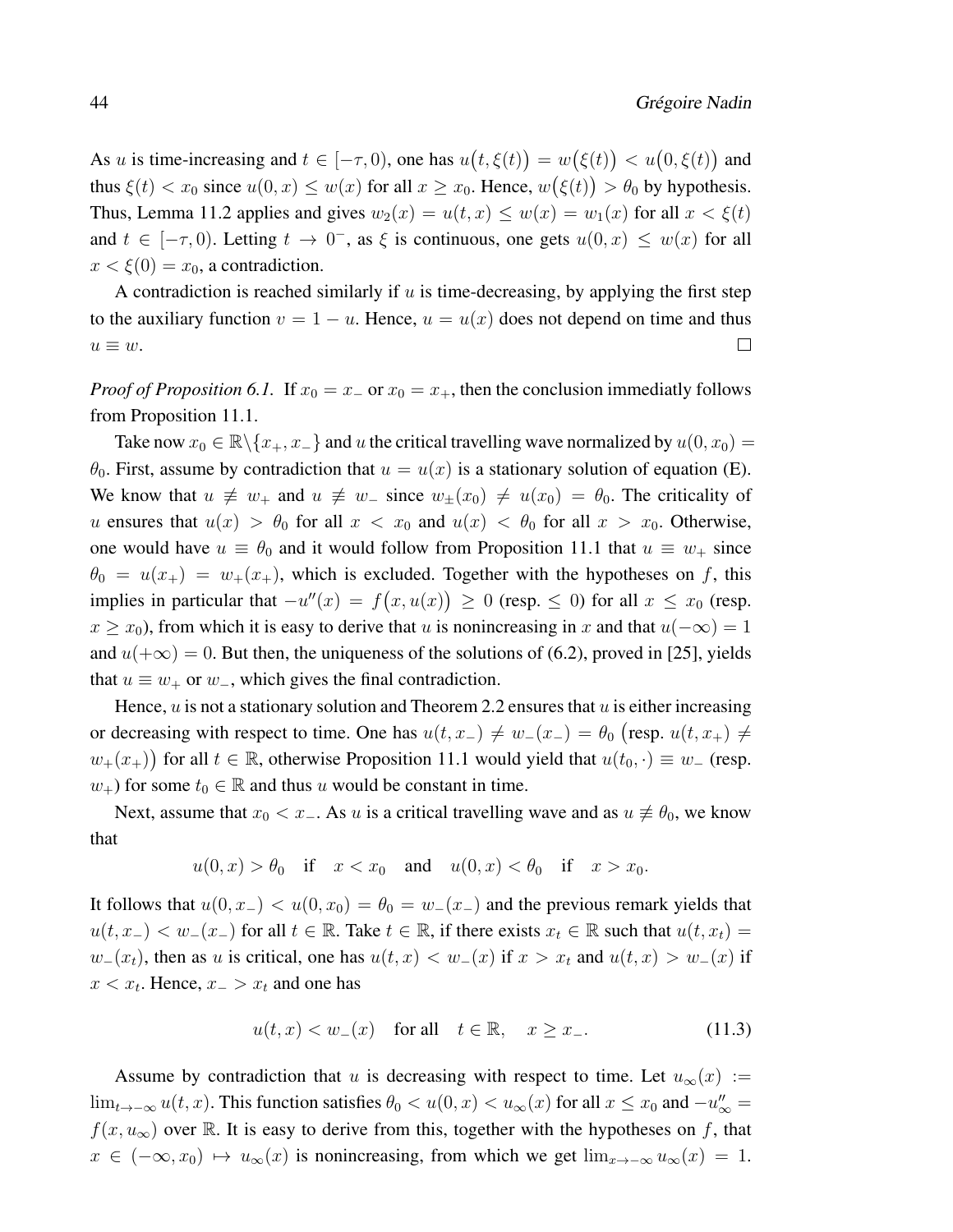As $u$ is time-increasing and $t \in [-\tau, 0)$, one has $u\big(t, \xi(t)\big) = w\big(\xi(t)\big) < u\big(0, \xi(t)\big)$ and thus $\xi(t) < x_0$ since $u(0,x) \leq w(x)$ for all $x \geq x_0$. Hence, $w\big(\xi(t)\big) > \theta_0$ by hypothesis. Thus, Lemma 11.2 applies and gives $w_2(x) = u(t,x) \leq w(x) = w_1(x)$ for all $x < \xi(t)$ and $t \in [-\tau, 0)$. Letting $t \to 0^-$, as $\xi$ is continuous, one gets $u(0,x) \leq w(x)$ for all $x < \xi(0) = x_0$, a contradiction.

A contradiction is reached similarly if $u$ is time-decreasing, by applying the first step to the auxiliary function $v = 1 - u$. Hence, $u = u(x)$ does not depend on time and thus $u \equiv w$. □

*Proof of Proposition 6.1.* If $x_0 = x_-$ or $x_0 = x_+$, then the conclusion immediatly follows from Proposition 11.1.

Take now $x_0 \in \mathbb{R}\backslash\{x_+, x_-\}$ and $u$ the critical travelling wave normalized by $u(0, x_0) = \theta_0$. First, assume by contradiction that $u = u(x)$ is a stationary solution of equation (E). We know that $u \not\equiv w_+$ and $u \not\equiv w_-$ since $w_\pm(x_0) \neq u(x_0) = \theta_0$. The criticality of $u$ ensures that $u(x) > \theta_0$ for all $x < x_0$ and $u(x) < \theta_0$ for all $x > x_0$. Otherwise, one would have $u \equiv \theta_0$ and it would follow from Proposition 11.1 that $u \equiv w_+$ since $\theta_0 = u(x_+) = w_+(x_+)$, which is excluded. Together with the hypotheses on $f$, this implies in particular that $-u''(x) = f\big(x, u(x)\big) \geq 0$ (resp. $\leq 0$) for all $x \leq x_0$ (resp. $x \geq x_0$), from which it is easy to derive that $u$ is nonincreasing in $x$ and that $u(-\infty) = 1$ and $u(+\infty) = 0$. But then, the uniqueness of the solutions of (6.2), proved in [25], yields that $u \equiv w_+$ or $w_-$, which gives the final contradiction.

Hence, $u$ is not a stationary solution and Theorem 2.2 ensures that $u$ is either increasing or decreasing with respect to time. One has $u(t, x_-) \neq w_-(x_-) = \theta_0$ $\big($resp. $u(t, x_+) \neq w_+(x_+)\big)$ for all $t \in \mathbb{R}$, otherwise Proposition 11.1 would yield that $u(t_0, \cdot) \equiv w_-$ (resp. $w_+$) for some $t_0 \in \mathbb{R}$ and thus $u$ would be constant in time.

Next, assume that $x_0 < x_-$. As $u$ is a critical travelling wave and as $u \not\equiv \theta_0$, we know that

$$u(0,x) > \theta_0 \quad \text{if} \quad x < x_0 \quad \text{and} \quad u(0,x) < \theta_0 \quad \text{if} \quad x > x_0.$$

It follows that $u(0, x_-) < u(0, x_0) = \theta_0 = w_-(x_-)$ and the previous remark yields that $u(t, x_-) < w_-(x_-)$ for all $t \in \mathbb{R}$. Take $t \in \mathbb{R}$, if there exists $x_t \in \mathbb{R}$ such that $u(t, x_t) = w_-(x_t)$, then as $u$ is critical, one has $u(t,x) < w_-(x)$ if $x > x_t$ and $u(t,x) > w_-(x)$ if $x < x_t$. Hence, $x_- > x_t$ and one has

$$u(t,x) < w_-(x) \quad \text{for all} \quad t \in \mathbb{R}, \quad x \geq x_-. \tag{11.3}$$

Assume by contradiction that $u$ is decreasing with respect to time. Let $u_\infty(x) := \lim_{t \to -\infty} u(t,x)$. This function satisfies $\theta_0 < u(0,x) < u_\infty(x)$ for all $x \leq x_0$ and $-u_\infty'' = f(x, u_\infty)$ over $\mathbb{R}$. It is easy to derive from this, together with the hypotheses on $f$, that $x \in (-\infty, x_0) \mapsto u_\infty(x)$ is nonincreasing, from which we get $\lim_{x \to -\infty} u_\infty(x) = 1$.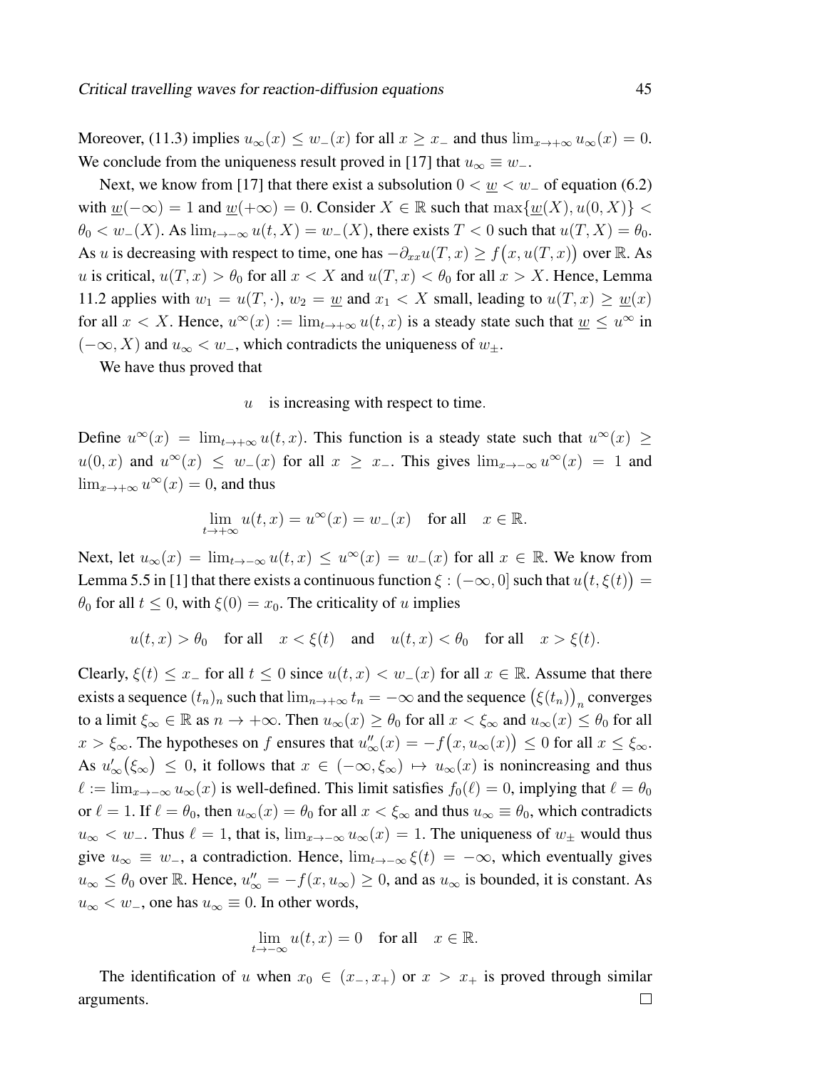Moreover, (11.3) implies $u_\infty(x) \le w_-(x)$ for all $x \ge x_-$ and thus $\lim_{x\to+\infty} u_\infty(x) = 0$. We conclude from the uniqueness result proved in [17] that $u_\infty \equiv w_-$.

Next, we know from [17] that there exist a subsolution $0 < \underline{w} < w_-$ of equation (6.2) with $\underline{w}(-\infty) = 1$ and $\underline{w}(+\infty) = 0$. Consider $X \in \mathbb{R}$ such that $\max\{\underline{w}(X), u(0,X)\} < \theta_0 < w_-(X)$. As $\lim_{t\to-\infty} u(t,X) = w_-(X)$, there exists $T < 0$ such that $u(T,X) = \theta_0$. As $u$ is decreasing with respect to time, one has $-\partial_{xx} u(T,x) \ge f\big(x, u(T,x)\big)$ over $\mathbb{R}$. As $u$ is critical, $u(T,x) > \theta_0$ for all $x < X$ and $u(T,x) < \theta_0$ for all $x > X$. Hence, Lemma 11.2 applies with $w_1 = u(T,\cdot)$, $w_2 = \underline{w}$ and $x_1 < X$ small, leading to $u(T,x) \ge \underline{w}(x)$ for all $x < X$. Hence, $u^\infty(x) := \lim_{t\to+\infty} u(t,x)$ is a steady state such that $\underline{w} \le u^\infty$ in $(-\infty, X)$ and $u_\infty < w_-$, which contradicts the uniqueness of $w_\pm$.

We have thus proved that

$$u \quad \text{is increasing with respect to time.}$$

Define $u^\infty(x) = \lim_{t\to+\infty} u(t,x)$. This function is a steady state such that $u^\infty(x) \ge u(0,x)$ and $u^\infty(x) \le w_-(x)$ for all $x \ge x_-$. This gives $\lim_{x\to-\infty} u^\infty(x) = 1$ and $\lim_{x\to+\infty} u^\infty(x) = 0$, and thus

$$\lim_{t\to+\infty} u(t,x) = u^\infty(x) = w_-(x) \quad \text{for all} \quad x \in \mathbb{R}.$$

Next, let $u_\infty(x) = \lim_{t\to-\infty} u(t,x) \le u^\infty(x) = w_-(x)$ for all $x \in \mathbb{R}$. We know from Lemma 5.5 in [1] that there exists a continuous function $\xi : (-\infty, 0]$ such that $u\big(t, \xi(t)\big) = \theta_0$ for all $t \le 0$, with $\xi(0) = x_0$. The criticality of $u$ implies

$$u(t,x) > \theta_0 \quad \text{for all} \quad x < \xi(t) \quad \text{and} \quad u(t,x) < \theta_0 \quad \text{for all} \quad x > \xi(t).$$

Clearly, $\xi(t) \le x_-$ for all $t \le 0$ since $u(t,x) < w_-(x)$ for all $x \in \mathbb{R}$. Assume that there exists a sequence $(t_n)_n$ such that $\lim_{n\to+\infty} t_n = -\infty$ and the sequence $\big(\xi(t_n)\big)_n$ converges to a limit $\xi_\infty \in \mathbb{R}$ as $n \to +\infty$. Then $u_\infty(x) \ge \theta_0$ for all $x < \xi_\infty$ and $u_\infty(x) \le \theta_0$ for all $x > \xi_\infty$. The hypotheses on $f$ ensures that $u_\infty''(x) = -f\big(x, u_\infty(x)\big) \le 0$ for all $x \le \xi_\infty$. As $u_\infty'\big(\xi_\infty\big) \le 0$, it follows that $x \in (-\infty, \xi_\infty) \mapsto u_\infty(x)$ is nonincreasing and thus $\ell := \lim_{x\to-\infty} u_\infty(x)$ is well-defined. This limit satisfies $f_0(\ell) = 0$, implying that $\ell = \theta_0$ or $\ell = 1$. If $\ell = \theta_0$, then $u_\infty(x) = \theta_0$ for all $x < \xi_\infty$ and thus $u_\infty \equiv \theta_0$, which contradicts $u_\infty < w_-$. Thus $\ell = 1$, that is, $\lim_{x\to-\infty} u_\infty(x) = 1$. The uniqueness of $w_\pm$ would thus give $u_\infty \equiv w_-$, a contradiction. Hence, $\lim_{t\to-\infty} \xi(t) = -\infty$, which eventually gives $u_\infty \le \theta_0$ over $\mathbb{R}$. Hence, $u_\infty'' = -f(x, u_\infty) \ge 0$, and as $u_\infty$ is bounded, it is constant. As $u_\infty < w_-$, one has $u_\infty \equiv 0$. In other words,

$$\lim_{t\to-\infty} u(t,x) = 0 \quad \text{for all} \quad x \in \mathbb{R}.$$

The identification of $u$ when $x_0 \in (x_-, x_+)$ or $x > x_+$ is proved through similar arguments. □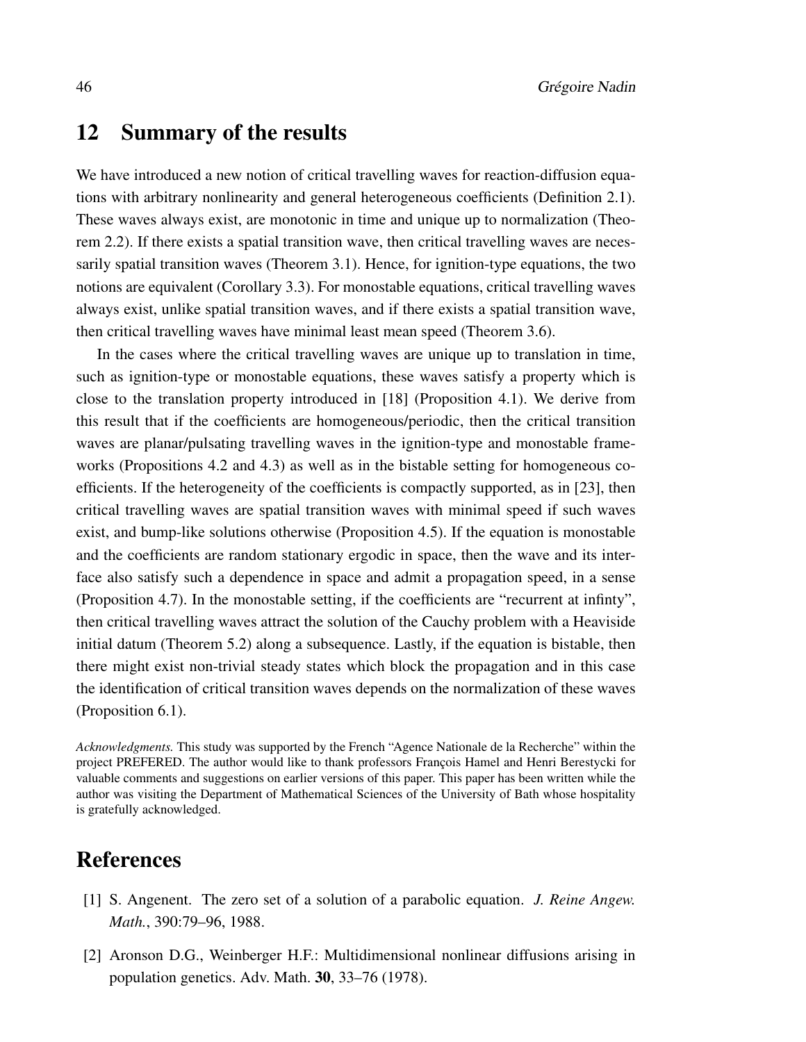## 12 Summary of the results

We have introduced a new notion of critical travelling waves for reaction-diffusion equations with arbitrary nonlinearity and general heterogeneous coefficients (Definition 2.1). These waves always exist, are monotonic in time and unique up to normalization (Theorem 2.2). If there exists a spatial transition wave, then critical travelling waves are necessarily spatial transition waves (Theorem 3.1). Hence, for ignition-type equations, the two notions are equivalent (Corollary 3.3). For monostable equations, critical travelling waves always exist, unlike spatial transition waves, and if there exists a spatial transition wave, then critical travelling waves have minimal least mean speed (Theorem 3.6).

In the cases where the critical travelling waves are unique up to translation in time, such as ignition-type or monostable equations, these waves satisfy a property which is close to the translation property introduced in [18] (Proposition 4.1). We derive from this result that if the coefficients are homogeneous/periodic, then the critical transition waves are planar/pulsating travelling waves in the ignition-type and monostable frameworks (Propositions 4.2 and 4.3) as well as in the bistable setting for homogeneous coefficients. If the heterogeneity of the coefficients is compactly supported, as in [23], then critical travelling waves are spatial transition waves with minimal speed if such waves exist, and bump-like solutions otherwise (Proposition 4.5). If the equation is monostable and the coefficients are random stationary ergodic in space, then the wave and its interface also satisfy such a dependence in space and admit a propagation speed, in a sense (Proposition 4.7). In the monostable setting, if the coefficients are "recurrent at infinty", then critical travelling waves attract the solution of the Cauchy problem with a Heaviside initial datum (Theorem 5.2) along a subsequence. Lastly, if the equation is bistable, then there might exist non-trivial steady states which block the propagation and in this case the identification of critical transition waves depends on the normalization of these waves (Proposition 6.1).

*Acknowledgments.* This study was supported by the French "Agence Nationale de la Recherche" within the project PREFERED. The author would like to thank professors François Hamel and Henri Berestycki for valuable comments and suggestions on earlier versions of this paper. This paper has been written while the author was visiting the Department of Mathematical Sciences of the University of Bath whose hospitality is gratefully acknowledged.

## References

[1] S. Angenent. The zero set of a solution of a parabolic equation. *J. Reine Angew. Math.*, 390:79–96, 1988.

[2] Aronson D.G., Weinberger H.F.: Multidimensional nonlinear diffusions arising in population genetics. Adv. Math. **30**, 33–76 (1978).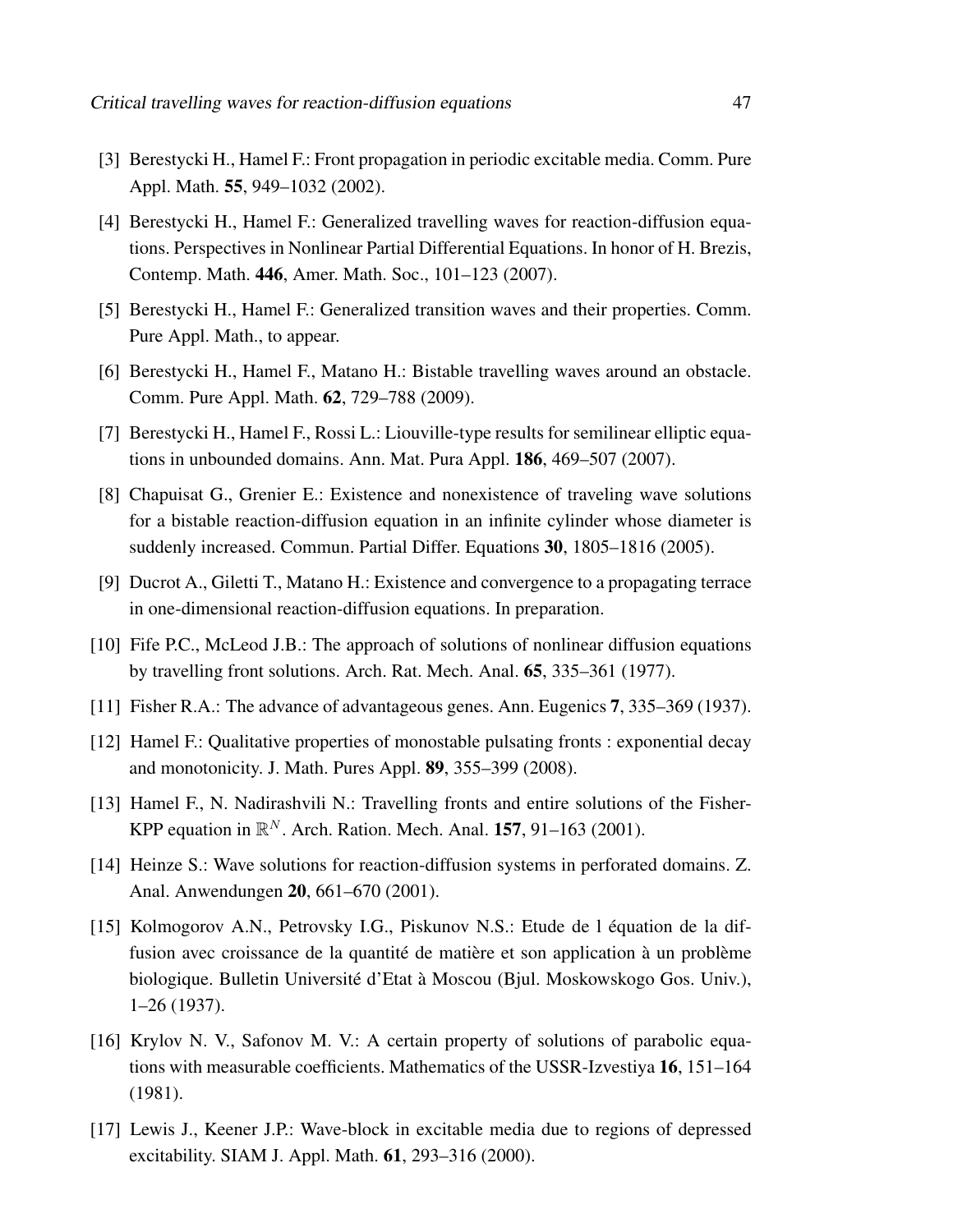[3] Berestycki H., Hamel F.: Front propagation in periodic excitable media. Comm. Pure Appl. Math. **55**, 949–1032 (2002).

[4] Berestycki H., Hamel F.: Generalized travelling waves for reaction-diffusion equations. Perspectives in Nonlinear Partial Differential Equations. In honor of H. Brezis, Contemp. Math. **446**, Amer. Math. Soc., 101–123 (2007).

[5] Berestycki H., Hamel F.: Generalized transition waves and their properties. Comm. Pure Appl. Math., to appear.

[6] Berestycki H., Hamel F., Matano H.: Bistable travelling waves around an obstacle. Comm. Pure Appl. Math. **62**, 729–788 (2009).

[7] Berestycki H., Hamel F., Rossi L.: Liouville-type results for semilinear elliptic equations in unbounded domains. Ann. Mat. Pura Appl. **186**, 469–507 (2007).

[8] Chapuisat G., Grenier E.: Existence and nonexistence of traveling wave solutions for a bistable reaction-diffusion equation in an infinite cylinder whose diameter is suddenly increased. Commun. Partial Differ. Equations **30**, 1805–1816 (2005).

[9] Ducrot A., Giletti T., Matano H.: Existence and convergence to a propagating terrace in one-dimensional reaction-diffusion equations. In preparation.

[10] Fife P.C., McLeod J.B.: The approach of solutions of nonlinear diffusion equations by travelling front solutions. Arch. Rat. Mech. Anal. **65**, 335–361 (1977).

[11] Fisher R.A.: The advance of advantageous genes. Ann. Eugenics **7**, 335–369 (1937).

[12] Hamel F.: Qualitative properties of monostable pulsating fronts : exponential decay and monotonicity. J. Math. Pures Appl. **89**, 355–399 (2008).

[13] Hamel F., N. Nadirashvili N.: Travelling fronts and entire solutions of the Fisher-KPP equation in $\mathbb{R}^N$. Arch. Ration. Mech. Anal. **157**, 91–163 (2001).

[14] Heinze S.: Wave solutions for reaction-diffusion systems in perforated domains. Z. Anal. Anwendungen **20**, 661–670 (2001).

[15] Kolmogorov A.N., Petrovsky I.G., Piskunov N.S.: Etude de l équation de la diffusion avec croissance de la quantité de matière et son application à un problème biologique. Bulletin Université d'Etat à Moscou (Bjul. Moskowskogo Gos. Univ.), 1–26 (1937).

[16] Krylov N. V., Safonov M. V.: A certain property of solutions of parabolic equations with measurable coefficients. Mathematics of the USSR-Izvestiya **16**, 151–164 (1981).

[17] Lewis J., Keener J.P.: Wave-block in excitable media due to regions of depressed excitability. SIAM J. Appl. Math. **61**, 293–316 (2000).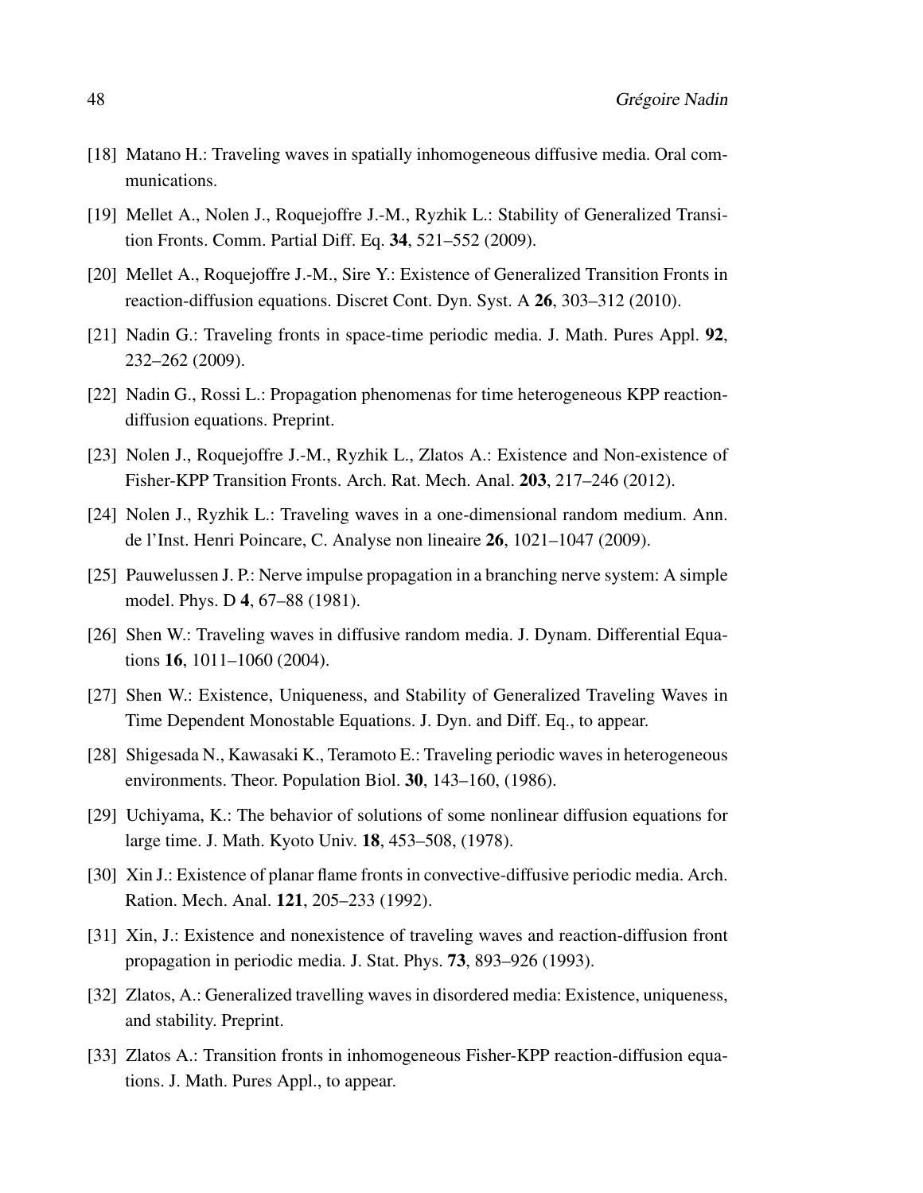[18] Matano H.: Traveling waves in spatially inhomogeneous diffusive media. Oral communications.

[19] Mellet A., Nolen J., Roquejoffre J.-M., Ryzhik L.: Stability of Generalized Transition Fronts. Comm. Partial Diff. Eq. **34**, 521–552 (2009).

[20] Mellet A., Roquejoffre J.-M., Sire Y.: Existence of Generalized Transition Fronts in reaction-diffusion equations. Discret Cont. Dyn. Syst. A **26**, 303–312 (2010).

[21] Nadin G.: Traveling fronts in space-time periodic media. J. Math. Pures Appl. **92**, 232–262 (2009).

[22] Nadin G., Rossi L.: Propagation phenomenas for time heterogeneous KPP reaction-diffusion equations. Preprint.

[23] Nolen J., Roquejoffre J.-M., Ryzhik L., Zlatos A.: Existence and Non-existence of Fisher-KPP Transition Fronts. Arch. Rat. Mech. Anal. **203**, 217–246 (2012).

[24] Nolen J., Ryzhik L.: Traveling waves in a one-dimensional random medium. Ann. de l'Inst. Henri Poincare, C. Analyse non lineaire **26**, 1021–1047 (2009).

[25] Pauwelussen J. P.: Nerve impulse propagation in a branching nerve system: A simple model. Phys. D **4**, 67–88 (1981).

[26] Shen W.: Traveling waves in diffusive random media. J. Dynam. Differential Equations **16**, 1011–1060 (2004).

[27] Shen W.: Existence, Uniqueness, and Stability of Generalized Traveling Waves in Time Dependent Monostable Equations. J. Dyn. and Diff. Eq., to appear.

[28] Shigesada N., Kawasaki K., Teramoto E.: Traveling periodic waves in heterogeneous environments. Theor. Population Biol. **30**, 143–160, (1986).

[29] Uchiyama, K.: The behavior of solutions of some nonlinear diffusion equations for large time. J. Math. Kyoto Univ. **18**, 453–508, (1978).

[30] Xin J.: Existence of planar flame fronts in convective-diffusive periodic media. Arch. Ration. Mech. Anal. **121**, 205–233 (1992).

[31] Xin, J.: Existence and nonexistence of traveling waves and reaction-diffusion front propagation in periodic media. J. Stat. Phys. **73**, 893–926 (1993).

[32] Zlatos, A.: Generalized travelling waves in disordered media: Existence, uniqueness, and stability. Preprint.

[33] Zlatos A.: Transition fronts in inhomogeneous Fisher-KPP reaction-diffusion equations. J. Math. Pures Appl., to appear.